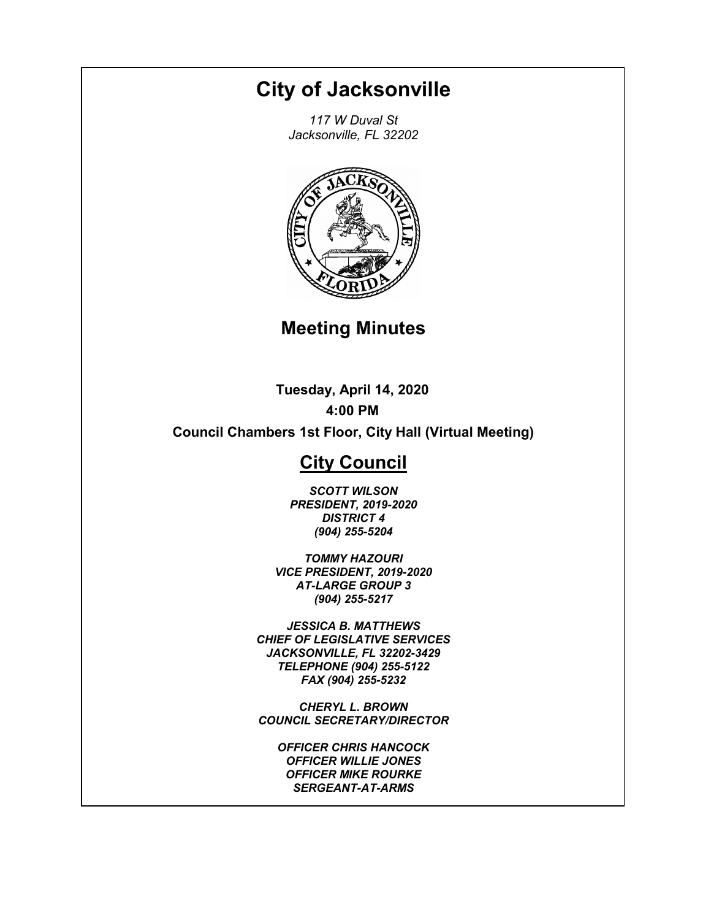# City of Jacksonville

*117 W Duval St*
*Jacksonville, FL 32202*

## Meeting Minutes

**Tuesday, April 14, 2020**

**4:00 PM**

**Council Chambers 1st Floor, City Hall (Virtual Meeting)**

## City Council

***SCOTT WILSON***
***PRESIDENT, 2019-2020***
***DISTRICT 4***
***(904) 255-5204***

***TOMMY HAZOURI***
***VICE PRESIDENT, 2019-2020***
***AT-LARGE GROUP 3***
***(904) 255-5217***

***JESSICA B. MATTHEWS***
***CHIEF OF LEGISLATIVE SERVICES***
***JACKSONVILLE, FL 32202-3429***
***TELEPHONE (904) 255-5122***
***FAX (904) 255-5232***

***CHERYL L. BROWN***
***COUNCIL SECRETARY/DIRECTOR***

***OFFICER CHRIS HANCOCK***
***OFFICER WILLIE JONES***
***OFFICER MIKE ROURKE***
***SERGEANT-AT-ARMS***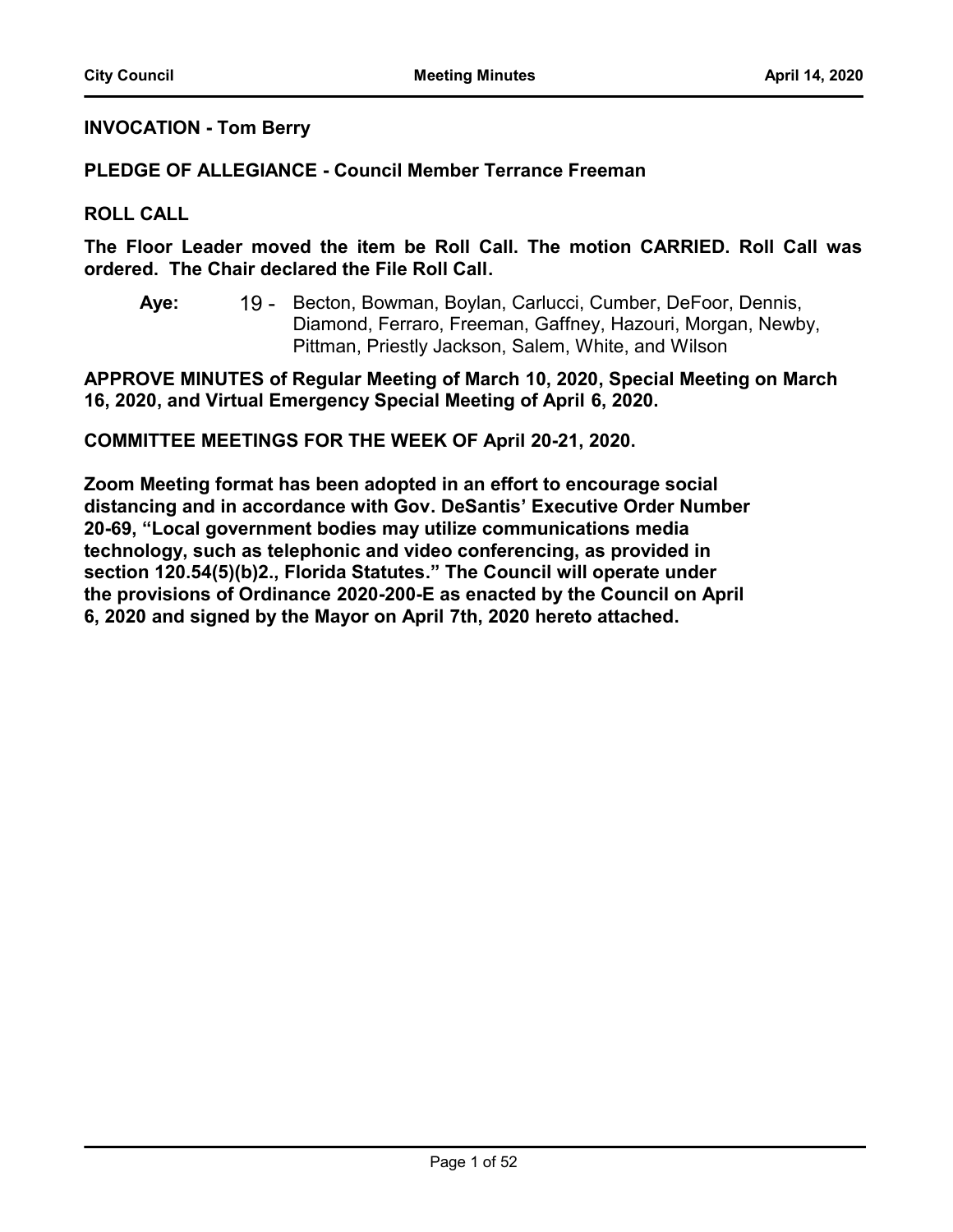**INVOCATION - Tom Berry**

**PLEDGE OF ALLEGIANCE - Council Member Terrance Freeman**

**ROLL CALL**

**The Floor Leader moved the item be Roll Call. The motion CARRIED. Roll Call was ordered. The Chair declared the File Roll Call.**

**Aye:** 19 - Becton, Bowman, Boylan, Carlucci, Cumber, DeFoor, Dennis, Diamond, Ferraro, Freeman, Gaffney, Hazouri, Morgan, Newby, Pittman, Priestly Jackson, Salem, White, and Wilson

**APPROVE MINUTES of Regular Meeting of March 10, 2020, Special Meeting on March 16, 2020, and Virtual Emergency Special Meeting of April 6, 2020.**

**COMMITTEE MEETINGS FOR THE WEEK OF April 20-21, 2020.**

**Zoom Meeting format has been adopted in an effort to encourage social distancing and in accordance with Gov. DeSantis' Executive Order Number 20-69, "Local government bodies may utilize communications media technology, such as telephonic and video conferencing, as provided in section 120.54(5)(b)2., Florida Statutes." The Council will operate under the provisions of Ordinance 2020-200-E as enacted by the Council on April 6, 2020 and signed by the Mayor on April 7th, 2020 hereto attached.**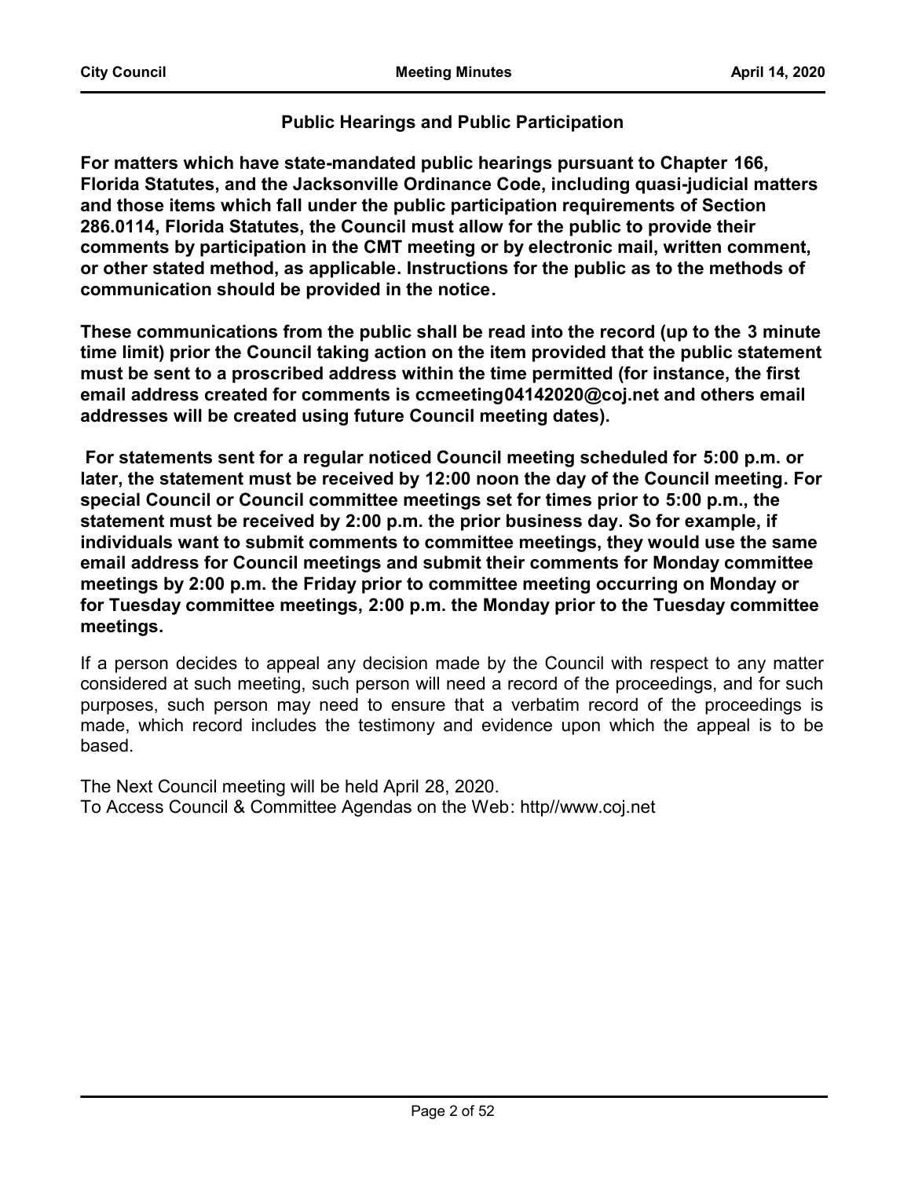## Public Hearings and Public Participation

**For matters which have state-mandated public hearings pursuant to Chapter 166, Florida Statutes, and the Jacksonville Ordinance Code, including quasi-judicial matters and those items which fall under the public participation requirements of Section 286.0114, Florida Statutes, the Council must allow for the public to provide their comments by participation in the CMT meeting or by electronic mail, written comment, or other stated method, as applicable. Instructions for the public as to the methods of communication should be provided in the notice.**

**These communications from the public shall be read into the record (up to the 3 minute time limit) prior the Council taking action on the item provided that the public statement must be sent to a proscribed address within the time permitted (for instance, the first email address created for comments is ccmeeting04142020@coj.net and others email addresses will be created using future Council meeting dates).**

**For statements sent for a regular noticed Council meeting scheduled for 5:00 p.m. or later, the statement must be received by 12:00 noon the day of the Council meeting. For special Council or Council committee meetings set for times prior to 5:00 p.m., the statement must be received by 2:00 p.m. the prior business day. So for example, if individuals want to submit comments to committee meetings, they would use the same email address for Council meetings and submit their comments for Monday committee meetings by 2:00 p.m. the Friday prior to committee meeting occurring on Monday or for Tuesday committee meetings, 2:00 p.m. the Monday prior to the Tuesday committee meetings.**

If a person decides to appeal any decision made by the Council with respect to any matter considered at such meeting, such person will need a record of the proceedings, and for such purposes, such person may need to ensure that a verbatim record of the proceedings is made, which record includes the testimony and evidence upon which the appeal is to be based.

The Next Council meeting will be held April 28, 2020.
To Access Council & Committee Agendas on the Web: http//www.coj.net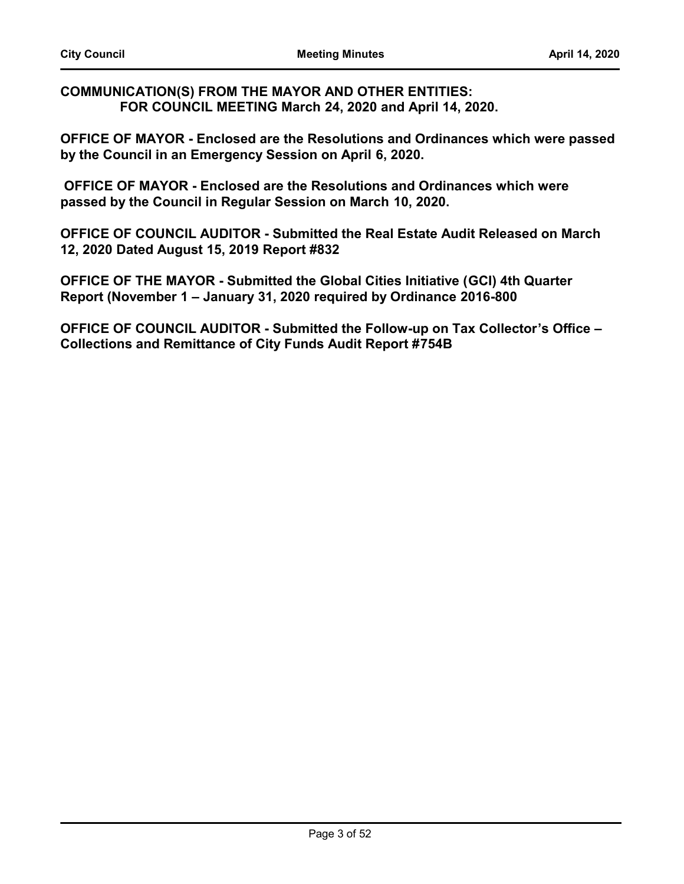**COMMUNICATION(S) FROM THE MAYOR AND OTHER ENTITIES: FOR COUNCIL MEETING March 24, 2020 and April 14, 2020.**

**OFFICE OF MAYOR - Enclosed are the Resolutions and Ordinances which were passed by the Council in an Emergency Session on April 6, 2020.**

**OFFICE OF MAYOR - Enclosed are the Resolutions and Ordinances which were passed by the Council in Regular Session on March 10, 2020.**

**OFFICE OF COUNCIL AUDITOR - Submitted the Real Estate Audit Released on March 12, 2020 Dated August 15, 2019 Report #832**

**OFFICE OF THE MAYOR - Submitted the Global Cities Initiative (GCI) 4th Quarter Report (November 1 – January 31, 2020 required by Ordinance 2016-800**

**OFFICE OF COUNCIL AUDITOR - Submitted the Follow-up on Tax Collector's Office – Collections and Remittance of City Funds Audit Report #754B**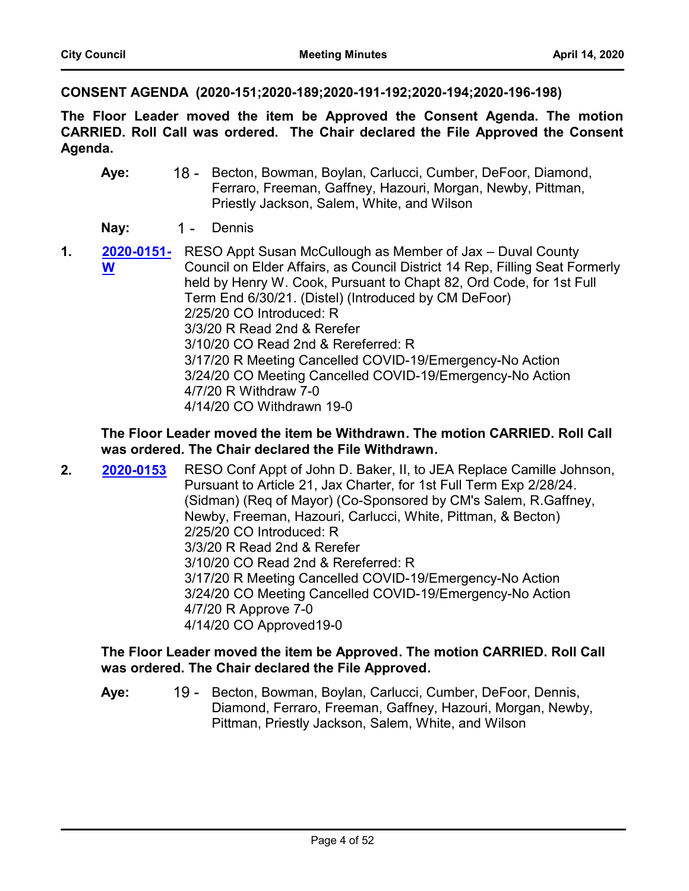**CONSENT AGENDA (2020-151;2020-189;2020-191-192;2020-194;2020-196-198)**

**The Floor Leader moved the item be Approved the Consent Agenda. The motion CARRIED. Roll Call was ordered. The Chair declared the File Approved the Consent Agenda.**

**Aye:** 18 - Becton, Bowman, Boylan, Carlucci, Cumber, DeFoor, Diamond, Ferraro, Freeman, Gaffney, Hazouri, Morgan, Newby, Pittman, Priestly Jackson, Salem, White, and Wilson

**Nay:** 1 - Dennis

**1.** **2020-0151-W** RESO Appt Susan McCullough as Member of Jax – Duval County Council on Elder Affairs, as Council District 14 Rep, Filling Seat Formerly held by Henry W. Cook, Pursuant to Chapt 82, Ord Code, for 1st Full Term End 6/30/21. (Distel) (Introduced by CM DeFoor)
2/25/20 CO Introduced: R
3/3/20 R Read 2nd & Rerefer
3/10/20 CO Read 2nd & Rereferred: R
3/17/20 R Meeting Cancelled COVID-19/Emergency-No Action
3/24/20 CO Meeting Cancelled COVID-19/Emergency-No Action
4/7/20 R Withdraw 7-0
4/14/20 CO Withdrawn 19-0

**The Floor Leader moved the item be Withdrawn. The motion CARRIED. Roll Call was ordered. The Chair declared the File Withdrawn.**

**2.** **2020-0153** RESO Conf Appt of John D. Baker, II, to JEA Replace Camille Johnson, Pursuant to Article 21, Jax Charter, for 1st Full Term Exp 2/28/24. (Sidman) (Req of Mayor) (Co-Sponsored by CM's Salem, R.Gaffney, Newby, Freeman, Hazouri, Carlucci, White, Pittman, & Becton)
2/25/20 CO Introduced: R
3/3/20 R Read 2nd & Rerefer
3/10/20 CO Read 2nd & Rereferred: R
3/17/20 R Meeting Cancelled COVID-19/Emergency-No Action
3/24/20 CO Meeting Cancelled COVID-19/Emergency-No Action
4/7/20 R Approve 7-0
4/14/20 CO Approved19-0

**The Floor Leader moved the item be Approved. The motion CARRIED. Roll Call was ordered. The Chair declared the File Approved.**

**Aye:** 19 - Becton, Bowman, Boylan, Carlucci, Cumber, DeFoor, Dennis, Diamond, Ferraro, Freeman, Gaffney, Hazouri, Morgan, Newby, Pittman, Priestly Jackson, Salem, White, and Wilson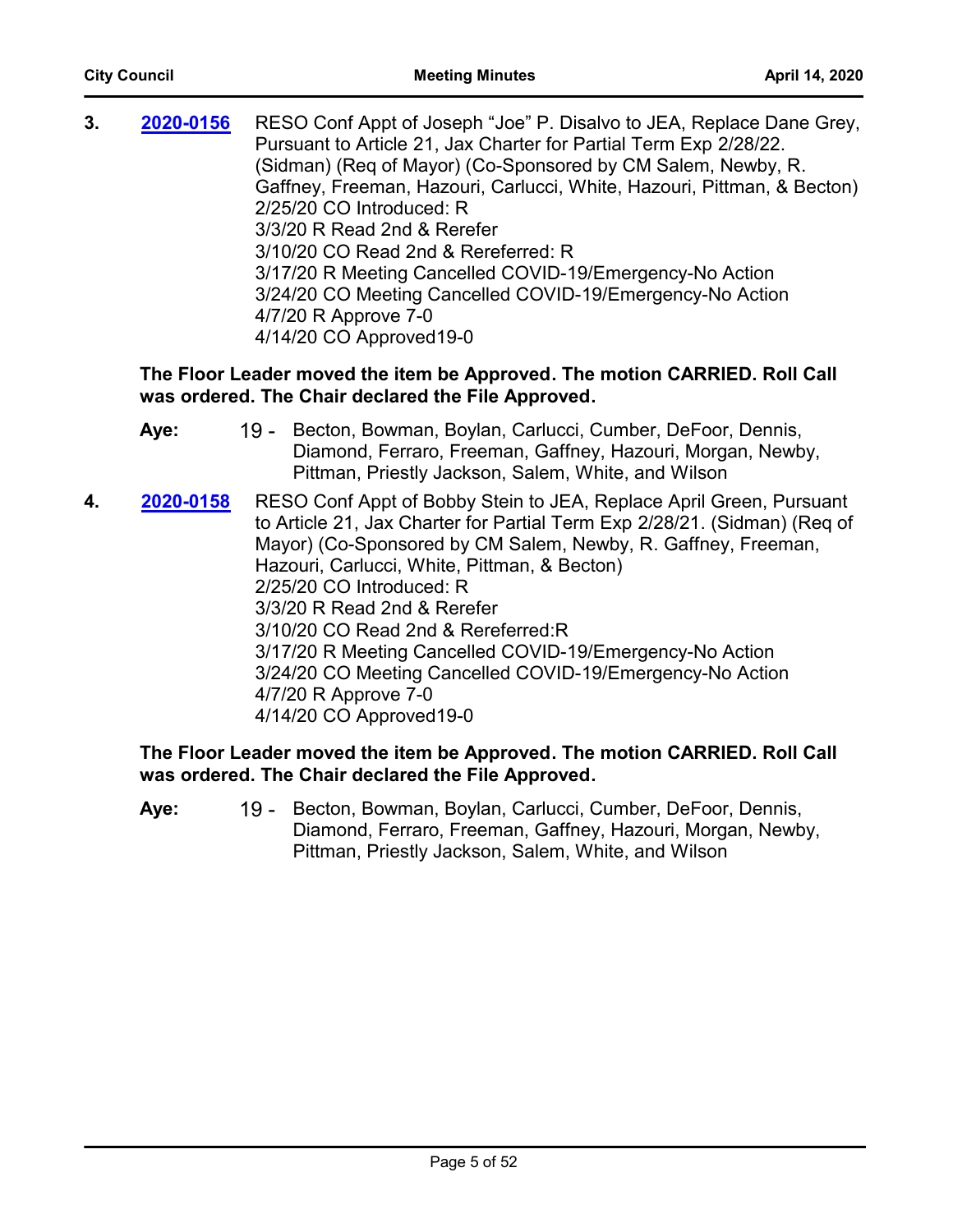**3.** **2020-0156** RESO Conf Appt of Joseph "Joe" P. Disalvo to JEA, Replace Dane Grey, Pursuant to Article 21, Jax Charter for Partial Term Exp 2/28/22. (Sidman) (Req of Mayor) (Co-Sponsored by CM Salem, Newby, R. Gaffney, Freeman, Hazouri, Carlucci, White, Hazouri, Pittman, & Becton)
2/25/20 CO Introduced: R
3/3/20 R Read 2nd & Rerefer
3/10/20 CO Read 2nd & Rereferred: R
3/17/20 R Meeting Cancelled COVID-19/Emergency-No Action
3/24/20 CO Meeting Cancelled COVID-19/Emergency-No Action
4/7/20 R Approve 7-0
4/14/20 CO Approved19-0

**The Floor Leader moved the item be Approved. The motion CARRIED. Roll Call was ordered. The Chair declared the File Approved.**

**Aye:** 19 - Becton, Bowman, Boylan, Carlucci, Cumber, DeFoor, Dennis, Diamond, Ferraro, Freeman, Gaffney, Hazouri, Morgan, Newby, Pittman, Priestly Jackson, Salem, White, and Wilson

**4.** **2020-0158** RESO Conf Appt of Bobby Stein to JEA, Replace April Green, Pursuant to Article 21, Jax Charter for Partial Term Exp 2/28/21. (Sidman) (Req of Mayor) (Co-Sponsored by CM Salem, Newby, R. Gaffney, Freeman, Hazouri, Carlucci, White, Pittman, & Becton)
2/25/20 CO Introduced: R
3/3/20 R Read 2nd & Rerefer
3/10/20 CO Read 2nd & Rereferred:R
3/17/20 R Meeting Cancelled COVID-19/Emergency-No Action
3/24/20 CO Meeting Cancelled COVID-19/Emergency-No Action
4/7/20 R Approve 7-0
4/14/20 CO Approved19-0

**The Floor Leader moved the item be Approved. The motion CARRIED. Roll Call was ordered. The Chair declared the File Approved.**

**Aye:** 19 - Becton, Bowman, Boylan, Carlucci, Cumber, DeFoor, Dennis, Diamond, Ferraro, Freeman, Gaffney, Hazouri, Morgan, Newby, Pittman, Priestly Jackson, Salem, White, and Wilson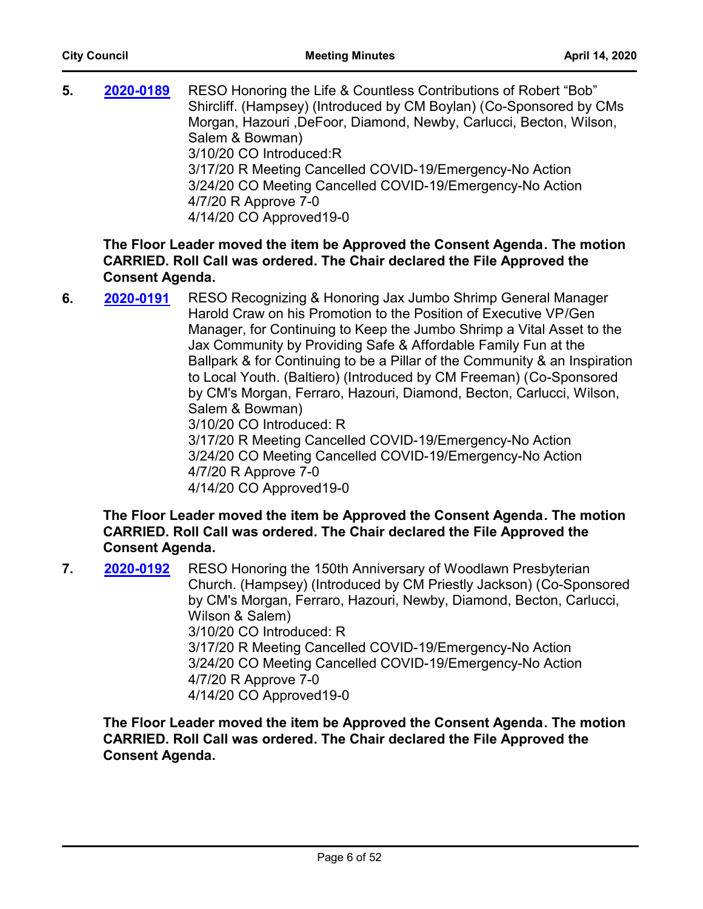**5.** **2020-0189** RESO Honoring the Life & Countless Contributions of Robert "Bob" Shircliff. (Hampsey) (Introduced by CM Boylan) (Co-Sponsored by CMs Morgan, Hazouri ,DeFoor, Diamond, Newby, Carlucci, Becton, Wilson, Salem & Bowman)
3/10/20 CO Introduced:R
3/17/20 R Meeting Cancelled COVID-19/Emergency-No Action
3/24/20 CO Meeting Cancelled COVID-19/Emergency-No Action
4/7/20 R Approve 7-0
4/14/20 CO Approved19-0

**The Floor Leader moved the item be Approved the Consent Agenda. The motion CARRIED. Roll Call was ordered. The Chair declared the File Approved the Consent Agenda.**

**6.** **2020-0191** RESO Recognizing & Honoring Jax Jumbo Shrimp General Manager Harold Craw on his Promotion to the Position of Executive VP/Gen Manager, for Continuing to Keep the Jumbo Shrimp a Vital Asset to the Jax Community by Providing Safe & Affordable Family Fun at the Ballpark & for Continuing to be a Pillar of the Community & an Inspiration to Local Youth. (Baltiero) (Introduced by CM Freeman) (Co-Sponsored by CM's Morgan, Ferraro, Hazouri, Diamond, Becton, Carlucci, Wilson, Salem & Bowman)
3/10/20 CO Introduced: R
3/17/20 R Meeting Cancelled COVID-19/Emergency-No Action
3/24/20 CO Meeting Cancelled COVID-19/Emergency-No Action
4/7/20 R Approve 7-0
4/14/20 CO Approved19-0

**The Floor Leader moved the item be Approved the Consent Agenda. The motion CARRIED. Roll Call was ordered. The Chair declared the File Approved the Consent Agenda.**

**7.** **2020-0192** RESO Honoring the 150th Anniversary of Woodlawn Presbyterian Church. (Hampsey) (Introduced by CM Priestly Jackson) (Co-Sponsored by CM's Morgan, Ferraro, Hazouri, Newby, Diamond, Becton, Carlucci, Wilson & Salem)
3/10/20 CO Introduced: R
3/17/20 R Meeting Cancelled COVID-19/Emergency-No Action
3/24/20 CO Meeting Cancelled COVID-19/Emergency-No Action
4/7/20 R Approve 7-0
4/14/20 CO Approved19-0

**The Floor Leader moved the item be Approved the Consent Agenda. The motion CARRIED. Roll Call was ordered. The Chair declared the File Approved the Consent Agenda.**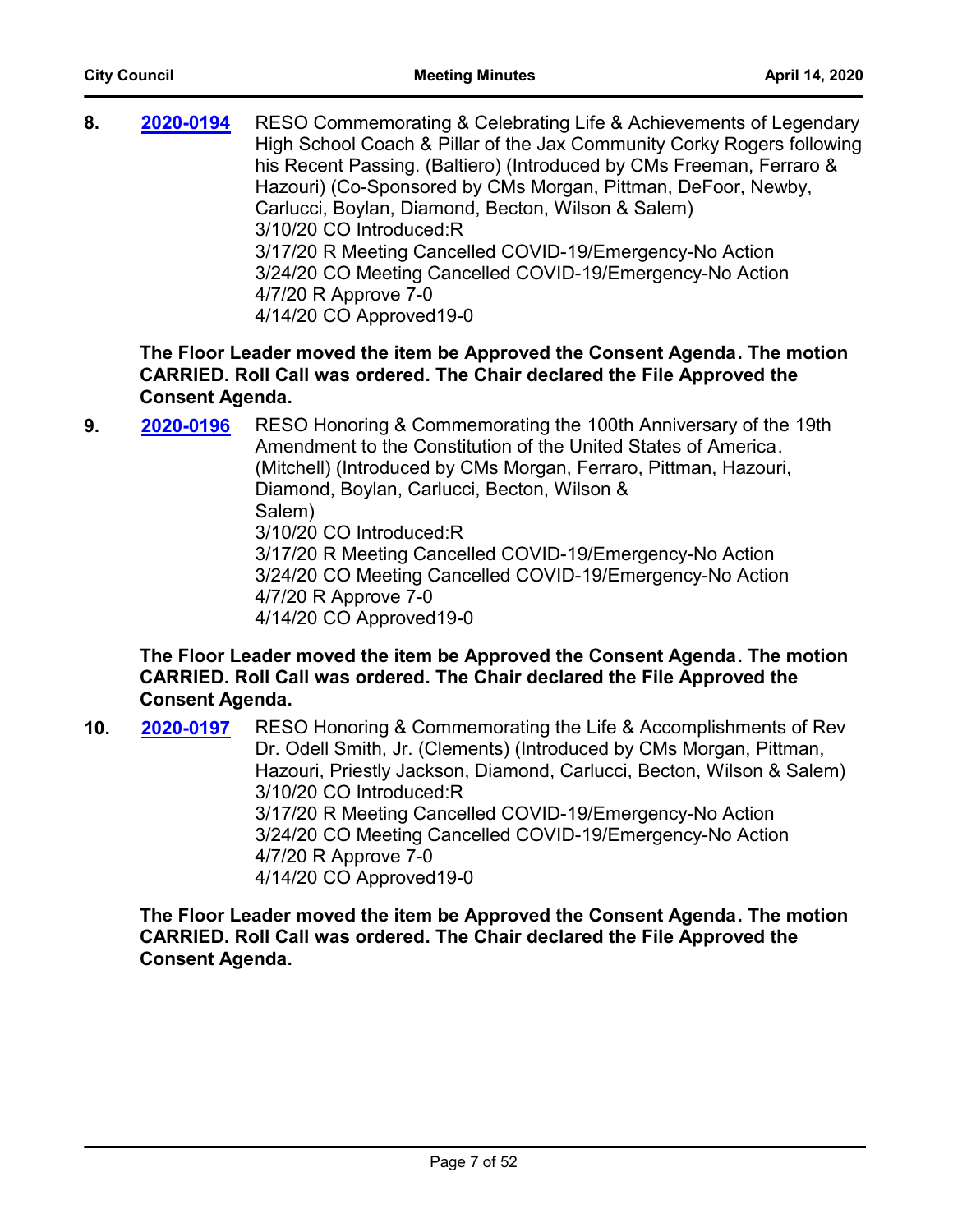**8.** **2020-0194** RESO Commemorating & Celebrating Life & Achievements of Legendary High School Coach & Pillar of the Jax Community Corky Rogers following his Recent Passing. (Baltiero) (Introduced by CMs Freeman, Ferraro & Hazouri) (Co-Sponsored by CMs Morgan, Pittman, DeFoor, Newby, Carlucci, Boylan, Diamond, Becton, Wilson & Salem)
3/10/20 CO Introduced:R
3/17/20 R Meeting Cancelled COVID-19/Emergency-No Action
3/24/20 CO Meeting Cancelled COVID-19/Emergency-No Action
4/7/20 R Approve 7-0
4/14/20 CO Approved19-0

**The Floor Leader moved the item be Approved the Consent Agenda. The motion CARRIED. Roll Call was ordered. The Chair declared the File Approved the Consent Agenda.**

**9.** **2020-0196** RESO Honoring & Commemorating the 100th Anniversary of the 19th Amendment to the Constitution of the United States of America. (Mitchell) (Introduced by CMs Morgan, Ferraro, Pittman, Hazouri, Diamond, Boylan, Carlucci, Becton, Wilson & Salem)
3/10/20 CO Introduced:R
3/17/20 R Meeting Cancelled COVID-19/Emergency-No Action
3/24/20 CO Meeting Cancelled COVID-19/Emergency-No Action
4/7/20 R Approve 7-0
4/14/20 CO Approved19-0

**The Floor Leader moved the item be Approved the Consent Agenda. The motion CARRIED. Roll Call was ordered. The Chair declared the File Approved the Consent Agenda.**

**10.** **2020-0197** RESO Honoring & Commemorating the Life & Accomplishments of Rev Dr. Odell Smith, Jr. (Clements) (Introduced by CMs Morgan, Pittman, Hazouri, Priestly Jackson, Diamond, Carlucci, Becton, Wilson & Salem)
3/10/20 CO Introduced:R
3/17/20 R Meeting Cancelled COVID-19/Emergency-No Action
3/24/20 CO Meeting Cancelled COVID-19/Emergency-No Action
4/7/20 R Approve 7-0
4/14/20 CO Approved19-0

**The Floor Leader moved the item be Approved the Consent Agenda. The motion CARRIED. Roll Call was ordered. The Chair declared the File Approved the Consent Agenda.**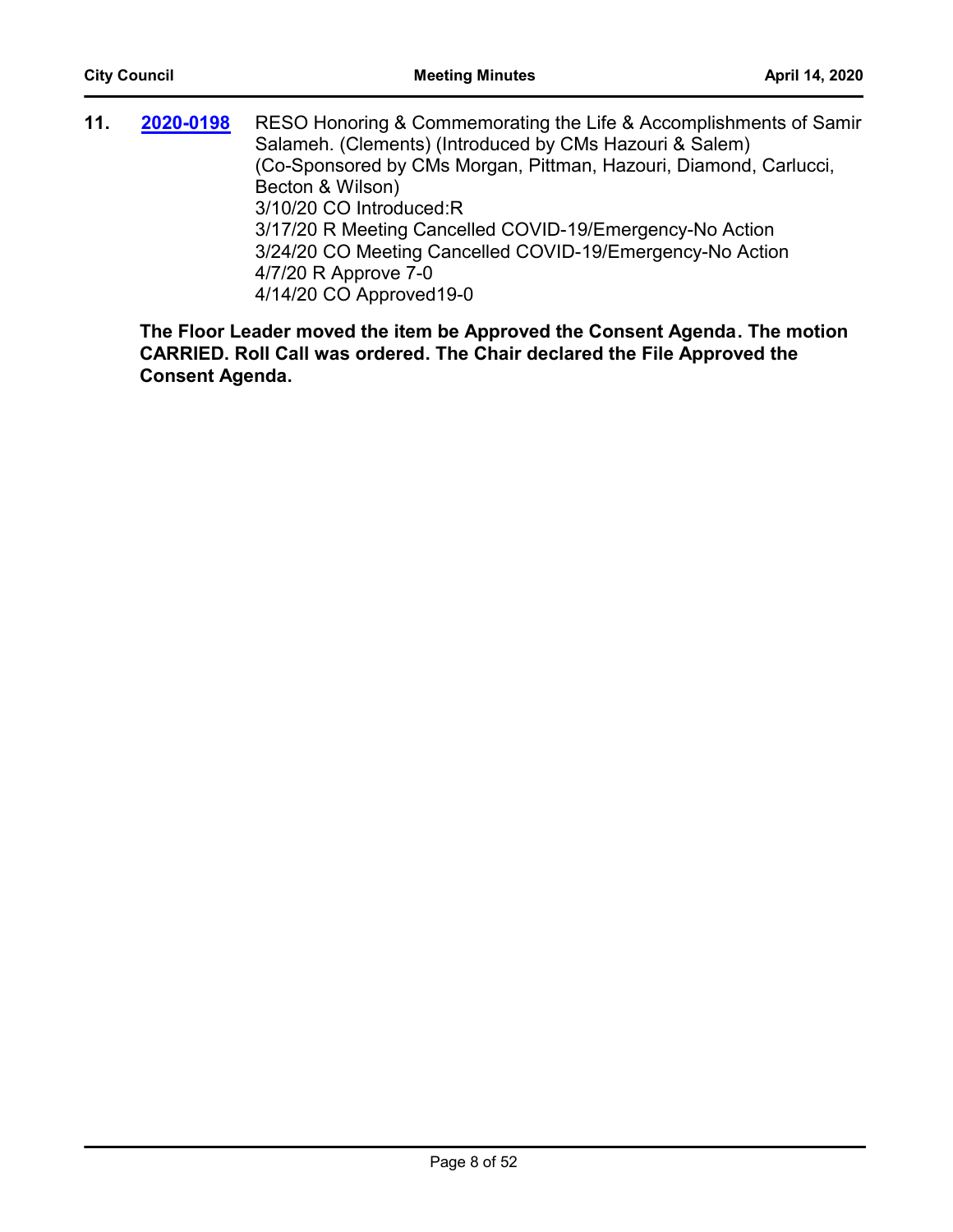**11.** **2020-0198** RESO Honoring & Commemorating the Life & Accomplishments of Samir Salameh. (Clements) (Introduced by CMs Hazouri & Salem) (Co-Sponsored by CMs Morgan, Pittman, Hazouri, Diamond, Carlucci, Becton & Wilson)
3/10/20 CO Introduced:R
3/17/20 R Meeting Cancelled COVID-19/Emergency-No Action
3/24/20 CO Meeting Cancelled COVID-19/Emergency-No Action
4/7/20 R Approve 7-0
4/14/20 CO Approved19-0

**The Floor Leader moved the item be Approved the Consent Agenda. The motion CARRIED. Roll Call was ordered. The Chair declared the File Approved the Consent Agenda.**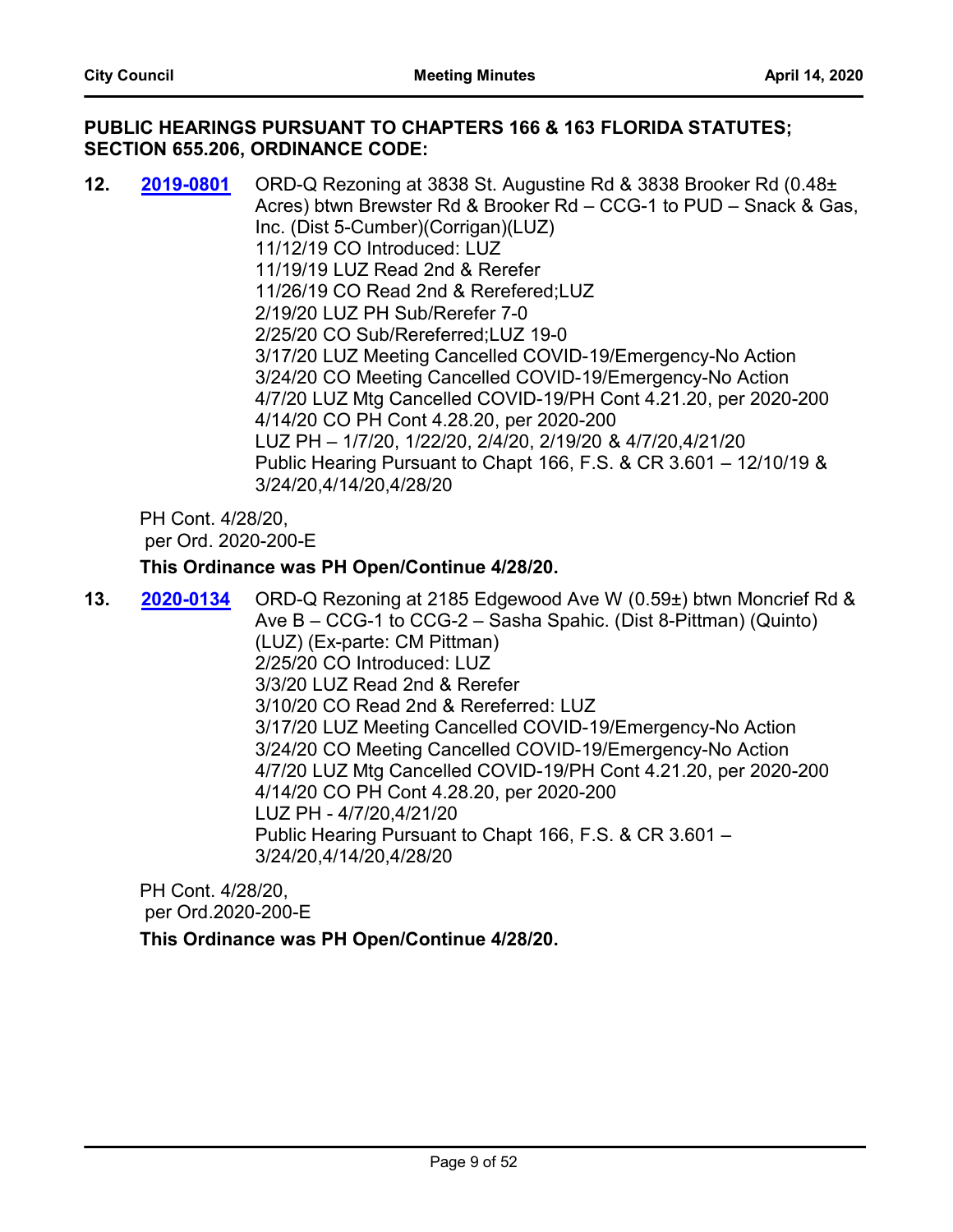**PUBLIC HEARINGS PURSUANT TO CHAPTERS 166 & 163 FLORIDA STATUTES; SECTION 655.206, ORDINANCE CODE:**

**12.** 2019-0801 ORD-Q Rezoning at 3838 St. Augustine Rd & 3838 Brooker Rd (0.48± Acres) btwn Brewster Rd & Brooker Rd – CCG-1 to PUD – Snack & Gas, Inc. (Dist 5-Cumber)(Corrigan)(LUZ)
11/12/19 CO Introduced: LUZ
11/19/19 LUZ Read 2nd & Rerefer
11/26/19 CO Read 2nd & Rerefered;LUZ
2/19/20 LUZ PH Sub/Rerefer 7-0
2/25/20 CO Sub/Rereferred;LUZ 19-0
3/17/20 LUZ Meeting Cancelled COVID-19/Emergency-No Action
3/24/20 CO Meeting Cancelled COVID-19/Emergency-No Action
4/7/20 LUZ Mtg Cancelled COVID-19/PH Cont 4.21.20, per 2020-200
4/14/20 CO PH Cont 4.28.20, per 2020-200
LUZ PH – 1/7/20, 1/22/20, 2/4/20, 2/19/20 & 4/7/20,4/21/20
Public Hearing Pursuant to Chapt 166, F.S. & CR 3.601 – 12/10/19 & 3/24/20,4/14/20,4/28/20

PH Cont. 4/28/20,
per Ord. 2020-200-E

**This Ordinance was PH Open/Continue 4/28/20.**

**13.** 2020-0134 ORD-Q Rezoning at 2185 Edgewood Ave W (0.59±) btwn Moncrief Rd & Ave B – CCG-1 to CCG-2 – Sasha Spahic. (Dist 8-Pittman) (Quinto) (LUZ) (Ex-parte: CM Pittman)
2/25/20 CO Introduced: LUZ
3/3/20 LUZ Read 2nd & Rerefer
3/10/20 CO Read 2nd & Rereferred: LUZ
3/17/20 LUZ Meeting Cancelled COVID-19/Emergency-No Action
3/24/20 CO Meeting Cancelled COVID-19/Emergency-No Action
4/7/20 LUZ Mtg Cancelled COVID-19/PH Cont 4.21.20, per 2020-200
4/14/20 CO PH Cont 4.28.20, per 2020-200
LUZ PH - 4/7/20,4/21/20
Public Hearing Pursuant to Chapt 166, F.S. & CR 3.601 – 3/24/20,4/14/20,4/28/20

PH Cont. 4/28/20,
per Ord.2020-200-E

**This Ordinance was PH Open/Continue 4/28/20.**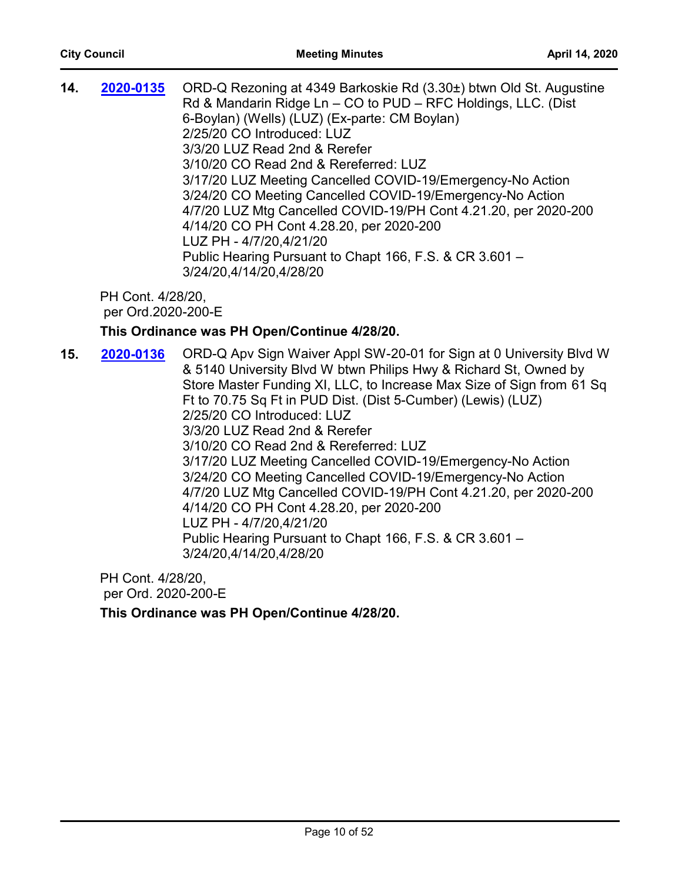**14.** **2020-0135** ORD-Q Rezoning at 4349 Barkoskie Rd (3.30±) btwn Old St. Augustine Rd & Mandarin Ridge Ln – CO to PUD – RFC Holdings, LLC. (Dist 6-Boylan) (Wells) (LUZ) (Ex-parte: CM Boylan)
2/25/20 CO Introduced: LUZ
3/3/20 LUZ Read 2nd & Rerefer
3/10/20 CO Read 2nd & Rereferred: LUZ
3/17/20 LUZ Meeting Cancelled COVID-19/Emergency-No Action
3/24/20 CO Meeting Cancelled COVID-19/Emergency-No Action
4/7/20 LUZ Mtg Cancelled COVID-19/PH Cont 4.21.20, per 2020-200
4/14/20 CO PH Cont 4.28.20, per 2020-200
LUZ PH - 4/7/20,4/21/20
Public Hearing Pursuant to Chapt 166, F.S. & CR 3.601 – 3/24/20,4/14/20,4/28/20

PH Cont. 4/28/20,
per Ord.2020-200-E

**This Ordinance was PH Open/Continue 4/28/20.**

**15.** **2020-0136** ORD-Q Apv Sign Waiver Appl SW-20-01 for Sign at 0 University Blvd W & 5140 University Blvd W btwn Philips Hwy & Richard St, Owned by Store Master Funding XI, LLC, to Increase Max Size of Sign from 61 Sq Ft to 70.75 Sq Ft in PUD Dist. (Dist 5-Cumber) (Lewis) (LUZ)
2/25/20 CO Introduced: LUZ
3/3/20 LUZ Read 2nd & Rerefer
3/10/20 CO Read 2nd & Rereferred: LUZ
3/17/20 LUZ Meeting Cancelled COVID-19/Emergency-No Action
3/24/20 CO Meeting Cancelled COVID-19/Emergency-No Action
4/7/20 LUZ Mtg Cancelled COVID-19/PH Cont 4.21.20, per 2020-200
4/14/20 CO PH Cont 4.28.20, per 2020-200
LUZ PH - 4/7/20,4/21/20
Public Hearing Pursuant to Chapt 166, F.S. & CR 3.601 – 3/24/20,4/14/20,4/28/20

PH Cont. 4/28/20,
per Ord. 2020-200-E

**This Ordinance was PH Open/Continue 4/28/20.**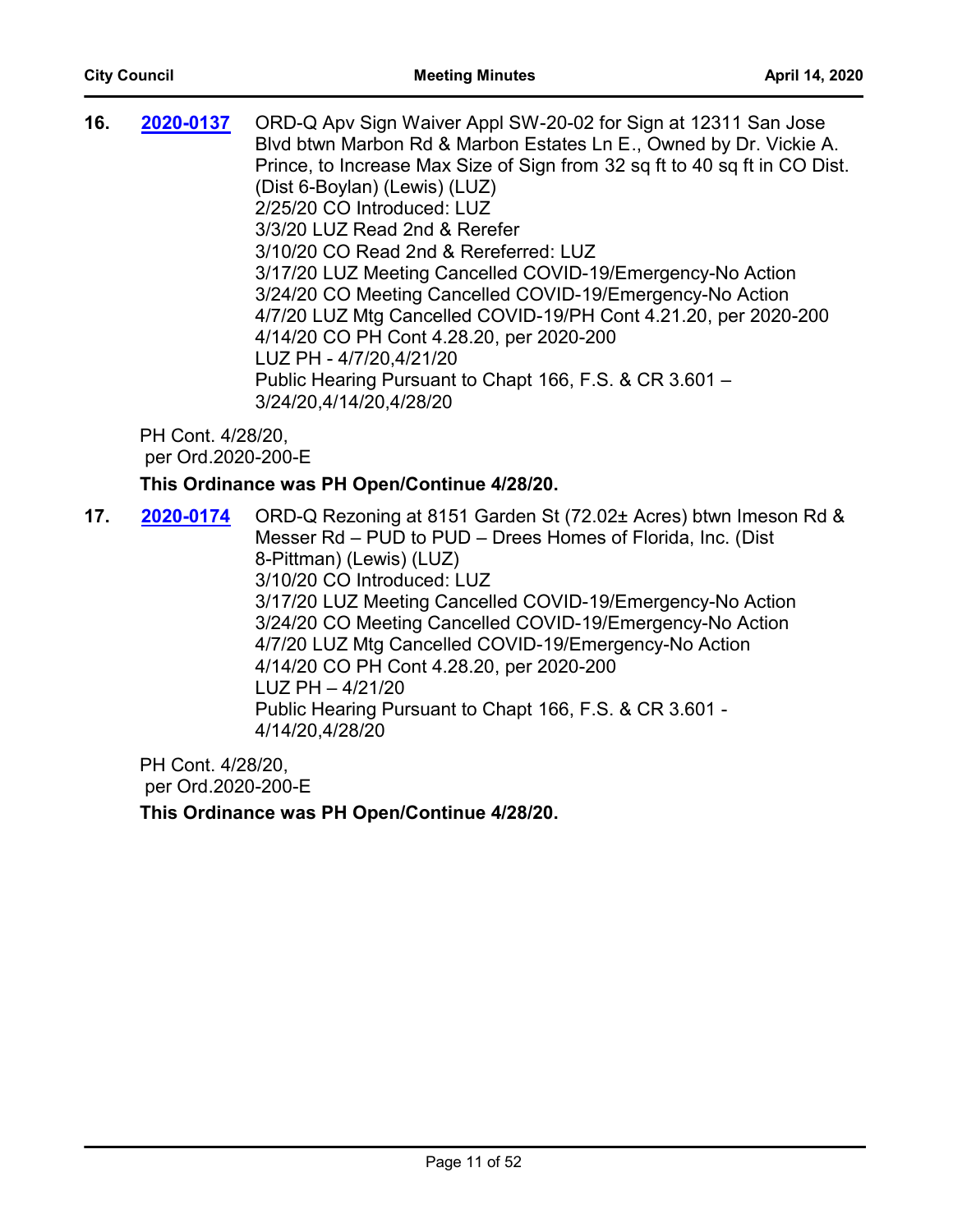**16.** [2020-0137] ORD-Q Apv Sign Waiver Appl SW-20-02 for Sign at 12311 San Jose Blvd btwn Marbon Rd & Marbon Estates Ln E., Owned by Dr. Vickie A. Prince, to Increase Max Size of Sign from 32 sq ft to 40 sq ft in CO Dist. (Dist 6-Boylan) (Lewis) (LUZ)
2/25/20 CO Introduced: LUZ
3/3/20 LUZ Read 2nd & Rerefer
3/10/20 CO Read 2nd & Rereferred: LUZ
3/17/20 LUZ Meeting Cancelled COVID-19/Emergency-No Action
3/24/20 CO Meeting Cancelled COVID-19/Emergency-No Action
4/7/20 LUZ Mtg Cancelled COVID-19/PH Cont 4.21.20, per 2020-200
4/14/20 CO PH Cont 4.28.20, per 2020-200
LUZ PH - 4/7/20,4/21/20
Public Hearing Pursuant to Chapt 166, F.S. & CR 3.601 – 3/24/20,4/14/20,4/28/20

PH Cont. 4/28/20,
per Ord.2020-200-E

**This Ordinance was PH Open/Continue 4/28/20.**

**17.** [2020-0174] ORD-Q Rezoning at 8151 Garden St (72.02± Acres) btwn Imeson Rd & Messer Rd – PUD to PUD – Drees Homes of Florida, Inc. (Dist 8-Pittman) (Lewis) (LUZ)
3/10/20 CO Introduced: LUZ
3/17/20 LUZ Meeting Cancelled COVID-19/Emergency-No Action
3/24/20 CO Meeting Cancelled COVID-19/Emergency-No Action
4/7/20 LUZ Mtg Cancelled COVID-19/Emergency-No Action
4/14/20 CO PH Cont 4.28.20, per 2020-200
LUZ PH – 4/21/20
Public Hearing Pursuant to Chapt 166, F.S. & CR 3.601 - 4/14/20,4/28/20

PH Cont. 4/28/20,
per Ord.2020-200-E

**This Ordinance was PH Open/Continue 4/28/20.**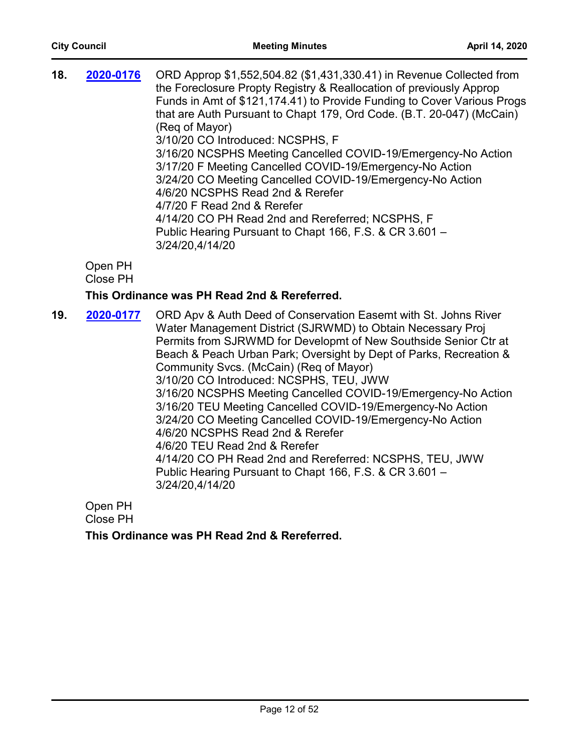**18.** **2020-0176** ORD Approp $1,552,504.82 ($1,431,330.41) in Revenue Collected from the Foreclosure Propty Registry & Reallocation of previously Approp Funds in Amt of $121,174.41) to Provide Funding to Cover Various Progs that are Auth Pursuant to Chapt 179, Ord Code. (B.T. 20-047) (McCain) (Req of Mayor)
3/10/20 CO Introduced: NCSPHS, F
3/16/20 NCSPHS Meeting Cancelled COVID-19/Emergency-No Action
3/17/20 F Meeting Cancelled COVID-19/Emergency-No Action
3/24/20 CO Meeting Cancelled COVID-19/Emergency-No Action
4/6/20 NCSPHS Read 2nd & Rerefer
4/7/20 F Read 2nd & Rerefer
4/14/20 CO PH Read 2nd and Rereferred; NCSPHS, F
Public Hearing Pursuant to Chapt 166, F.S. & CR 3.601 – 3/24/20,4/14/20

Open PH
Close PH

**This Ordinance was PH Read 2nd & Rereferred.**

**19.** **2020-0177** ORD Apv & Auth Deed of Conservation Easemt with St. Johns River Water Management District (SJRWMD) to Obtain Necessary Proj Permits from SJRWMD for Developmt of New Southside Senior Ctr at Beach & Peach Urban Park; Oversight by Dept of Parks, Recreation & Community Svcs. (McCain) (Req of Mayor)
3/10/20 CO Introduced: NCSPHS, TEU, JWW
3/16/20 NCSPHS Meeting Cancelled COVID-19/Emergency-No Action
3/16/20 TEU Meeting Cancelled COVID-19/Emergency-No Action
3/24/20 CO Meeting Cancelled COVID-19/Emergency-No Action
4/6/20 NCSPHS Read 2nd & Rerefer
4/6/20 TEU Read 2nd & Rerefer
4/14/20 CO PH Read 2nd and Rereferred: NCSPHS, TEU, JWW
Public Hearing Pursuant to Chapt 166, F.S. & CR 3.601 – 3/24/20,4/14/20

Open PH
Close PH

**This Ordinance was PH Read 2nd & Rereferred.**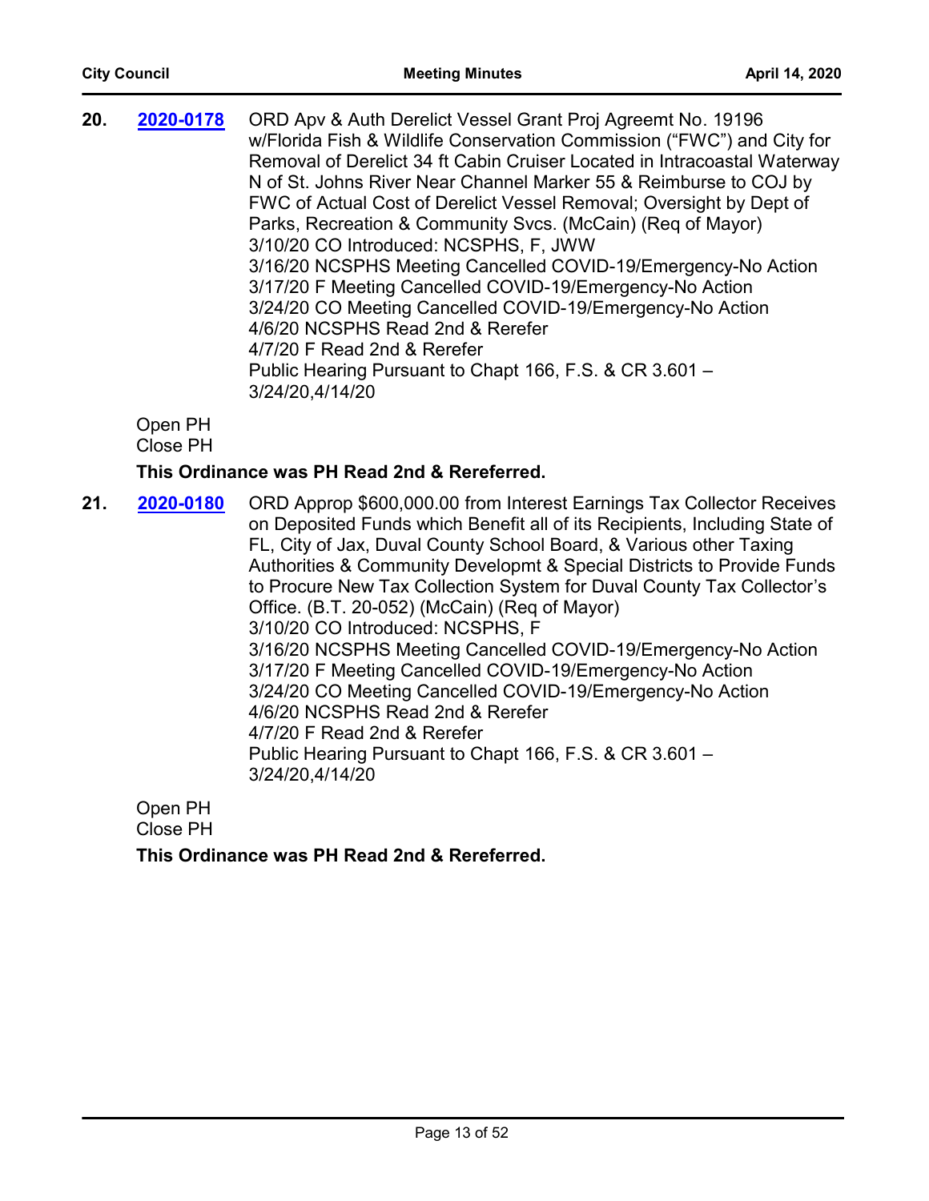**20.** **2020-0178** ORD Apv & Auth Derelict Vessel Grant Proj Agreemt No. 19196 w/Florida Fish & Wildlife Conservation Commission ("FWC") and City for Removal of Derelict 34 ft Cabin Cruiser Located in Intracoastal Waterway N of St. Johns River Near Channel Marker 55 & Reimburse to COJ by FWC of Actual Cost of Derelict Vessel Removal; Oversight by Dept of Parks, Recreation & Community Svcs. (McCain) (Req of Mayor)
3/10/20 CO Introduced: NCSPHS, F, JWW
3/16/20 NCSPHS Meeting Cancelled COVID-19/Emergency-No Action
3/17/20 F Meeting Cancelled COVID-19/Emergency-No Action
3/24/20 CO Meeting Cancelled COVID-19/Emergency-No Action
4/6/20 NCSPHS Read 2nd & Rerefer
4/7/20 F Read 2nd & Rerefer
Public Hearing Pursuant to Chapt 166, F.S. & CR 3.601 – 3/24/20,4/14/20

Open PH
Close PH

**This Ordinance was PH Read 2nd & Rereferred.**

**21.** **2020-0180** ORD Approp $600,000.00 from Interest Earnings Tax Collector Receives on Deposited Funds which Benefit all of its Recipients, Including State of FL, City of Jax, Duval County School Board, & Various other Taxing Authorities & Community Developmt & Special Districts to Provide Funds to Procure New Tax Collection System for Duval County Tax Collector's Office. (B.T. 20-052) (McCain) (Req of Mayor)
3/10/20 CO Introduced: NCSPHS, F
3/16/20 NCSPHS Meeting Cancelled COVID-19/Emergency-No Action
3/17/20 F Meeting Cancelled COVID-19/Emergency-No Action
3/24/20 CO Meeting Cancelled COVID-19/Emergency-No Action
4/6/20 NCSPHS Read 2nd & Rerefer
4/7/20 F Read 2nd & Rerefer
Public Hearing Pursuant to Chapt 166, F.S. & CR 3.601 – 3/24/20,4/14/20

Open PH
Close PH

**This Ordinance was PH Read 2nd & Rereferred.**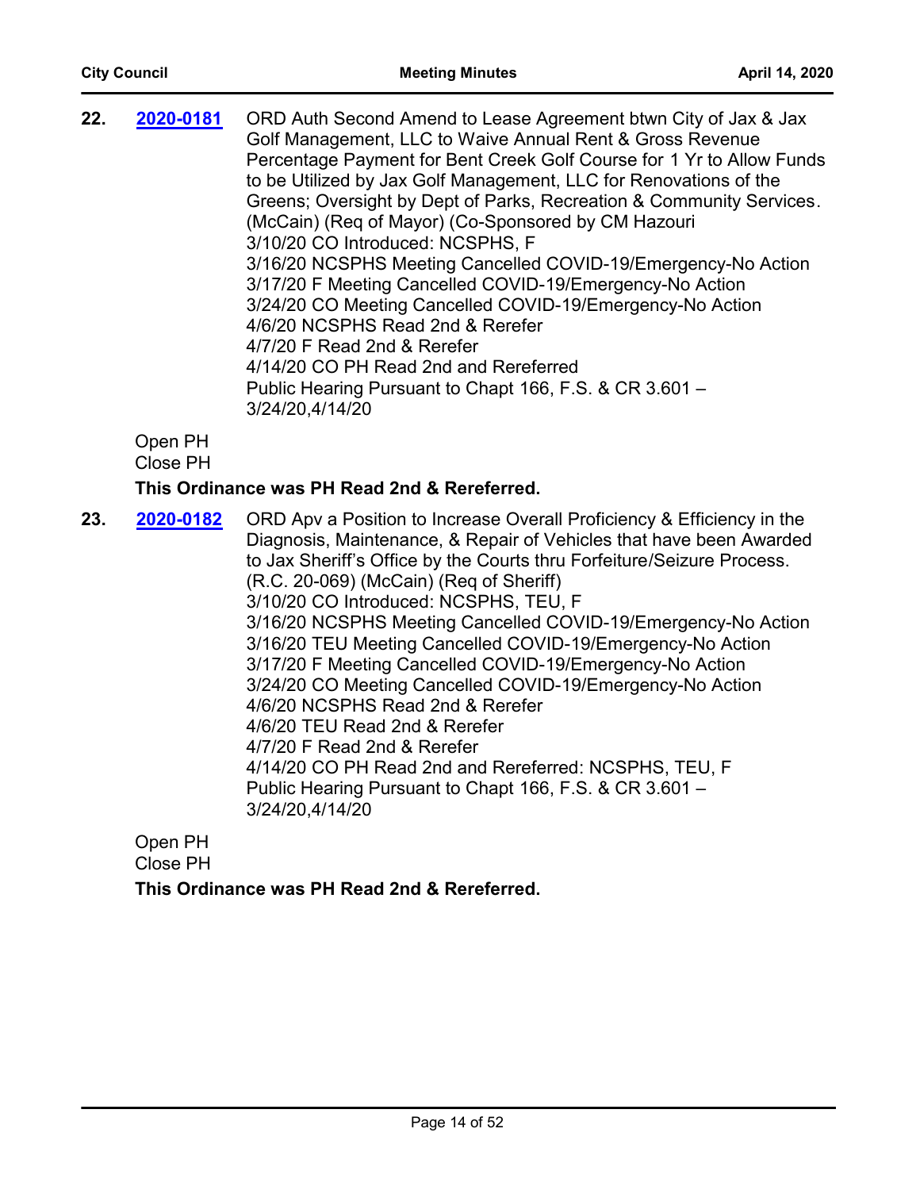**22.** **2020-0181** ORD Auth Second Amend to Lease Agreement btwn City of Jax & Jax Golf Management, LLC to Waive Annual Rent & Gross Revenue Percentage Payment for Bent Creek Golf Course for 1 Yr to Allow Funds to be Utilized by Jax Golf Management, LLC for Renovations of the Greens; Oversight by Dept of Parks, Recreation & Community Services. (McCain) (Req of Mayor) (Co-Sponsored by CM Hazouri
3/10/20 CO Introduced: NCSPHS, F
3/16/20 NCSPHS Meeting Cancelled COVID-19/Emergency-No Action
3/17/20 F Meeting Cancelled COVID-19/Emergency-No Action
3/24/20 CO Meeting Cancelled COVID-19/Emergency-No Action
4/6/20 NCSPHS Read 2nd & Rerefer
4/7/20 F Read 2nd & Rerefer
4/14/20 CO PH Read 2nd and Rereferred
Public Hearing Pursuant to Chapt 166, F.S. & CR 3.601 – 3/24/20,4/14/20

Open PH
Close PH

**This Ordinance was PH Read 2nd & Rereferred.**

**23.** **2020-0182** ORD Apv a Position to Increase Overall Proficiency & Efficiency in the Diagnosis, Maintenance, & Repair of Vehicles that have been Awarded to Jax Sheriff's Office by the Courts thru Forfeiture/Seizure Process. (R.C. 20-069) (McCain) (Req of Sheriff)
3/10/20 CO Introduced: NCSPHS, TEU, F
3/16/20 NCSPHS Meeting Cancelled COVID-19/Emergency-No Action
3/16/20 TEU Meeting Cancelled COVID-19/Emergency-No Action
3/17/20 F Meeting Cancelled COVID-19/Emergency-No Action
3/24/20 CO Meeting Cancelled COVID-19/Emergency-No Action
4/6/20 NCSPHS Read 2nd & Rerefer
4/6/20 TEU Read 2nd & Rerefer
4/7/20 F Read 2nd & Rerefer
4/14/20 CO PH Read 2nd and Rereferred: NCSPHS, TEU, F
Public Hearing Pursuant to Chapt 166, F.S. & CR 3.601 – 3/24/20,4/14/20

Open PH
Close PH

**This Ordinance was PH Read 2nd & Rereferred.**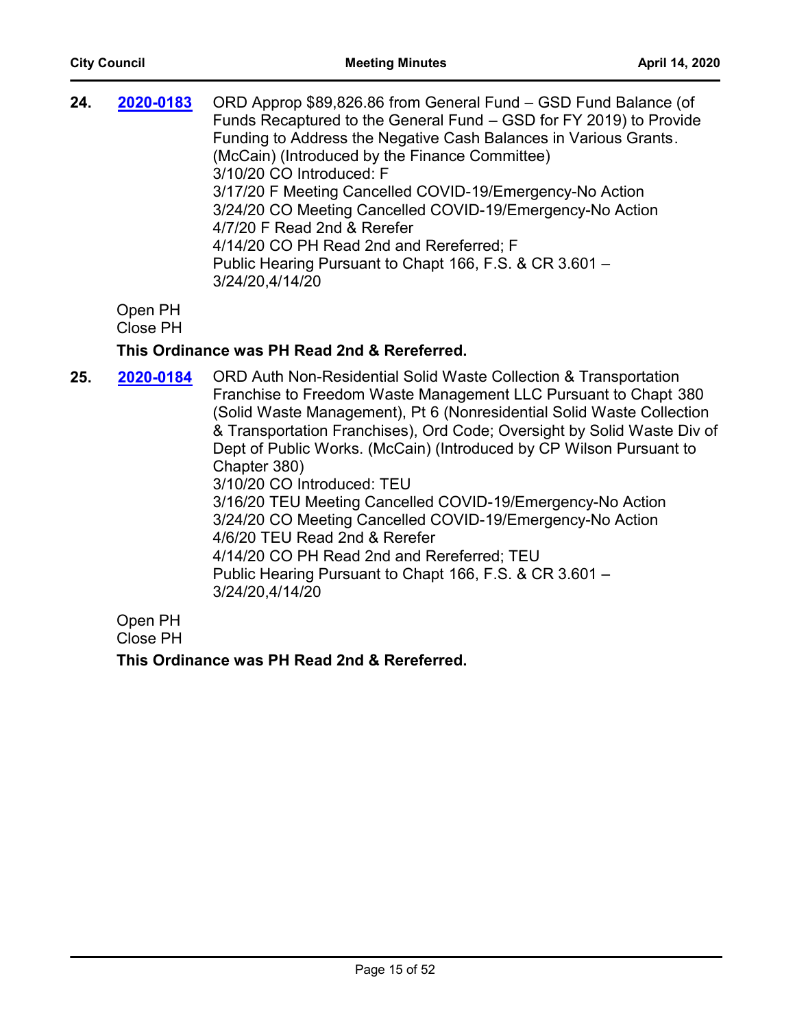**24.** **2020-0183** ORD Approp $89,826.86 from General Fund – GSD Fund Balance (of Funds Recaptured to the General Fund – GSD for FY 2019) to Provide Funding to Address the Negative Cash Balances in Various Grants. (McCain) (Introduced by the Finance Committee)
3/10/20 CO Introduced: F
3/17/20 F Meeting Cancelled COVID-19/Emergency-No Action
3/24/20 CO Meeting Cancelled COVID-19/Emergency-No Action
4/7/20 F Read 2nd & Rerefer
4/14/20 CO PH Read 2nd and Rereferred; F
Public Hearing Pursuant to Chapt 166, F.S. & CR 3.601 – 3/24/20,4/14/20

Open PH
Close PH

**This Ordinance was PH Read 2nd & Rereferred.**

**25.** **2020-0184** ORD Auth Non-Residential Solid Waste Collection & Transportation Franchise to Freedom Waste Management LLC Pursuant to Chapt 380 (Solid Waste Management), Pt 6 (Nonresidential Solid Waste Collection & Transportation Franchises), Ord Code; Oversight by Solid Waste Div of Dept of Public Works. (McCain) (Introduced by CP Wilson Pursuant to Chapter 380)
3/10/20 CO Introduced: TEU
3/16/20 TEU Meeting Cancelled COVID-19/Emergency-No Action
3/24/20 CO Meeting Cancelled COVID-19/Emergency-No Action
4/6/20 TEU Read 2nd & Rerefer
4/14/20 CO PH Read 2nd and Rereferred; TEU
Public Hearing Pursuant to Chapt 166, F.S. & CR 3.601 – 3/24/20,4/14/20

Open PH
Close PH

**This Ordinance was PH Read 2nd & Rereferred.**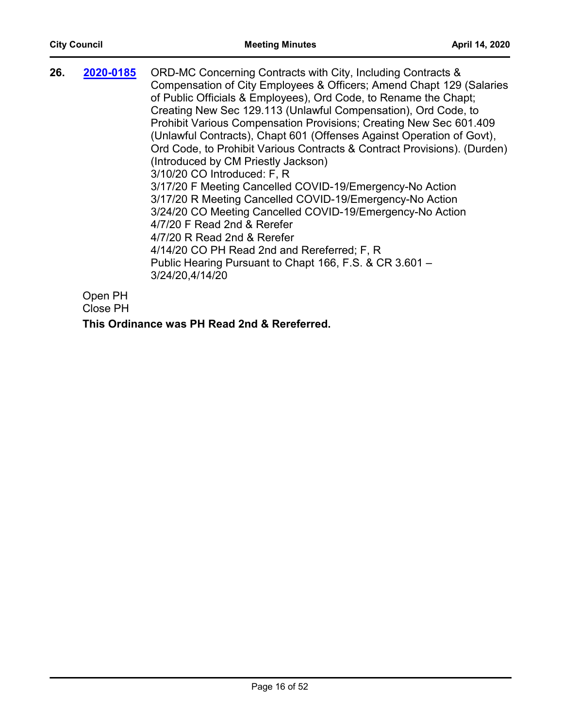**26.** **[2020-0185](2020-0185)** ORD-MC Concerning Contracts with City, Including Contracts & Compensation of City Employees & Officers; Amend Chapt 129 (Salaries of Public Officials & Employees), Ord Code, to Rename the Chapt; Creating New Sec 129.113 (Unlawful Compensation), Ord Code, to Prohibit Various Compensation Provisions; Creating New Sec 601.409 (Unlawful Contracts), Chapt 601 (Offenses Against Operation of Govt), Ord Code, to Prohibit Various Contracts & Contract Provisions). (Durden) (Introduced by CM Priestly Jackson)

3/10/20 CO Introduced: F, R

3/17/20 F Meeting Cancelled COVID-19/Emergency-No Action

3/17/20 R Meeting Cancelled COVID-19/Emergency-No Action

3/24/20 CO Meeting Cancelled COVID-19/Emergency-No Action

4/7/20 F Read 2nd & Rerefer

4/7/20 R Read 2nd & Rerefer

4/14/20 CO PH Read 2nd and Rereferred; F, R

Public Hearing Pursuant to Chapt 166, F.S. & CR 3.601 – 3/24/20,4/14/20

Open PH

Close PH

**This Ordinance was PH Read 2nd & Rereferred.**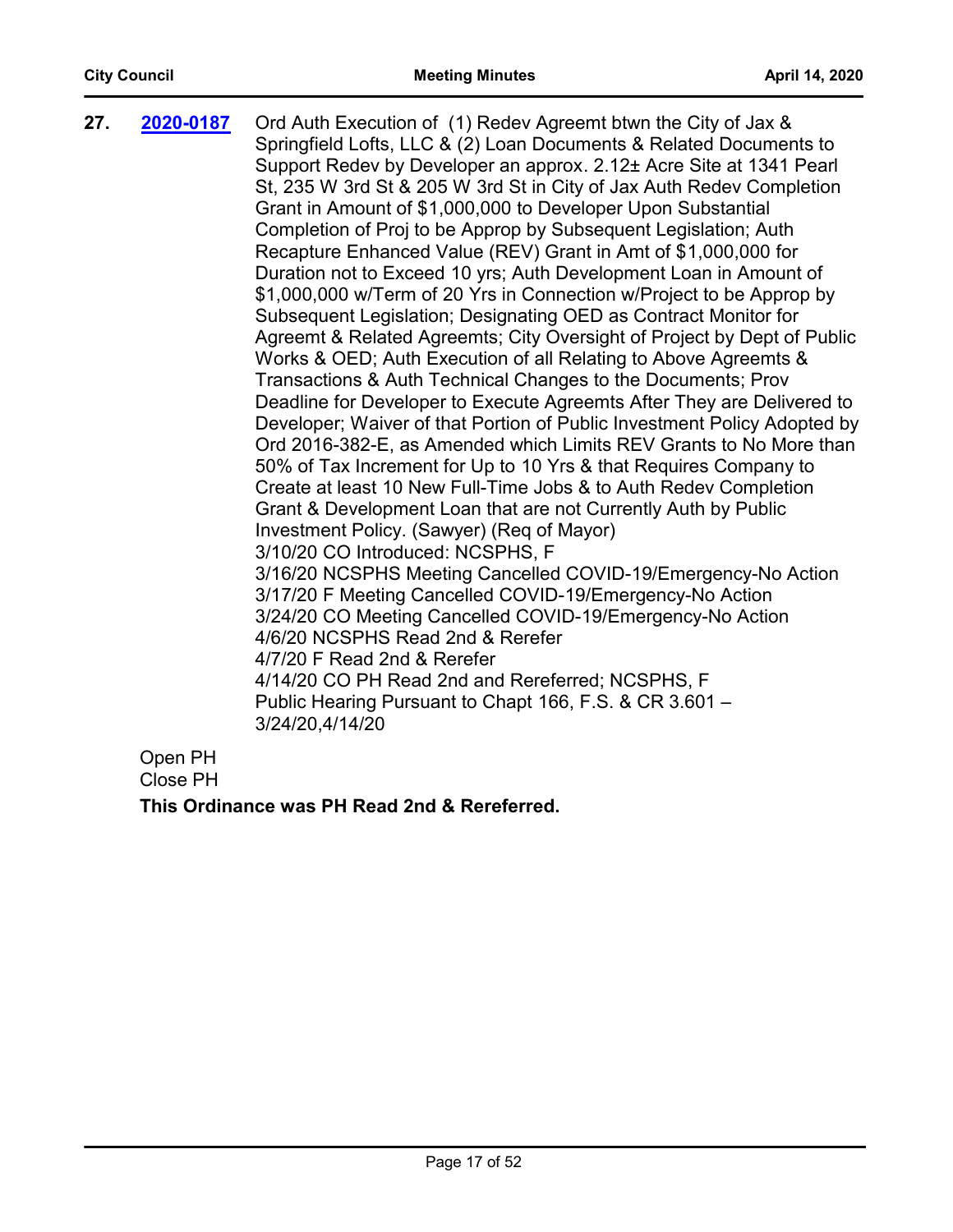**27.** **2020-0187** Ord Auth Execution of (1) Redev Agreemt btwn the City of Jax & Springfield Lofts, LLC & (2) Loan Documents & Related Documents to Support Redev by Developer an approx. 2.12± Acre Site at 1341 Pearl St, 235 W 3rd St & 205 W 3rd St in City of Jax Auth Redev Completion Grant in Amount of $1,000,000 to Developer Upon Substantial Completion of Proj to be Approp by Subsequent Legislation; Auth Recapture Enhanced Value (REV) Grant in Amt of $1,000,000 for Duration not to Exceed 10 yrs; Auth Development Loan in Amount of $1,000,000 w/Term of 20 Yrs in Connection w/Project to be Approp by Subsequent Legislation; Designating OED as Contract Monitor for Agreemt & Related Agreemts; City Oversight of Project by Dept of Public Works & OED; Auth Execution of all Relating to Above Agreemts & Transactions & Auth Technical Changes to the Documents; Prov Deadline for Developer to Execute Agreemts After They are Delivered to Developer; Waiver of that Portion of Public Investment Policy Adopted by Ord 2016-382-E, as Amended which Limits REV Grants to No More than 50% of Tax Increment for Up to 10 Yrs & that Requires Company to Create at least 10 New Full-Time Jobs & to Auth Redev Completion Grant & Development Loan that are not Currently Auth by Public Investment Policy. (Sawyer) (Req of Mayor)

3/10/20 CO Introduced: NCSPHS, F
3/16/20 NCSPHS Meeting Cancelled COVID-19/Emergency-No Action
3/17/20 F Meeting Cancelled COVID-19/Emergency-No Action
3/24/20 CO Meeting Cancelled COVID-19/Emergency-No Action
4/6/20 NCSPHS Read 2nd & Rerefer
4/7/20 F Read 2nd & Rerefer
4/14/20 CO PH Read 2nd and Rereferred; NCSPHS, F
Public Hearing Pursuant to Chapt 166, F.S. & CR 3.601 – 3/24/20,4/14/20

Open PH
Close PH

**This Ordinance was PH Read 2nd & Rereferred.**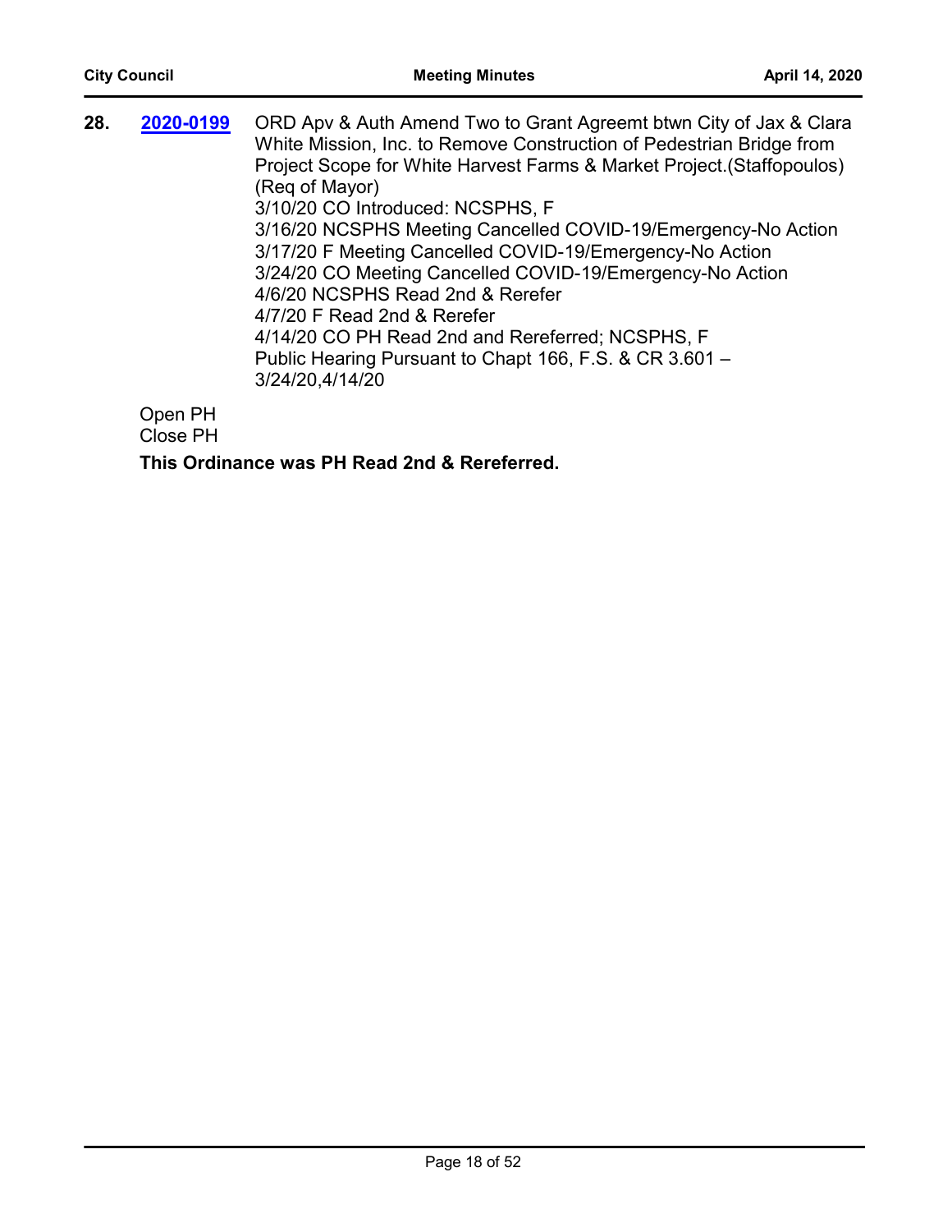**28.** **2020-0199** ORD Apv & Auth Amend Two to Grant Agreemt btwn City of Jax & Clara White Mission, Inc. to Remove Construction of Pedestrian Bridge from Project Scope for White Harvest Farms & Market Project.(Staffopoulos) (Req of Mayor)
3/10/20 CO Introduced: NCSPHS, F
3/16/20 NCSPHS Meeting Cancelled COVID-19/Emergency-No Action
3/17/20 F Meeting Cancelled COVID-19/Emergency-No Action
3/24/20 CO Meeting Cancelled COVID-19/Emergency-No Action
4/6/20 NCSPHS Read 2nd & Rerefer
4/7/20 F Read 2nd & Rerefer
4/14/20 CO PH Read 2nd and Rereferred; NCSPHS, F
Public Hearing Pursuant to Chapt 166, F.S. & CR 3.601 – 3/24/20,4/14/20

Open PH
Close PH

**This Ordinance was PH Read 2nd & Rereferred.**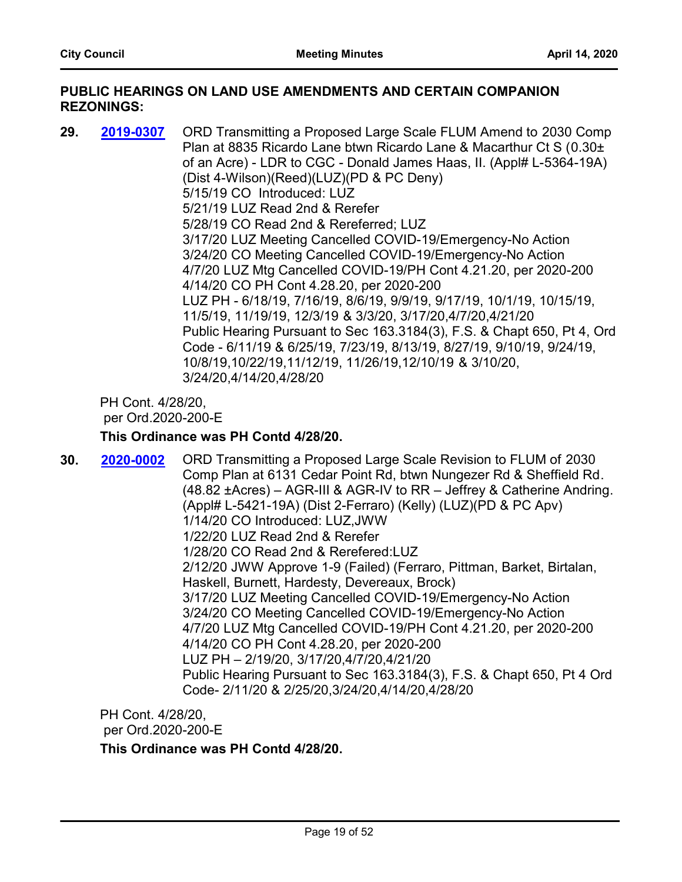### PUBLIC HEARINGS ON LAND USE AMENDMENTS AND CERTAIN COMPANION REZONINGS:

**29.** **2019-0307** ORD Transmitting a Proposed Large Scale FLUM Amend to 2030 Comp Plan at 8835 Ricardo Lane btwn Ricardo Lane & Macarthur Ct S (0.30± of an Acre) - LDR to CGC - Donald James Haas, II. (Appl# L-5364-19A) (Dist 4-Wilson)(Reed)(LUZ)(PD & PC Deny)
5/15/19 CO Introduced: LUZ
5/21/19 LUZ Read 2nd & Rerefer
5/28/19 CO Read 2nd & Rereferred; LUZ
3/17/20 LUZ Meeting Cancelled COVID-19/Emergency-No Action
3/24/20 CO Meeting Cancelled COVID-19/Emergency-No Action
4/7/20 LUZ Mtg Cancelled COVID-19/PH Cont 4.21.20, per 2020-200
4/14/20 CO PH Cont 4.28.20, per 2020-200
LUZ PH - 6/18/19, 7/16/19, 8/6/19, 9/9/19, 9/17/19, 10/1/19, 10/15/19, 11/5/19, 11/19/19, 12/3/19 & 3/3/20, 3/17/20,4/7/20,4/21/20
Public Hearing Pursuant to Sec 163.3184(3), F.S. & Chapt 650, Pt 4, Ord Code - 6/11/19 & 6/25/19, 7/23/19, 8/13/19, 8/27/19, 9/10/19, 9/24/19, 10/8/19,10/22/19,11/12/19, 11/26/19,12/10/19 & 3/10/20, 3/24/20,4/14/20,4/28/20

PH Cont. 4/28/20,
per Ord.2020-200-E

**This Ordinance was PH Contd 4/28/20.**

**30.** **2020-0002** ORD Transmitting a Proposed Large Scale Revision to FLUM of 2030 Comp Plan at 6131 Cedar Point Rd, btwn Nungezer Rd & Sheffield Rd. (48.82 ±Acres) – AGR-III & AGR-IV to RR – Jeffrey & Catherine Andring. (Appl# L-5421-19A) (Dist 2-Ferraro) (Kelly) (LUZ)(PD & PC Apv)
1/14/20 CO Introduced: LUZ,JWW
1/22/20 LUZ Read 2nd & Rerefer
1/28/20 CO Read 2nd & Rerefered:LUZ
2/12/20 JWW Approve 1-9 (Failed) (Ferraro, Pittman, Barket, Birtalan, Haskell, Burnett, Hardesty, Devereaux, Brock)
3/17/20 LUZ Meeting Cancelled COVID-19/Emergency-No Action
3/24/20 CO Meeting Cancelled COVID-19/Emergency-No Action
4/7/20 LUZ Mtg Cancelled COVID-19/PH Cont 4.21.20, per 2020-200
4/14/20 CO PH Cont 4.28.20, per 2020-200
LUZ PH – 2/19/20, 3/17/20,4/7/20,4/21/20
Public Hearing Pursuant to Sec 163.3184(3), F.S. & Chapt 650, Pt 4 Ord Code- 2/11/20 & 2/25/20,3/24/20,4/14/20,4/28/20

PH Cont. 4/28/20,
per Ord.2020-200-E

**This Ordinance was PH Contd 4/28/20.**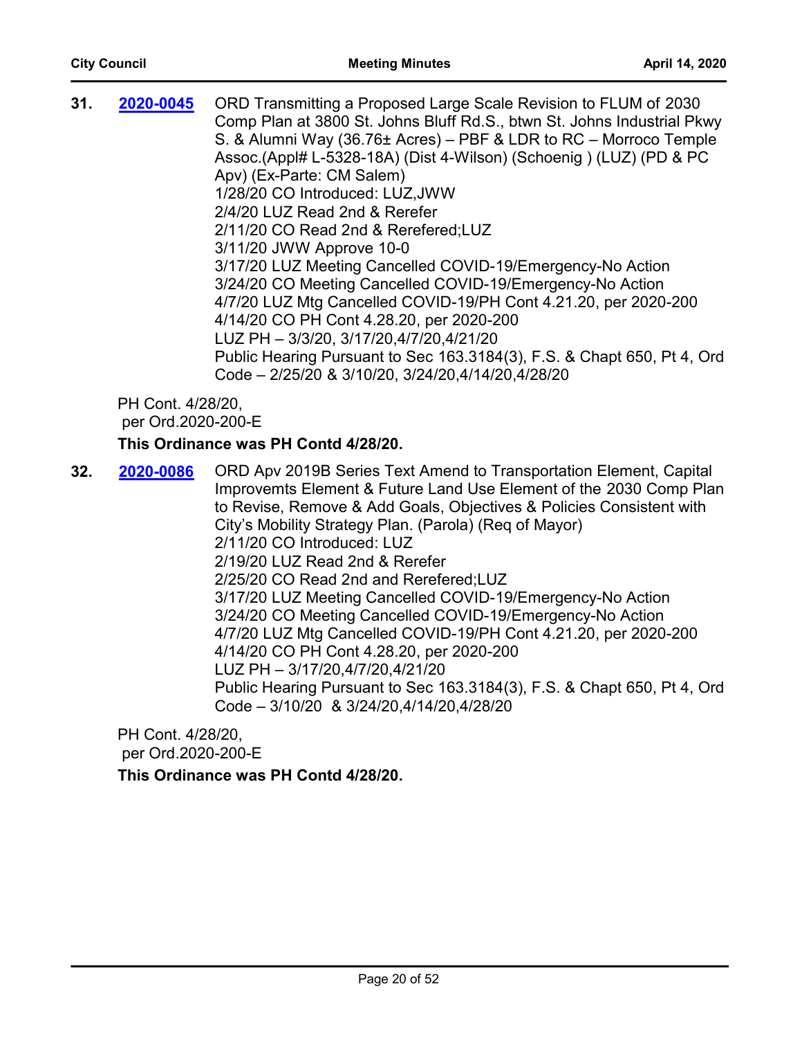**31.** **2020-0045** ORD Transmitting a Proposed Large Scale Revision to FLUM of 2030 Comp Plan at 3800 St. Johns Bluff Rd.S., btwn St. Johns Industrial Pkwy S. & Alumni Way (36.76± Acres) – PBF & LDR to RC – Morroco Temple Assoc.(Appl# L-5328-18A) (Dist 4-Wilson) (Schoenig ) (LUZ) (PD & PC Apv) (Ex-Parte: CM Salem)
1/28/20 CO Introduced: LUZ,JWW
2/4/20 LUZ Read 2nd & Rerefer
2/11/20 CO Read 2nd & Rerefered;LUZ
3/11/20 JWW Approve 10-0
3/17/20 LUZ Meeting Cancelled COVID-19/Emergency-No Action
3/24/20 CO Meeting Cancelled COVID-19/Emergency-No Action
4/7/20 LUZ Mtg Cancelled COVID-19/PH Cont 4.21.20, per 2020-200
4/14/20 CO PH Cont 4.28.20, per 2020-200
LUZ PH – 3/3/20, 3/17/20,4/7/20,4/21/20
Public Hearing Pursuant to Sec 163.3184(3), F.S. & Chapt 650, Pt 4, Ord Code – 2/25/20 & 3/10/20, 3/24/20,4/14/20,4/28/20

PH Cont. 4/28/20,
per Ord.2020-200-E

**This Ordinance was PH Contd 4/28/20.**

**32.** **2020-0086** ORD Apv 2019B Series Text Amend to Transportation Element, Capital Improvemts Element & Future Land Use Element of the 2030 Comp Plan to Revise, Remove & Add Goals, Objectives & Policies Consistent with City's Mobility Strategy Plan. (Parola) (Req of Mayor)
2/11/20 CO Introduced: LUZ
2/19/20 LUZ Read 2nd & Rerefer
2/25/20 CO Read 2nd and Rerefered;LUZ
3/17/20 LUZ Meeting Cancelled COVID-19/Emergency-No Action
3/24/20 CO Meeting Cancelled COVID-19/Emergency-No Action
4/7/20 LUZ Mtg Cancelled COVID-19/PH Cont 4.21.20, per 2020-200
4/14/20 CO PH Cont 4.28.20, per 2020-200
LUZ PH – 3/17/20,4/7/20,4/21/20
Public Hearing Pursuant to Sec 163.3184(3), F.S. & Chapt 650, Pt 4, Ord Code – 3/10/20 & 3/24/20,4/14/20,4/28/20

PH Cont. 4/28/20,
per Ord.2020-200-E

**This Ordinance was PH Contd 4/28/20.**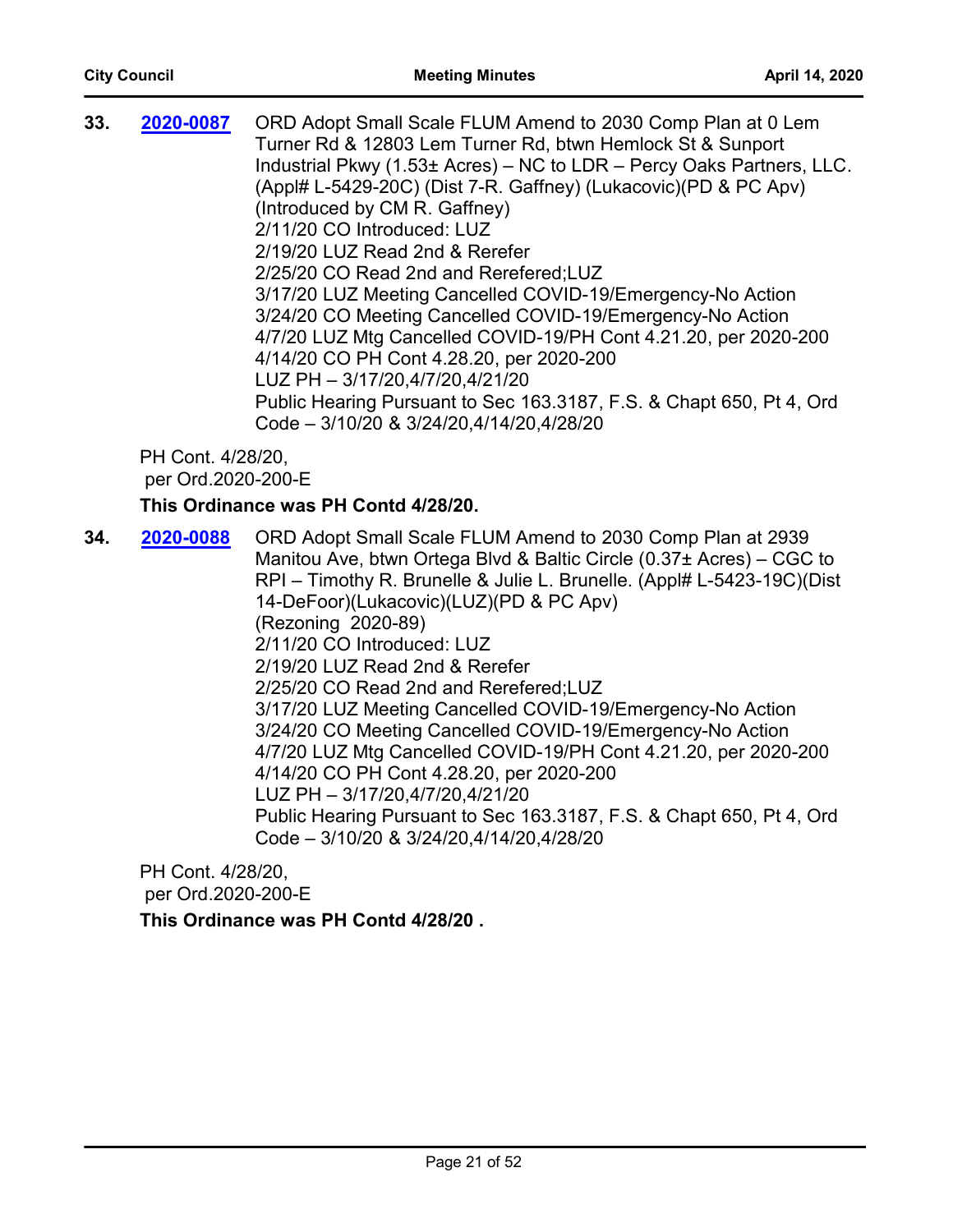**33.** **2020-0087** ORD Adopt Small Scale FLUM Amend to 2030 Comp Plan at 0 Lem Turner Rd & 12803 Lem Turner Rd, btwn Hemlock St & Sunport Industrial Pkwy (1.53± Acres) – NC to LDR – Percy Oaks Partners, LLC. (Appl# L-5429-20C) (Dist 7-R. Gaffney) (Lukacovic)(PD & PC Apv) (Introduced by CM R. Gaffney)
2/11/20 CO Introduced: LUZ
2/19/20 LUZ Read 2nd & Rerefer
2/25/20 CO Read 2nd and Rerefered;LUZ
3/17/20 LUZ Meeting Cancelled COVID-19/Emergency-No Action
3/24/20 CO Meeting Cancelled COVID-19/Emergency-No Action
4/7/20 LUZ Mtg Cancelled COVID-19/PH Cont 4.21.20, per 2020-200
4/14/20 CO PH Cont 4.28.20, per 2020-200
LUZ PH – 3/17/20,4/7/20,4/21/20
Public Hearing Pursuant to Sec 163.3187, F.S. & Chapt 650, Pt 4, Ord Code – 3/10/20 & 3/24/20,4/14/20,4/28/20

PH Cont. 4/28/20,
per Ord.2020-200-E

**This Ordinance was PH Contd 4/28/20.**

**34.** **2020-0088** ORD Adopt Small Scale FLUM Amend to 2030 Comp Plan at 2939 Manitou Ave, btwn Ortega Blvd & Baltic Circle (0.37± Acres) – CGC to RPI – Timothy R. Brunelle & Julie L. Brunelle. (Appl# L-5423-19C)(Dist 14-DeFoor)(Lukacovic)(LUZ)(PD & PC Apv)
(Rezoning 2020-89)
2/11/20 CO Introduced: LUZ
2/19/20 LUZ Read 2nd & Rerefer
2/25/20 CO Read 2nd and Rerefered;LUZ
3/17/20 LUZ Meeting Cancelled COVID-19/Emergency-No Action
3/24/20 CO Meeting Cancelled COVID-19/Emergency-No Action
4/7/20 LUZ Mtg Cancelled COVID-19/PH Cont 4.21.20, per 2020-200
4/14/20 CO PH Cont 4.28.20, per 2020-200
LUZ PH – 3/17/20,4/7/20,4/21/20
Public Hearing Pursuant to Sec 163.3187, F.S. & Chapt 650, Pt 4, Ord Code – 3/10/20 & 3/24/20,4/14/20,4/28/20

PH Cont. 4/28/20,
per Ord.2020-200-E

**This Ordinance was PH Contd 4/28/20 .**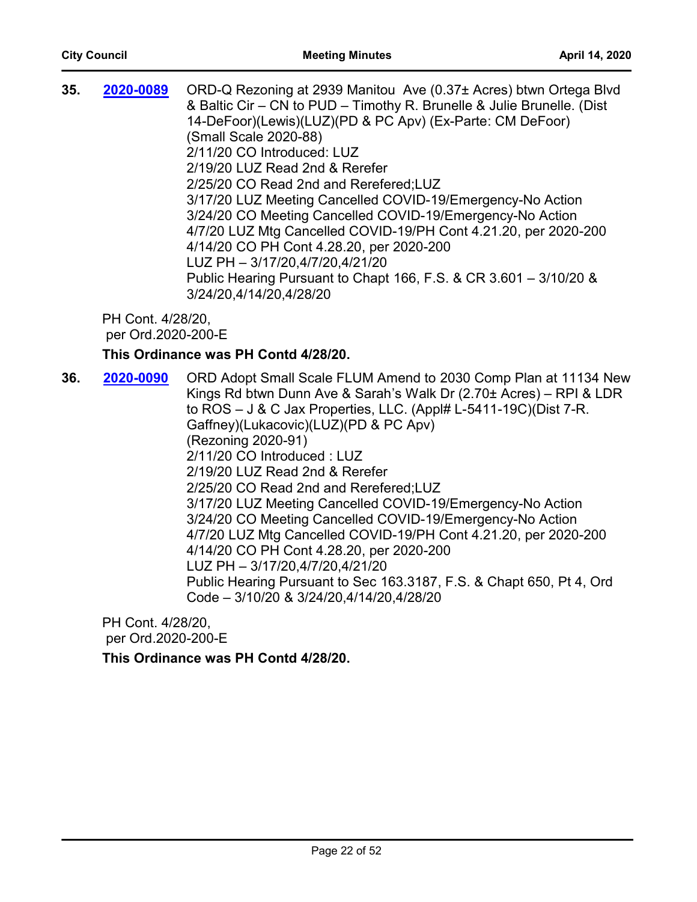**35.** **2020-0089** ORD-Q Rezoning at 2939 Manitou Ave (0.37± Acres) btwn Ortega Blvd & Baltic Cir – CN to PUD – Timothy R. Brunelle & Julie Brunelle. (Dist 14-DeFoor)(Lewis)(LUZ)(PD & PC Apv) (Ex-Parte: CM DeFoor)
(Small Scale 2020-88)
2/11/20 CO Introduced: LUZ
2/19/20 LUZ Read 2nd & Rerefer
2/25/20 CO Read 2nd and Rerefered;LUZ
3/17/20 LUZ Meeting Cancelled COVID-19/Emergency-No Action
3/24/20 CO Meeting Cancelled COVID-19/Emergency-No Action
4/7/20 LUZ Mtg Cancelled COVID-19/PH Cont 4.21.20, per 2020-200
4/14/20 CO PH Cont 4.28.20, per 2020-200
LUZ PH – 3/17/20,4/7/20,4/21/20
Public Hearing Pursuant to Chapt 166, F.S. & CR 3.601 – 3/10/20 & 3/24/20,4/14/20,4/28/20

PH Cont. 4/28/20,
per Ord.2020-200-E

**This Ordinance was PH Contd 4/28/20.**

**36.** **2020-0090** ORD Adopt Small Scale FLUM Amend to 2030 Comp Plan at 11134 New Kings Rd btwn Dunn Ave & Sarah's Walk Dr (2.70± Acres) – RPI & LDR to ROS – J & C Jax Properties, LLC. (Appl# L-5411-19C)(Dist 7-R. Gaffney)(Lukacovic)(LUZ)(PD & PC Apv)
(Rezoning 2020-91)
2/11/20 CO Introduced : LUZ
2/19/20 LUZ Read 2nd & Rerefer
2/25/20 CO Read 2nd and Rerefered;LUZ
3/17/20 LUZ Meeting Cancelled COVID-19/Emergency-No Action
3/24/20 CO Meeting Cancelled COVID-19/Emergency-No Action
4/7/20 LUZ Mtg Cancelled COVID-19/PH Cont 4.21.20, per 2020-200
4/14/20 CO PH Cont 4.28.20, per 2020-200
LUZ PH – 3/17/20,4/7/20,4/21/20
Public Hearing Pursuant to Sec 163.3187, F.S. & Chapt 650, Pt 4, Ord Code – 3/10/20 & 3/24/20,4/14/20,4/28/20

PH Cont. 4/28/20,
per Ord.2020-200-E

**This Ordinance was PH Contd 4/28/20.**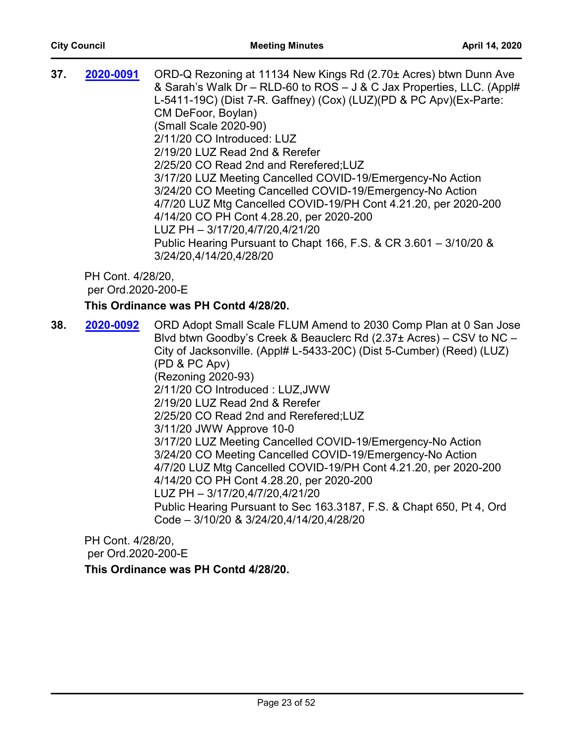**37.** **2020-0091** ORD-Q Rezoning at 11134 New Kings Rd (2.70± Acres) btwn Dunn Ave & Sarah's Walk Dr – RLD-60 to ROS – J & C Jax Properties, LLC. (Appl# L-5411-19C) (Dist 7-R. Gaffney) (Cox) (LUZ)(PD & PC Apv)(Ex-Parte: CM DeFoor, Boylan)
(Small Scale 2020-90)
2/11/20 CO Introduced: LUZ
2/19/20 LUZ Read 2nd & Rerefer
2/25/20 CO Read 2nd and Rerefered;LUZ
3/17/20 LUZ Meeting Cancelled COVID-19/Emergency-No Action
3/24/20 CO Meeting Cancelled COVID-19/Emergency-No Action
4/7/20 LUZ Mtg Cancelled COVID-19/PH Cont 4.21.20, per 2020-200
4/14/20 CO PH Cont 4.28.20, per 2020-200
LUZ PH – 3/17/20,4/7/20,4/21/20
Public Hearing Pursuant to Chapt 166, F.S. & CR 3.601 – 3/10/20 & 3/24/20,4/14/20,4/28/20

PH Cont. 4/28/20,
per Ord.2020-200-E

**This Ordinance was PH Contd 4/28/20.**

**38.** **2020-0092** ORD Adopt Small Scale FLUM Amend to 2030 Comp Plan at 0 San Jose Blvd btwn Goodby's Creek & Beauclerc Rd (2.37± Acres) – CSV to NC – City of Jacksonville. (Appl# L-5433-20C) (Dist 5-Cumber) (Reed) (LUZ) (PD & PC Apv)
(Rezoning 2020-93)
2/11/20 CO Introduced : LUZ,JWW
2/19/20 LUZ Read 2nd & Rerefer
2/25/20 CO Read 2nd and Rerefered;LUZ
3/11/20 JWW Approve 10-0
3/17/20 LUZ Meeting Cancelled COVID-19/Emergency-No Action
3/24/20 CO Meeting Cancelled COVID-19/Emergency-No Action
4/7/20 LUZ Mtg Cancelled COVID-19/PH Cont 4.21.20, per 2020-200
4/14/20 CO PH Cont 4.28.20, per 2020-200
LUZ PH – 3/17/20,4/7/20,4/21/20
Public Hearing Pursuant to Sec 163.3187, F.S. & Chapt 650, Pt 4, Ord Code – 3/10/20 & 3/24/20,4/14/20,4/28/20

PH Cont. 4/28/20,
per Ord.2020-200-E

**This Ordinance was PH Contd 4/28/20.**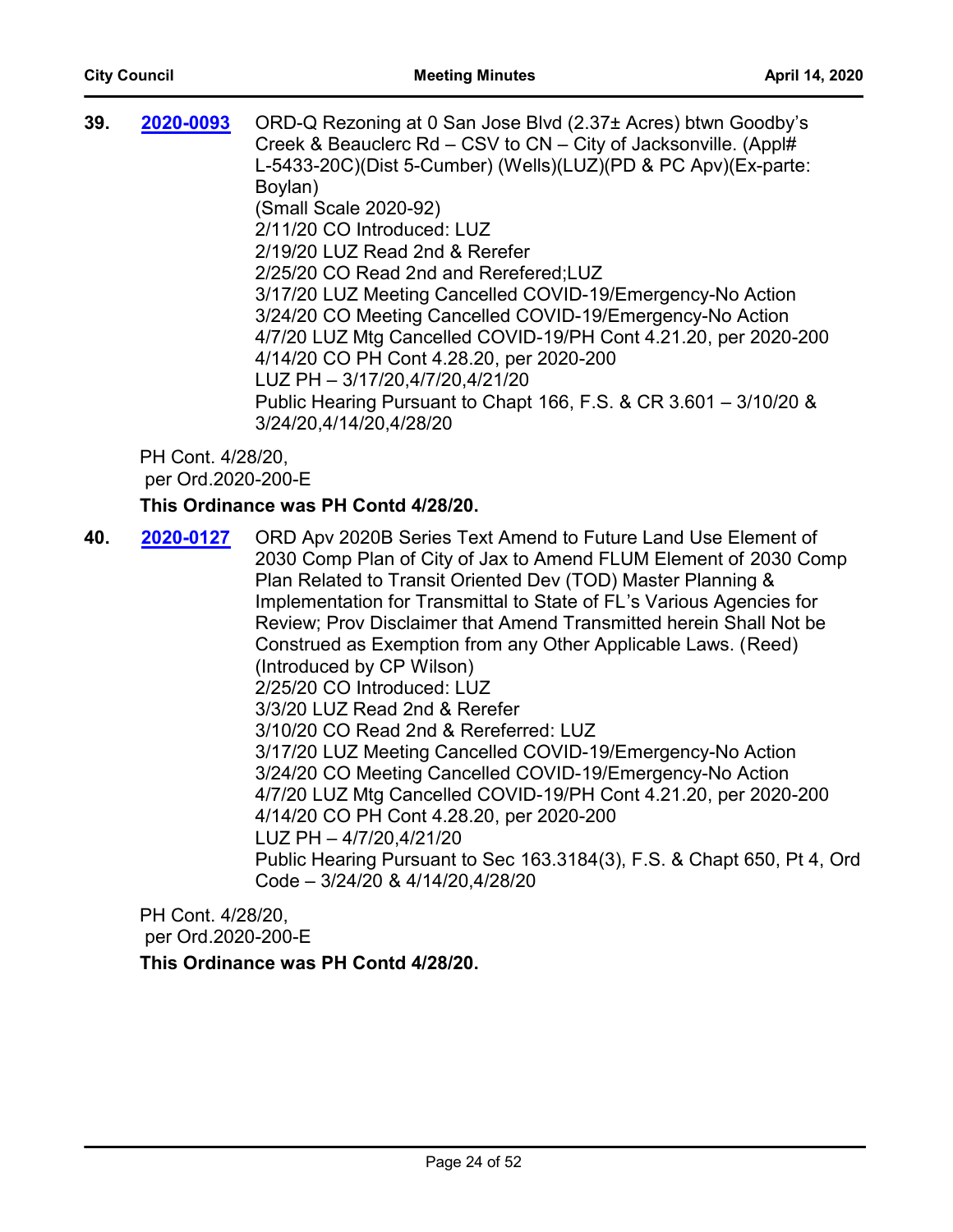**39.** **2020-0093** ORD-Q Rezoning at 0 San Jose Blvd (2.37± Acres) btwn Goodby's Creek & Beauclerc Rd – CSV to CN – City of Jacksonville. (Appl# L-5433-20C)(Dist 5-Cumber) (Wells)(LUZ)(PD & PC Apv)(Ex-parte: Boylan)
(Small Scale 2020-92)
2/11/20 CO Introduced: LUZ
2/19/20 LUZ Read 2nd & Rerefer
2/25/20 CO Read 2nd and Rerefered;LUZ
3/17/20 LUZ Meeting Cancelled COVID-19/Emergency-No Action
3/24/20 CO Meeting Cancelled COVID-19/Emergency-No Action
4/7/20 LUZ Mtg Cancelled COVID-19/PH Cont 4.21.20, per 2020-200
4/14/20 CO PH Cont 4.28.20, per 2020-200
LUZ PH – 3/17/20,4/7/20,4/21/20
Public Hearing Pursuant to Chapt 166, F.S. & CR 3.601 – 3/10/20 & 3/24/20,4/14/20,4/28/20

PH Cont. 4/28/20,
per Ord.2020-200-E

**This Ordinance was PH Contd 4/28/20.**

**40.** **2020-0127** ORD Apv 2020B Series Text Amend to Future Land Use Element of 2030 Comp Plan of City of Jax to Amend FLUM Element of 2030 Comp Plan Related to Transit Oriented Dev (TOD) Master Planning & Implementation for Transmittal to State of FL's Various Agencies for Review; Prov Disclaimer that Amend Transmitted herein Shall Not be Construed as Exemption from any Other Applicable Laws. (Reed) (Introduced by CP Wilson)
2/25/20 CO Introduced: LUZ
3/3/20 LUZ Read 2nd & Rerefer
3/10/20 CO Read 2nd & Rereferred: LUZ
3/17/20 LUZ Meeting Cancelled COVID-19/Emergency-No Action
3/24/20 CO Meeting Cancelled COVID-19/Emergency-No Action
4/7/20 LUZ Mtg Cancelled COVID-19/PH Cont 4.21.20, per 2020-200
4/14/20 CO PH Cont 4.28.20, per 2020-200
LUZ PH – 4/7/20,4/21/20
Public Hearing Pursuant to Sec 163.3184(3), F.S. & Chapt 650, Pt 4, Ord Code – 3/24/20 & 4/14/20,4/28/20

PH Cont. 4/28/20,
per Ord.2020-200-E

**This Ordinance was PH Contd 4/28/20.**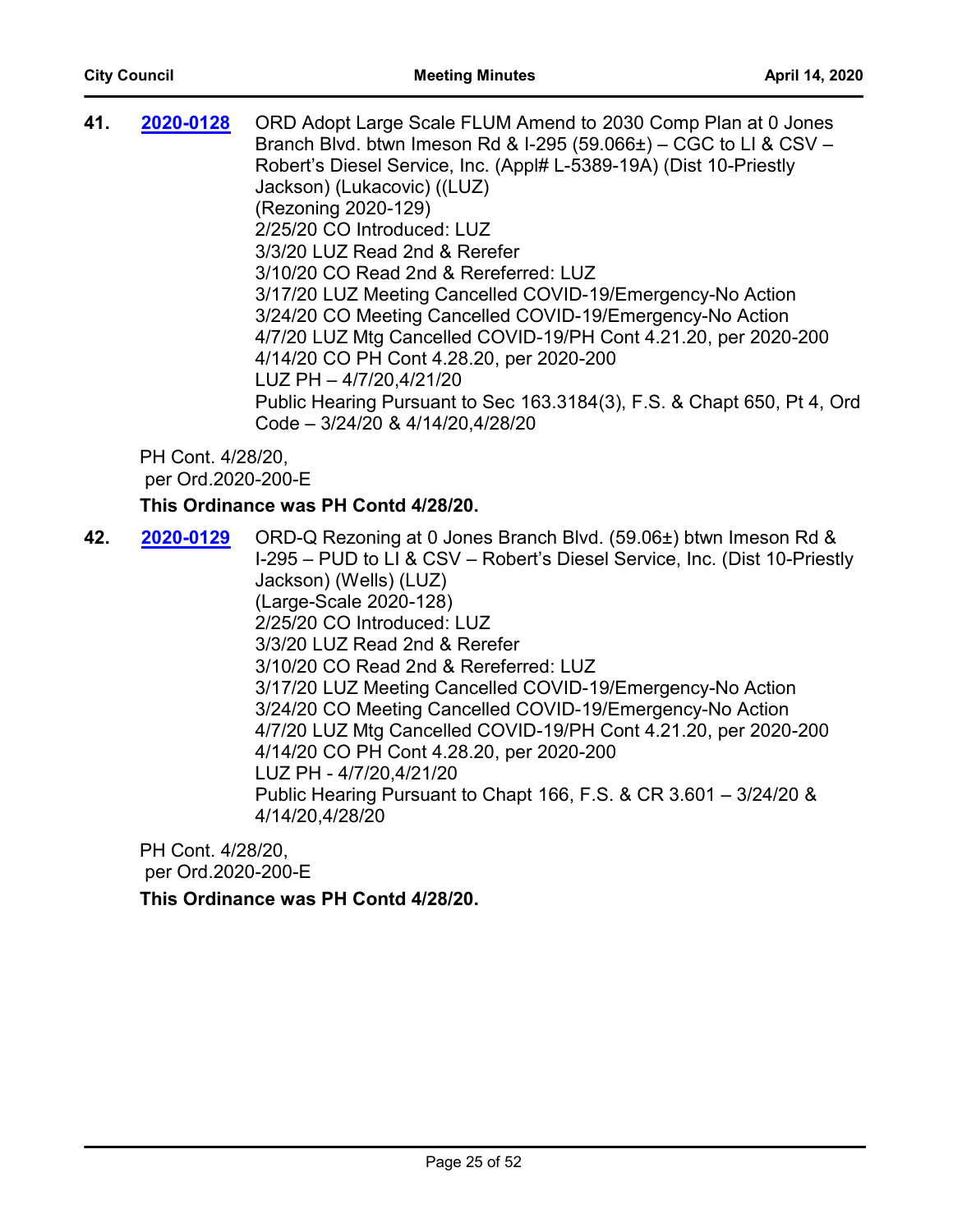**41.** **2020-0128** ORD Adopt Large Scale FLUM Amend to 2030 Comp Plan at 0 Jones Branch Blvd. btwn Imeson Rd & I-295 (59.066±) – CGC to LI & CSV – Robert's Diesel Service, Inc. (Appl# L-5389-19A) (Dist 10-Priestly Jackson) (Lukacovic) ((LUZ)
(Rezoning 2020-129)
2/25/20 CO Introduced: LUZ
3/3/20 LUZ Read 2nd & Rerefer
3/10/20 CO Read 2nd & Rereferred: LUZ
3/17/20 LUZ Meeting Cancelled COVID-19/Emergency-No Action
3/24/20 CO Meeting Cancelled COVID-19/Emergency-No Action
4/7/20 LUZ Mtg Cancelled COVID-19/PH Cont 4.21.20, per 2020-200
4/14/20 CO PH Cont 4.28.20, per 2020-200
LUZ PH – 4/7/20,4/21/20
Public Hearing Pursuant to Sec 163.3184(3), F.S. & Chapt 650, Pt 4, Ord Code – 3/24/20 & 4/14/20,4/28/20

PH Cont. 4/28/20,
per Ord.2020-200-E

**This Ordinance was PH Contd 4/28/20.**

**42.** **2020-0129** ORD-Q Rezoning at 0 Jones Branch Blvd. (59.06±) btwn Imeson Rd & I-295 – PUD to LI & CSV – Robert's Diesel Service, Inc. (Dist 10-Priestly Jackson) (Wells) (LUZ)
(Large-Scale 2020-128)
2/25/20 CO Introduced: LUZ
3/3/20 LUZ Read 2nd & Rerefer
3/10/20 CO Read 2nd & Rereferred: LUZ
3/17/20 LUZ Meeting Cancelled COVID-19/Emergency-No Action
3/24/20 CO Meeting Cancelled COVID-19/Emergency-No Action
4/7/20 LUZ Mtg Cancelled COVID-19/PH Cont 4.21.20, per 2020-200
4/14/20 CO PH Cont 4.28.20, per 2020-200
LUZ PH - 4/7/20,4/21/20
Public Hearing Pursuant to Chapt 166, F.S. & CR 3.601 – 3/24/20 & 4/14/20,4/28/20

PH Cont. 4/28/20,
per Ord.2020-200-E

**This Ordinance was PH Contd 4/28/20.**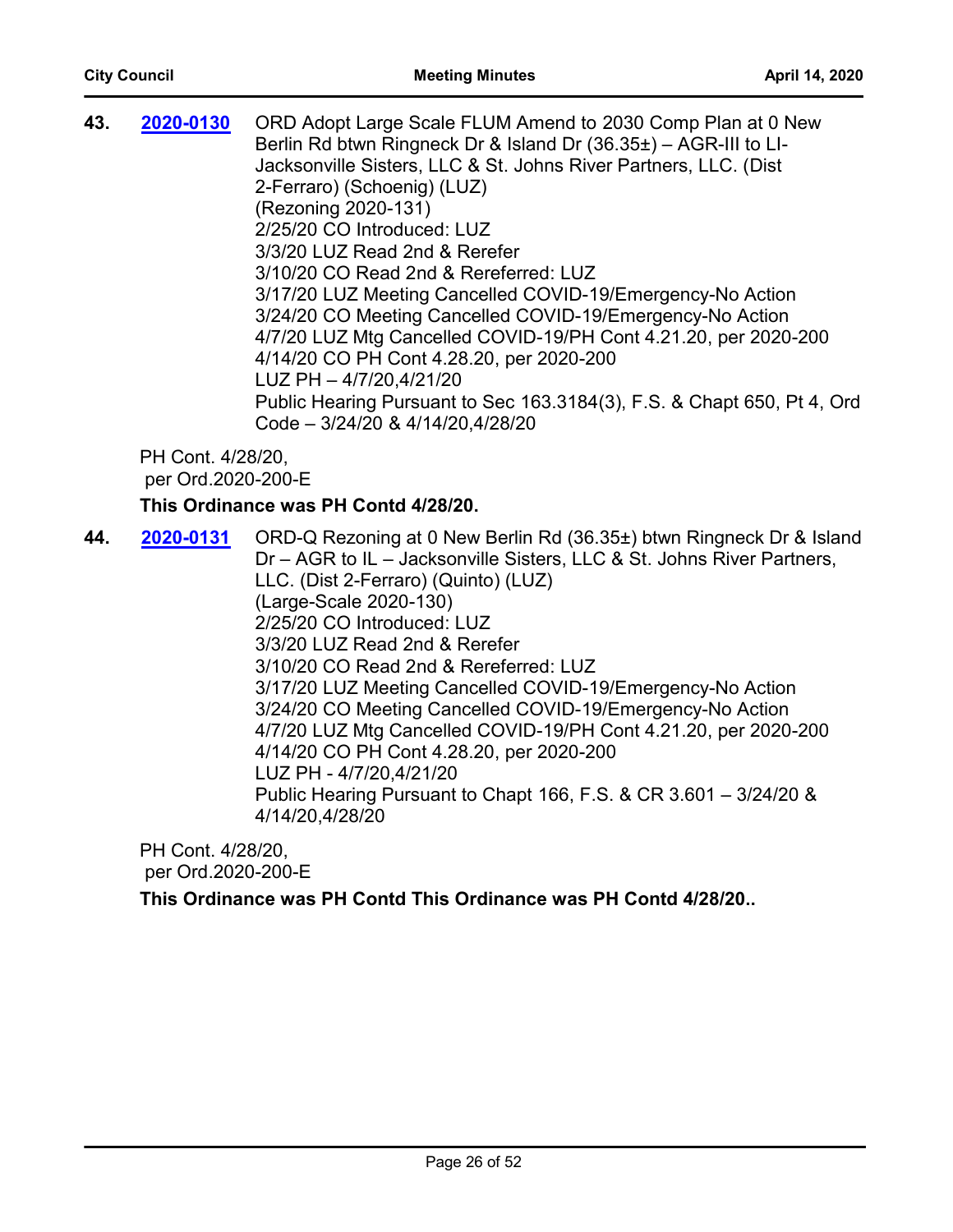**43.** **2020-0130** ORD Adopt Large Scale FLUM Amend to 2030 Comp Plan at 0 New Berlin Rd btwn Ringneck Dr & Island Dr (36.35±) – AGR-III to LI-Jacksonville Sisters, LLC & St. Johns River Partners, LLC. (Dist 2-Ferraro) (Schoenig) (LUZ)
(Rezoning 2020-131)
2/25/20 CO Introduced: LUZ
3/3/20 LUZ Read 2nd & Rerefer
3/10/20 CO Read 2nd & Rereferred: LUZ
3/17/20 LUZ Meeting Cancelled COVID-19/Emergency-No Action
3/24/20 CO Meeting Cancelled COVID-19/Emergency-No Action
4/7/20 LUZ Mtg Cancelled COVID-19/PH Cont 4.21.20, per 2020-200
4/14/20 CO PH Cont 4.28.20, per 2020-200
LUZ PH – 4/7/20,4/21/20
Public Hearing Pursuant to Sec 163.3184(3), F.S. & Chapt 650, Pt 4, Ord Code – 3/24/20 & 4/14/20,4/28/20

PH Cont. 4/28/20,
per Ord.2020-200-E

**This Ordinance was PH Contd 4/28/20.**

**44.** **2020-0131** ORD-Q Rezoning at 0 New Berlin Rd (36.35±) btwn Ringneck Dr & Island Dr – AGR to IL – Jacksonville Sisters, LLC & St. Johns River Partners, LLC. (Dist 2-Ferraro) (Quinto) (LUZ)
(Large-Scale 2020-130)
2/25/20 CO Introduced: LUZ
3/3/20 LUZ Read 2nd & Rerefer
3/10/20 CO Read 2nd & Rereferred: LUZ
3/17/20 LUZ Meeting Cancelled COVID-19/Emergency-No Action
3/24/20 CO Meeting Cancelled COVID-19/Emergency-No Action
4/7/20 LUZ Mtg Cancelled COVID-19/PH Cont 4.21.20, per 2020-200
4/14/20 CO PH Cont 4.28.20, per 2020-200
LUZ PH - 4/7/20,4/21/20
Public Hearing Pursuant to Chapt 166, F.S. & CR 3.601 – 3/24/20 & 4/14/20,4/28/20

PH Cont. 4/28/20,
per Ord.2020-200-E

**This Ordinance was PH Contd This Ordinance was PH Contd 4/28/20..**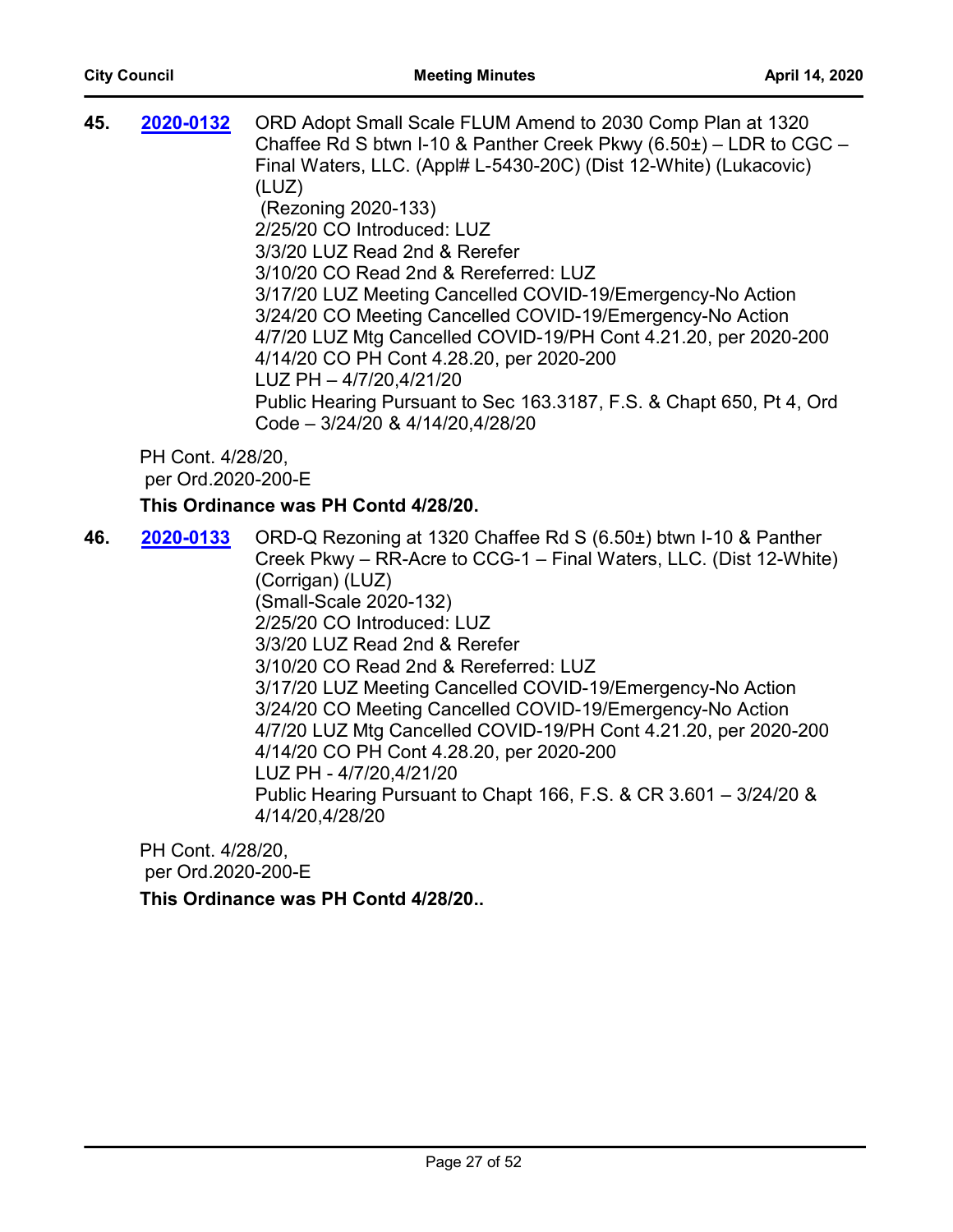**45.** **2020-0132** ORD Adopt Small Scale FLUM Amend to 2030 Comp Plan at 1320 Chaffee Rd S btwn I-10 & Panther Creek Pkwy (6.50±) – LDR to CGC – Final Waters, LLC. (Appl# L-5430-20C) (Dist 12-White) (Lukacovic) (LUZ)
(Rezoning 2020-133)
2/25/20 CO Introduced: LUZ
3/3/20 LUZ Read 2nd & Rerefer
3/10/20 CO Read 2nd & Rereferred: LUZ
3/17/20 LUZ Meeting Cancelled COVID-19/Emergency-No Action
3/24/20 CO Meeting Cancelled COVID-19/Emergency-No Action
4/7/20 LUZ Mtg Cancelled COVID-19/PH Cont 4.21.20, per 2020-200
4/14/20 CO PH Cont 4.28.20, per 2020-200
LUZ PH – 4/7/20,4/21/20
Public Hearing Pursuant to Sec 163.3187, F.S. & Chapt 650, Pt 4, Ord Code – 3/24/20 & 4/14/20,4/28/20

PH Cont. 4/28/20,
per Ord.2020-200-E

**This Ordinance was PH Contd 4/28/20.**

**46.** **2020-0133** ORD-Q Rezoning at 1320 Chaffee Rd S (6.50±) btwn I-10 & Panther Creek Pkwy – RR-Acre to CCG-1 – Final Waters, LLC. (Dist 12-White) (Corrigan) (LUZ)
(Small-Scale 2020-132)
2/25/20 CO Introduced: LUZ
3/3/20 LUZ Read 2nd & Rerefer
3/10/20 CO Read 2nd & Rereferred: LUZ
3/17/20 LUZ Meeting Cancelled COVID-19/Emergency-No Action
3/24/20 CO Meeting Cancelled COVID-19/Emergency-No Action
4/7/20 LUZ Mtg Cancelled COVID-19/PH Cont 4.21.20, per 2020-200
4/14/20 CO PH Cont 4.28.20, per 2020-200
LUZ PH - 4/7/20,4/21/20
Public Hearing Pursuant to Chapt 166, F.S. & CR 3.601 – 3/24/20 & 4/14/20,4/28/20

PH Cont. 4/28/20,
per Ord.2020-200-E

**This Ordinance was PH Contd 4/28/20..**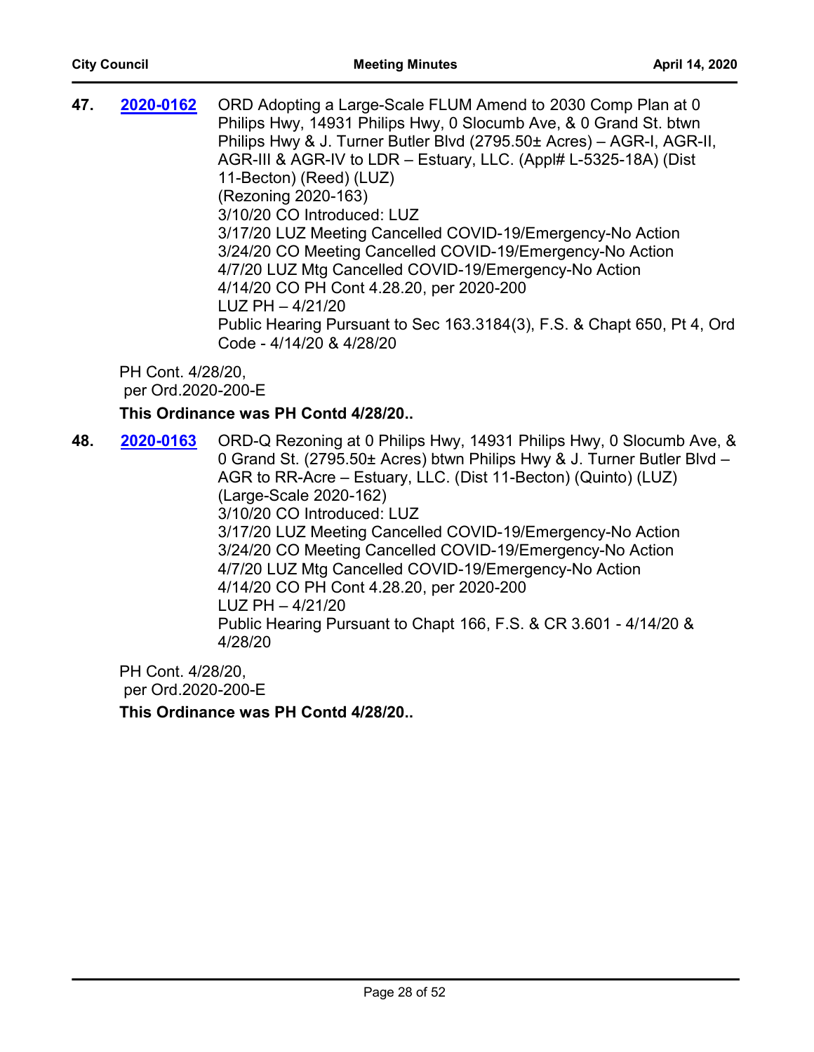**47.** [**2020-0162**] ORD Adopting a Large-Scale FLUM Amend to 2030 Comp Plan at 0 Philips Hwy, 14931 Philips Hwy, 0 Slocumb Ave, & 0 Grand St. btwn Philips Hwy & J. Turner Butler Blvd (2795.50± Acres) – AGR-I, AGR-II, AGR-III & AGR-IV to LDR – Estuary, LLC. (Appl# L-5325-18A) (Dist 11-Becton) (Reed) (LUZ)
(Rezoning 2020-163)
3/10/20 CO Introduced: LUZ
3/17/20 LUZ Meeting Cancelled COVID-19/Emergency-No Action
3/24/20 CO Meeting Cancelled COVID-19/Emergency-No Action
4/7/20 LUZ Mtg Cancelled COVID-19/Emergency-No Action
4/14/20 CO PH Cont 4.28.20, per 2020-200
LUZ PH – 4/21/20
Public Hearing Pursuant to Sec 163.3184(3), F.S. & Chapt 650, Pt 4, Ord Code - 4/14/20 & 4/28/20

PH Cont. 4/28/20,
per Ord.2020-200-E

**This Ordinance was PH Contd 4/28/20..**

**48.** [**2020-0163**] ORD-Q Rezoning at 0 Philips Hwy, 14931 Philips Hwy, 0 Slocumb Ave, & 0 Grand St. (2795.50± Acres) btwn Philips Hwy & J. Turner Butler Blvd – AGR to RR-Acre – Estuary, LLC. (Dist 11-Becton) (Quinto) (LUZ)
(Large-Scale 2020-162)
3/10/20 CO Introduced: LUZ
3/17/20 LUZ Meeting Cancelled COVID-19/Emergency-No Action
3/24/20 CO Meeting Cancelled COVID-19/Emergency-No Action
4/7/20 LUZ Mtg Cancelled COVID-19/Emergency-No Action
4/14/20 CO PH Cont 4.28.20, per 2020-200
LUZ PH – 4/21/20
Public Hearing Pursuant to Chapt 166, F.S. & CR 3.601 - 4/14/20 & 4/28/20

PH Cont. 4/28/20,
per Ord.2020-200-E

**This Ordinance was PH Contd 4/28/20..**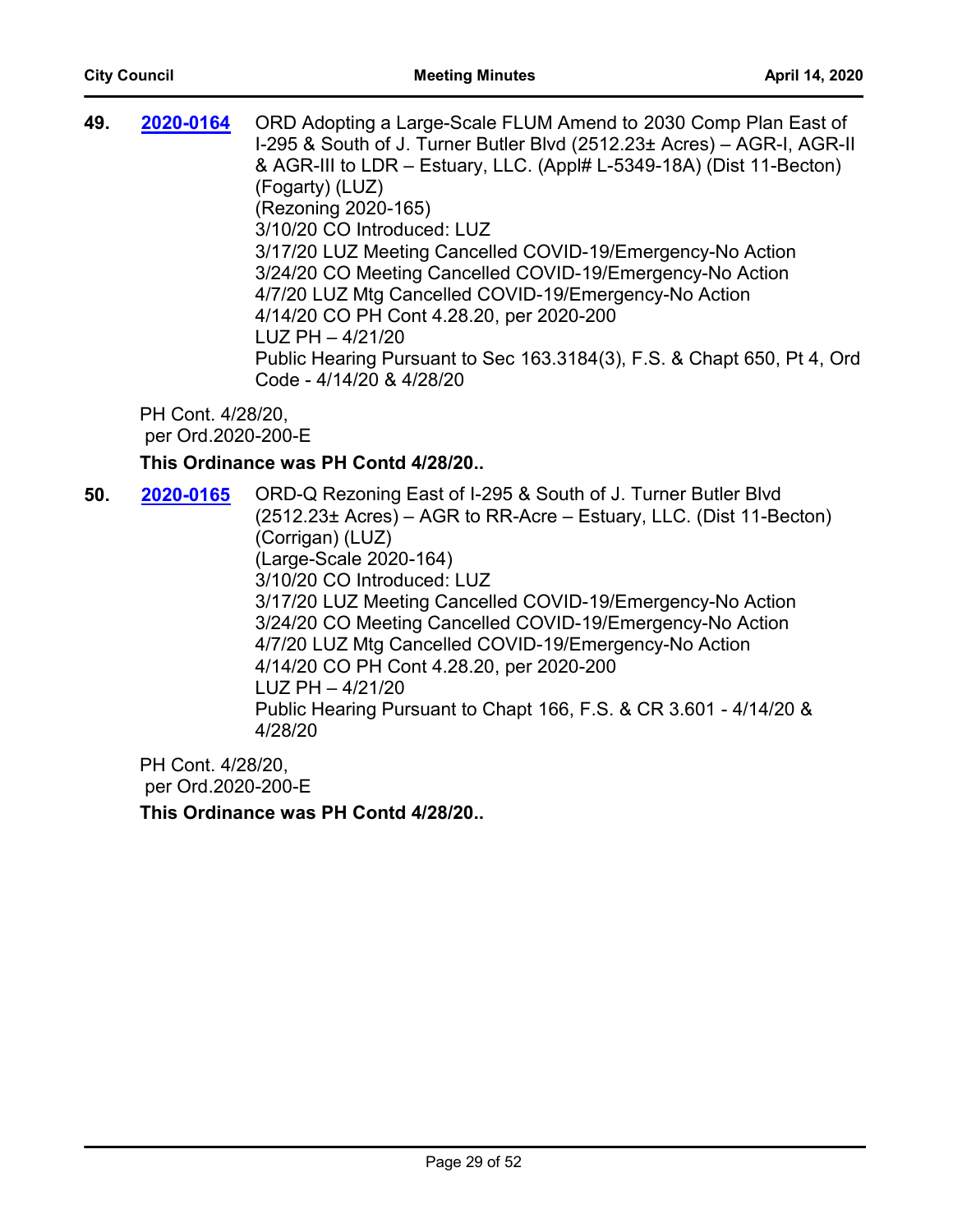**49.** **2020-0164** ORD Adopting a Large-Scale FLUM Amend to 2030 Comp Plan East of I-295 & South of J. Turner Butler Blvd (2512.23± Acres) – AGR-I, AGR-II & AGR-III to LDR – Estuary, LLC. (Appl# L-5349-18A) (Dist 11-Becton) (Fogarty) (LUZ)
(Rezoning 2020-165)
3/10/20 CO Introduced: LUZ
3/17/20 LUZ Meeting Cancelled COVID-19/Emergency-No Action
3/24/20 CO Meeting Cancelled COVID-19/Emergency-No Action
4/7/20 LUZ Mtg Cancelled COVID-19/Emergency-No Action
4/14/20 CO PH Cont 4.28.20, per 2020-200
LUZ PH – 4/21/20
Public Hearing Pursuant to Sec 163.3184(3), F.S. & Chapt 650, Pt 4, Ord Code - 4/14/20 & 4/28/20

PH Cont. 4/28/20,
per Ord.2020-200-E

**This Ordinance was PH Contd 4/28/20..**

**50.** **2020-0165** ORD-Q Rezoning East of I-295 & South of J. Turner Butler Blvd (2512.23± Acres) – AGR to RR-Acre – Estuary, LLC. (Dist 11-Becton) (Corrigan) (LUZ)
(Large-Scale 2020-164)
3/10/20 CO Introduced: LUZ
3/17/20 LUZ Meeting Cancelled COVID-19/Emergency-No Action
3/24/20 CO Meeting Cancelled COVID-19/Emergency-No Action
4/7/20 LUZ Mtg Cancelled COVID-19/Emergency-No Action
4/14/20 CO PH Cont 4.28.20, per 2020-200
LUZ PH – 4/21/20
Public Hearing Pursuant to Chapt 166, F.S. & CR 3.601 - 4/14/20 & 4/28/20

PH Cont. 4/28/20,
per Ord.2020-200-E

**This Ordinance was PH Contd 4/28/20..**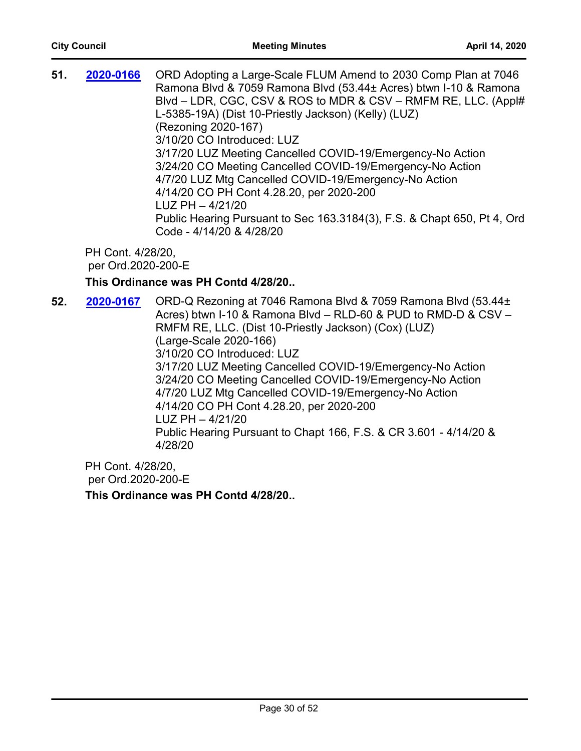**51.** **2020-0166** ORD Adopting a Large-Scale FLUM Amend to 2030 Comp Plan at 7046 Ramona Blvd & 7059 Ramona Blvd (53.44± Acres) btwn I-10 & Ramona Blvd – LDR, CGC, CSV & ROS to MDR & CSV – RMFM RE, LLC. (Appl# L-5385-19A) (Dist 10-Priestly Jackson) (Kelly) (LUZ)
(Rezoning 2020-167)
3/10/20 CO Introduced: LUZ
3/17/20 LUZ Meeting Cancelled COVID-19/Emergency-No Action
3/24/20 CO Meeting Cancelled COVID-19/Emergency-No Action
4/7/20 LUZ Mtg Cancelled COVID-19/Emergency-No Action
4/14/20 CO PH Cont 4.28.20, per 2020-200
LUZ PH – 4/21/20
Public Hearing Pursuant to Sec 163.3184(3), F.S. & Chapt 650, Pt 4, Ord Code - 4/14/20 & 4/28/20

PH Cont. 4/28/20,
per Ord.2020-200-E

**This Ordinance was PH Contd 4/28/20..**

**52.** **2020-0167** ORD-Q Rezoning at 7046 Ramona Blvd & 7059 Ramona Blvd (53.44± Acres) btwn I-10 & Ramona Blvd – RLD-60 & PUD to RMD-D & CSV – RMFM RE, LLC. (Dist 10-Priestly Jackson) (Cox) (LUZ)
(Large-Scale 2020-166)
3/10/20 CO Introduced: LUZ
3/17/20 LUZ Meeting Cancelled COVID-19/Emergency-No Action
3/24/20 CO Meeting Cancelled COVID-19/Emergency-No Action
4/7/20 LUZ Mtg Cancelled COVID-19/Emergency-No Action
4/14/20 CO PH Cont 4.28.20, per 2020-200
LUZ PH – 4/21/20
Public Hearing Pursuant to Chapt 166, F.S. & CR 3.601 - 4/14/20 & 4/28/20

PH Cont. 4/28/20,
per Ord.2020-200-E

**This Ordinance was PH Contd 4/28/20..**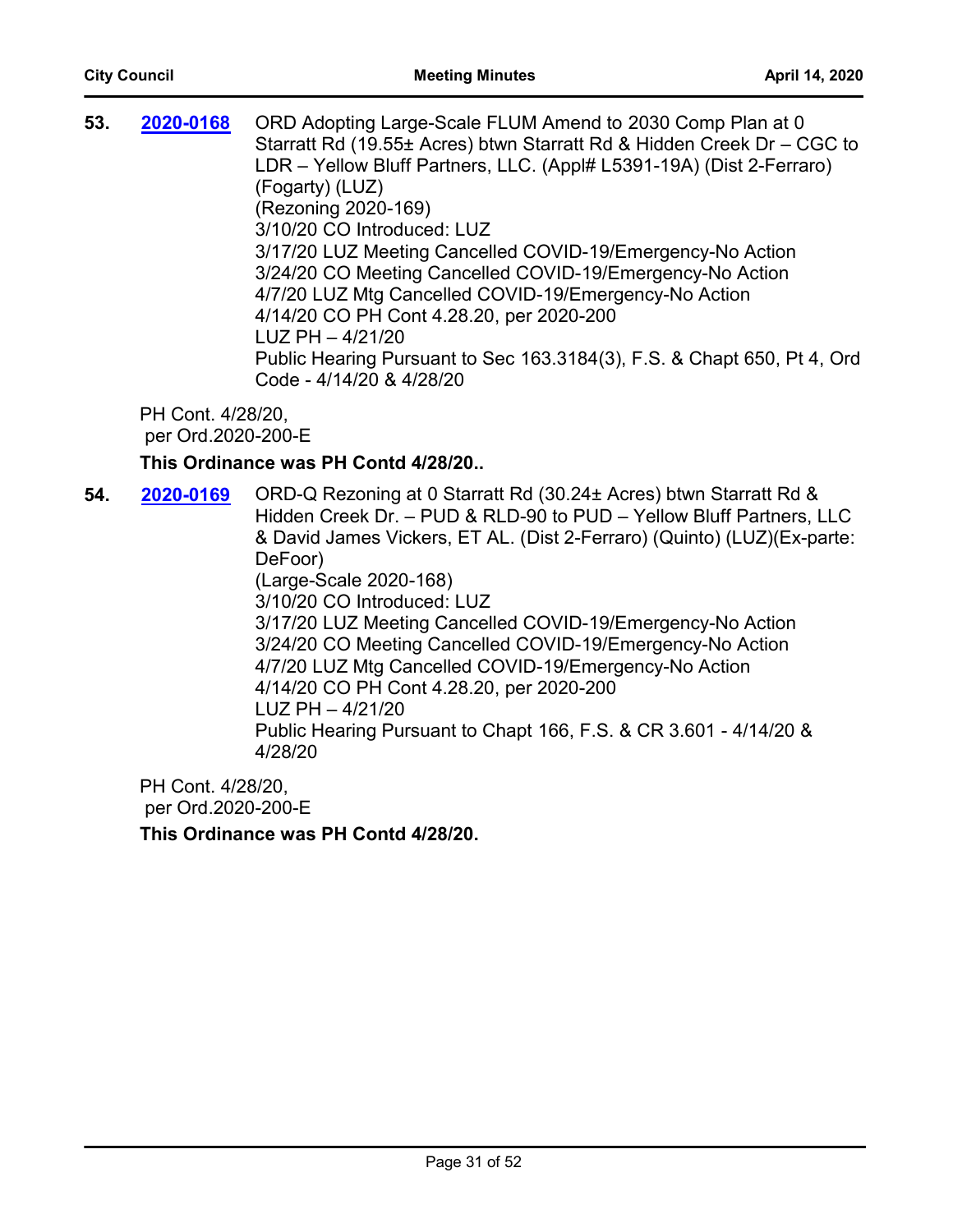**53.** **2020-0168** ORD Adopting Large-Scale FLUM Amend to 2030 Comp Plan at 0 Starratt Rd (19.55± Acres) btwn Starratt Rd & Hidden Creek Dr – CGC to LDR – Yellow Bluff Partners, LLC. (Appl# L5391-19A) (Dist 2-Ferraro) (Fogarty) (LUZ)
(Rezoning 2020-169)
3/10/20 CO Introduced: LUZ
3/17/20 LUZ Meeting Cancelled COVID-19/Emergency-No Action
3/24/20 CO Meeting Cancelled COVID-19/Emergency-No Action
4/7/20 LUZ Mtg Cancelled COVID-19/Emergency-No Action
4/14/20 CO PH Cont 4.28.20, per 2020-200
LUZ PH – 4/21/20
Public Hearing Pursuant to Sec 163.3184(3), F.S. & Chapt 650, Pt 4, Ord Code - 4/14/20 & 4/28/20

PH Cont. 4/28/20,
per Ord.2020-200-E

**This Ordinance was PH Contd 4/28/20..**

**54.** **2020-0169** ORD-Q Rezoning at 0 Starratt Rd (30.24± Acres) btwn Starratt Rd & Hidden Creek Dr. – PUD & RLD-90 to PUD – Yellow Bluff Partners, LLC & David James Vickers, ET AL. (Dist 2-Ferraro) (Quinto) (LUZ)(Ex-parte: DeFoor)
(Large-Scale 2020-168)
3/10/20 CO Introduced: LUZ
3/17/20 LUZ Meeting Cancelled COVID-19/Emergency-No Action
3/24/20 CO Meeting Cancelled COVID-19/Emergency-No Action
4/7/20 LUZ Mtg Cancelled COVID-19/Emergency-No Action
4/14/20 CO PH Cont 4.28.20, per 2020-200
LUZ PH – 4/21/20
Public Hearing Pursuant to Chapt 166, F.S. & CR 3.601 - 4/14/20 & 4/28/20

PH Cont. 4/28/20,
per Ord.2020-200-E

**This Ordinance was PH Contd 4/28/20.**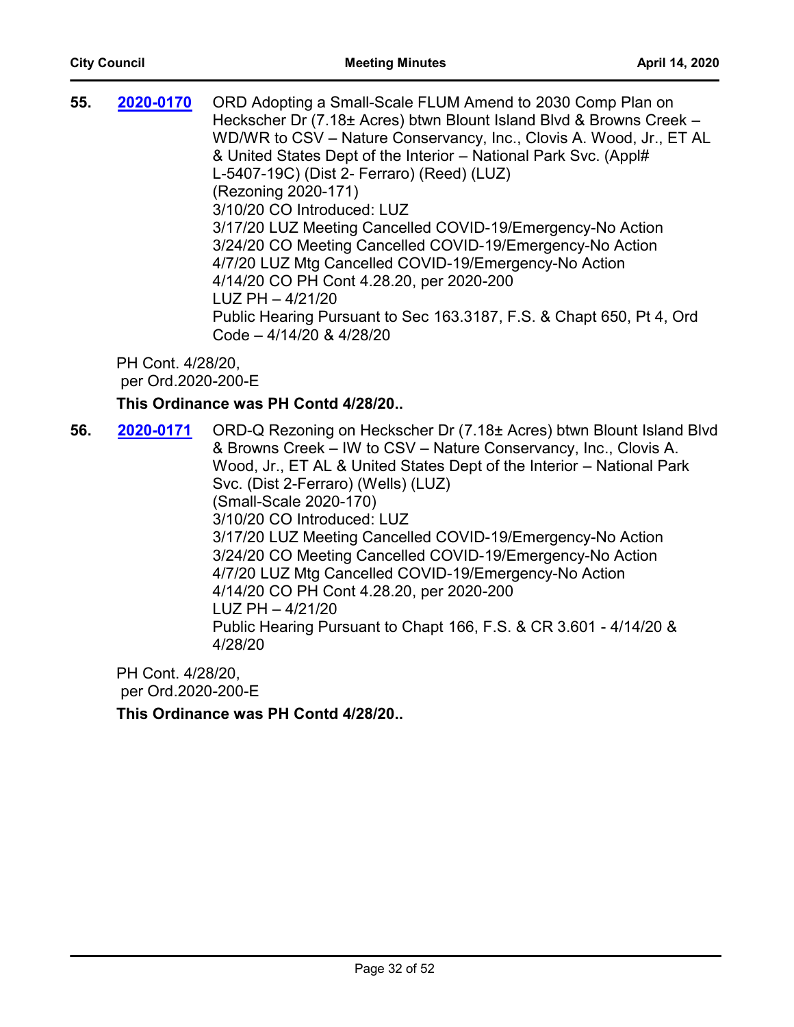**55.** **2020-0170** ORD Adopting a Small-Scale FLUM Amend to 2030 Comp Plan on Heckscher Dr (7.18± Acres) btwn Blount Island Blvd & Browns Creek – WD/WR to CSV – Nature Conservancy, Inc., Clovis A. Wood, Jr., ET AL & United States Dept of the Interior – National Park Svc. (Appl# L-5407-19C) (Dist 2- Ferraro) (Reed) (LUZ)
(Rezoning 2020-171)
3/10/20 CO Introduced: LUZ
3/17/20 LUZ Meeting Cancelled COVID-19/Emergency-No Action
3/24/20 CO Meeting Cancelled COVID-19/Emergency-No Action
4/7/20 LUZ Mtg Cancelled COVID-19/Emergency-No Action
4/14/20 CO PH Cont 4.28.20, per 2020-200
LUZ PH – 4/21/20
Public Hearing Pursuant to Sec 163.3187, F.S. & Chapt 650, Pt 4, Ord Code – 4/14/20 & 4/28/20

PH Cont. 4/28/20,
per Ord.2020-200-E

**This Ordinance was PH Contd 4/28/20..**

**56.** **2020-0171** ORD-Q Rezoning on Heckscher Dr (7.18± Acres) btwn Blount Island Blvd & Browns Creek – IW to CSV – Nature Conservancy, Inc., Clovis A. Wood, Jr., ET AL & United States Dept of the Interior – National Park Svc. (Dist 2-Ferraro) (Wells) (LUZ)
(Small-Scale 2020-170)
3/10/20 CO Introduced: LUZ
3/17/20 LUZ Meeting Cancelled COVID-19/Emergency-No Action
3/24/20 CO Meeting Cancelled COVID-19/Emergency-No Action
4/7/20 LUZ Mtg Cancelled COVID-19/Emergency-No Action
4/14/20 CO PH Cont 4.28.20, per 2020-200
LUZ PH – 4/21/20
Public Hearing Pursuant to Chapt 166, F.S. & CR 3.601 - 4/14/20 & 4/28/20

PH Cont. 4/28/20,
per Ord.2020-200-E

**This Ordinance was PH Contd 4/28/20..**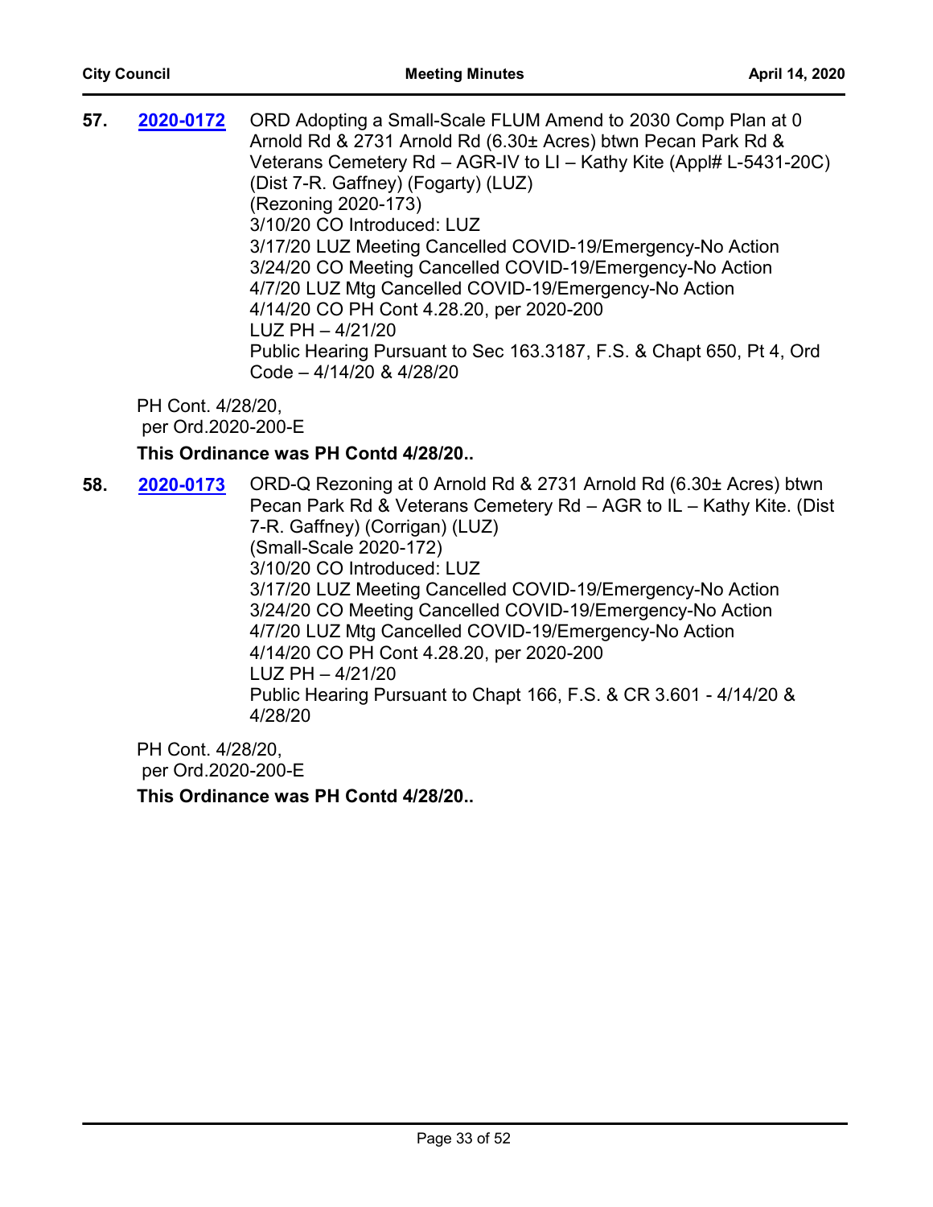**57.** **2020-0172** ORD Adopting a Small-Scale FLUM Amend to 2030 Comp Plan at 0 Arnold Rd & 2731 Arnold Rd (6.30± Acres) btwn Pecan Park Rd & Veterans Cemetery Rd – AGR-IV to LI – Kathy Kite (Appl# L-5431-20C) (Dist 7-R. Gaffney) (Fogarty) (LUZ)
(Rezoning 2020-173)
3/10/20 CO Introduced: LUZ
3/17/20 LUZ Meeting Cancelled COVID-19/Emergency-No Action
3/24/20 CO Meeting Cancelled COVID-19/Emergency-No Action
4/7/20 LUZ Mtg Cancelled COVID-19/Emergency-No Action
4/14/20 CO PH Cont 4.28.20, per 2020-200
LUZ PH – 4/21/20
Public Hearing Pursuant to Sec 163.3187, F.S. & Chapt 650, Pt 4, Ord Code – 4/14/20 & 4/28/20

PH Cont. 4/28/20,
per Ord.2020-200-E

**This Ordinance was PH Contd 4/28/20..**

**58.** **2020-0173** ORD-Q Rezoning at 0 Arnold Rd & 2731 Arnold Rd (6.30± Acres) btwn Pecan Park Rd & Veterans Cemetery Rd – AGR to IL – Kathy Kite. (Dist 7-R. Gaffney) (Corrigan) (LUZ)
(Small-Scale 2020-172)
3/10/20 CO Introduced: LUZ
3/17/20 LUZ Meeting Cancelled COVID-19/Emergency-No Action
3/24/20 CO Meeting Cancelled COVID-19/Emergency-No Action
4/7/20 LUZ Mtg Cancelled COVID-19/Emergency-No Action
4/14/20 CO PH Cont 4.28.20, per 2020-200
LUZ PH – 4/21/20
Public Hearing Pursuant to Chapt 166, F.S. & CR 3.601 - 4/14/20 & 4/28/20

PH Cont. 4/28/20,
per Ord.2020-200-E

**This Ordinance was PH Contd 4/28/20..**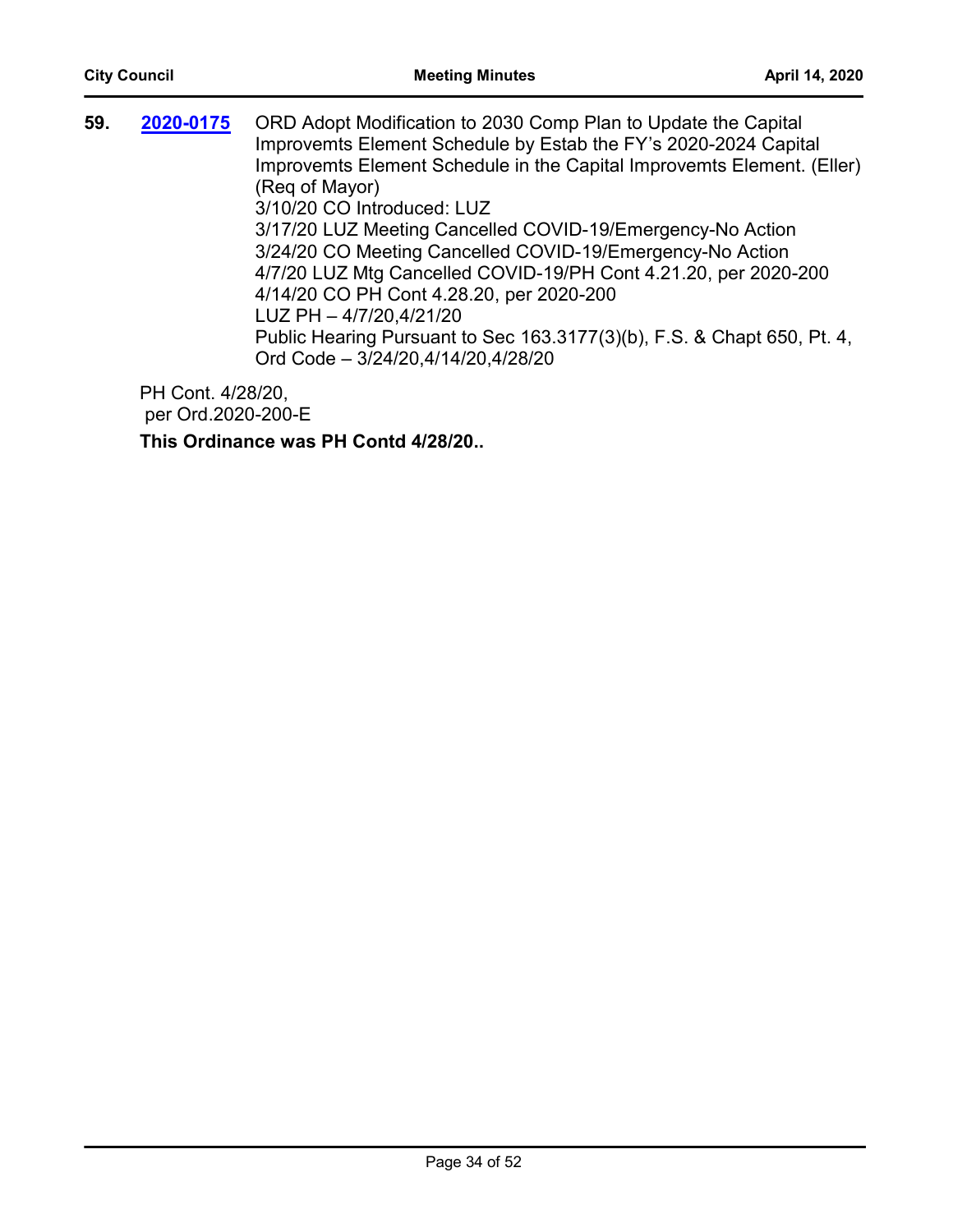**59.** **2020-0175** ORD Adopt Modification to 2030 Comp Plan to Update the Capital Improvemts Element Schedule by Estab the FY's 2020-2024 Capital Improvemts Element Schedule in the Capital Improvemts Element. (Eller) (Req of Mayor)
3/10/20 CO Introduced: LUZ
3/17/20 LUZ Meeting Cancelled COVID-19/Emergency-No Action
3/24/20 CO Meeting Cancelled COVID-19/Emergency-No Action
4/7/20 LUZ Mtg Cancelled COVID-19/PH Cont 4.21.20, per 2020-200
4/14/20 CO PH Cont 4.28.20, per 2020-200
LUZ PH – 4/7/20,4/21/20
Public Hearing Pursuant to Sec 163.3177(3)(b), F.S. & Chapt 650, Pt. 4, Ord Code – 3/24/20,4/14/20,4/28/20

PH Cont. 4/28/20,
per Ord.2020-200-E

**This Ordinance was PH Contd 4/28/20..**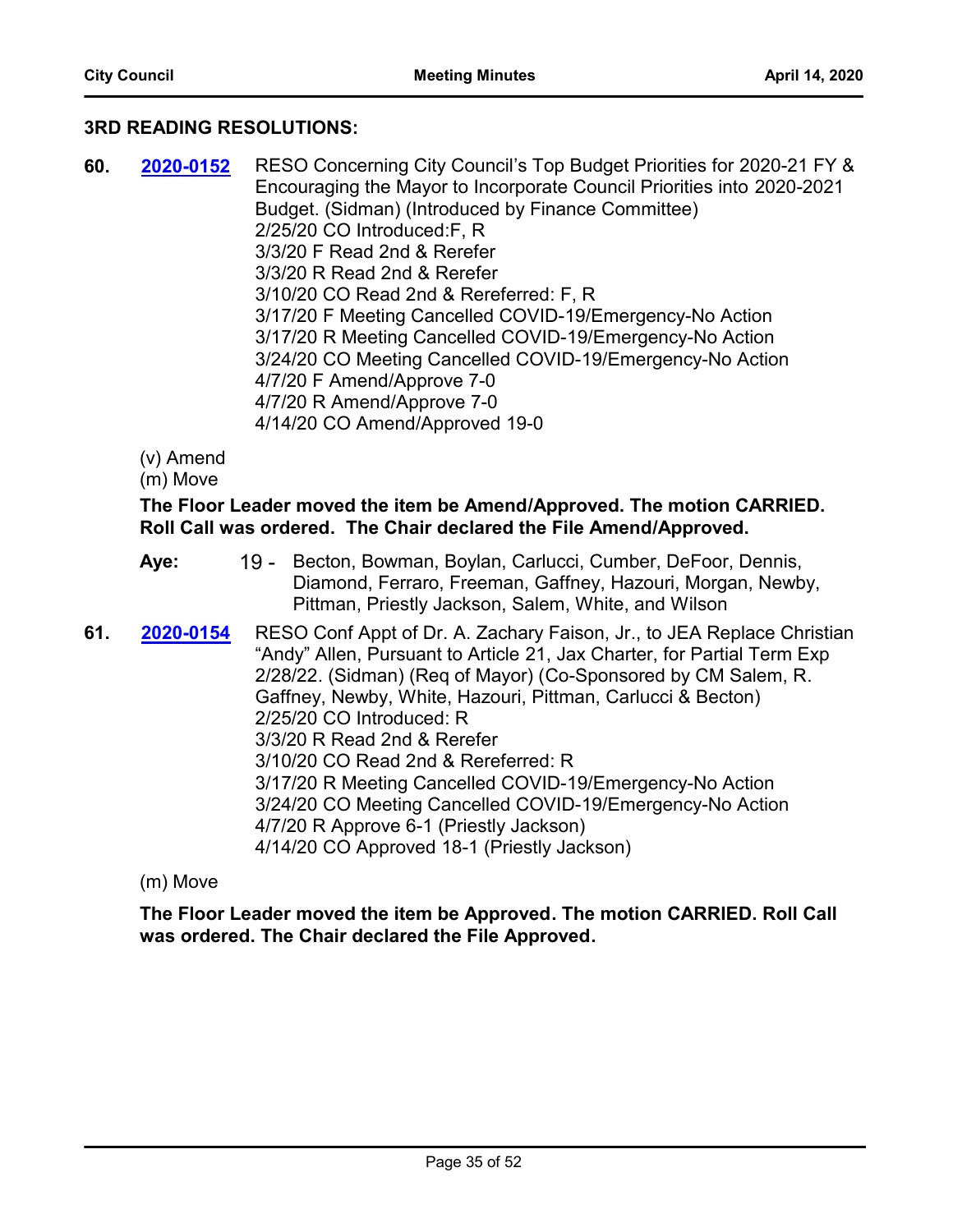### 3RD READING RESOLUTIONS:

**60.** **2020-0152** RESO Concerning City Council's Top Budget Priorities for 2020-21 FY & Encouraging the Mayor to Incorporate Council Priorities into 2020-2021 Budget. (Sidman) (Introduced by Finance Committee)
2/25/20 CO Introduced:F, R
3/3/20 F Read 2nd & Rerefer
3/3/20 R Read 2nd & Rerefer
3/10/20 CO Read 2nd & Rereferred: F, R
3/17/20 F Meeting Cancelled COVID-19/Emergency-No Action
3/17/20 R Meeting Cancelled COVID-19/Emergency-No Action
3/24/20 CO Meeting Cancelled COVID-19/Emergency-No Action
4/7/20 F Amend/Approve 7-0
4/7/20 R Amend/Approve 7-0
4/14/20 CO Amend/Approved 19-0

(v) Amend
(m) Move

**The Floor Leader moved the item be Amend/Approved. The motion CARRIED. Roll Call was ordered. The Chair declared the File Amend/Approved.**

**Aye:** 19 - Becton, Bowman, Boylan, Carlucci, Cumber, DeFoor, Dennis, Diamond, Ferraro, Freeman, Gaffney, Hazouri, Morgan, Newby, Pittman, Priestly Jackson, Salem, White, and Wilson

**61.** **2020-0154** RESO Conf Appt of Dr. A. Zachary Faison, Jr., to JEA Replace Christian "Andy" Allen, Pursuant to Article 21, Jax Charter, for Partial Term Exp 2/28/22. (Sidman) (Req of Mayor) (Co-Sponsored by CM Salem, R. Gaffney, Newby, White, Hazouri, Pittman, Carlucci & Becton)
2/25/20 CO Introduced: R
3/3/20 R Read 2nd & Rerefer
3/10/20 CO Read 2nd & Rereferred: R
3/17/20 R Meeting Cancelled COVID-19/Emergency-No Action
3/24/20 CO Meeting Cancelled COVID-19/Emergency-No Action
4/7/20 R Approve 6-1 (Priestly Jackson)
4/14/20 CO Approved 18-1 (Priestly Jackson)

(m) Move

**The Floor Leader moved the item be Approved. The motion CARRIED. Roll Call was ordered. The Chair declared the File Approved.**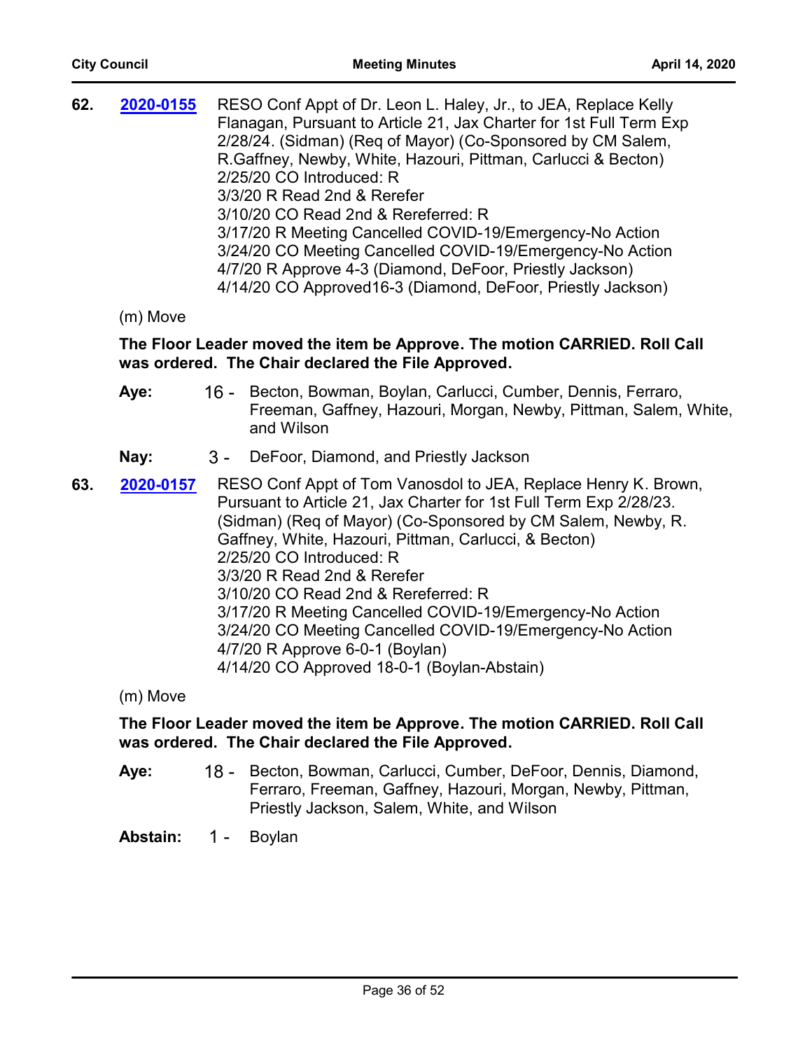**62.** **2020-0155** RESO Conf Appt of Dr. Leon L. Haley, Jr., to JEA, Replace Kelly Flanagan, Pursuant to Article 21, Jax Charter for 1st Full Term Exp 2/28/24. (Sidman) (Req of Mayor) (Co-Sponsored by CM Salem, R.Gaffney, Newby, White, Hazouri, Pittman, Carlucci & Becton)
2/25/20 CO Introduced: R
3/3/20 R Read 2nd & Rerefer
3/10/20 CO Read 2nd & Rereferred: R
3/17/20 R Meeting Cancelled COVID-19/Emergency-No Action
3/24/20 CO Meeting Cancelled COVID-19/Emergency-No Action
4/7/20 R Approve 4-3 (Diamond, DeFoor, Priestly Jackson)
4/14/20 CO Approved16-3 (Diamond, DeFoor, Priestly Jackson)

(m) Move

**The Floor Leader moved the item be Approve. The motion CARRIED. Roll Call was ordered. The Chair declared the File Approved.**

**Aye:** 16 - Becton, Bowman, Boylan, Carlucci, Cumber, Dennis, Ferraro, Freeman, Gaffney, Hazouri, Morgan, Newby, Pittman, Salem, White, and Wilson

**Nay:** 3 - DeFoor, Diamond, and Priestly Jackson

**63.** **2020-0157** RESO Conf Appt of Tom Vanosdol to JEA, Replace Henry K. Brown, Pursuant to Article 21, Jax Charter for 1st Full Term Exp 2/28/23. (Sidman) (Req of Mayor) (Co-Sponsored by CM Salem, Newby, R. Gaffney, White, Hazouri, Pittman, Carlucci, & Becton)
2/25/20 CO Introduced: R
3/3/20 R Read 2nd & Rerefer
3/10/20 CO Read 2nd & Rereferred: R
3/17/20 R Meeting Cancelled COVID-19/Emergency-No Action
3/24/20 CO Meeting Cancelled COVID-19/Emergency-No Action
4/7/20 R Approve 6-0-1 (Boylan)
4/14/20 CO Approved 18-0-1 (Boylan-Abstain)

(m) Move

**The Floor Leader moved the item be Approve. The motion CARRIED. Roll Call was ordered. The Chair declared the File Approved.**

**Aye:** 18 - Becton, Bowman, Carlucci, Cumber, DeFoor, Dennis, Diamond, Ferraro, Freeman, Gaffney, Hazouri, Morgan, Newby, Pittman, Priestly Jackson, Salem, White, and Wilson

**Abstain:** 1 - Boylan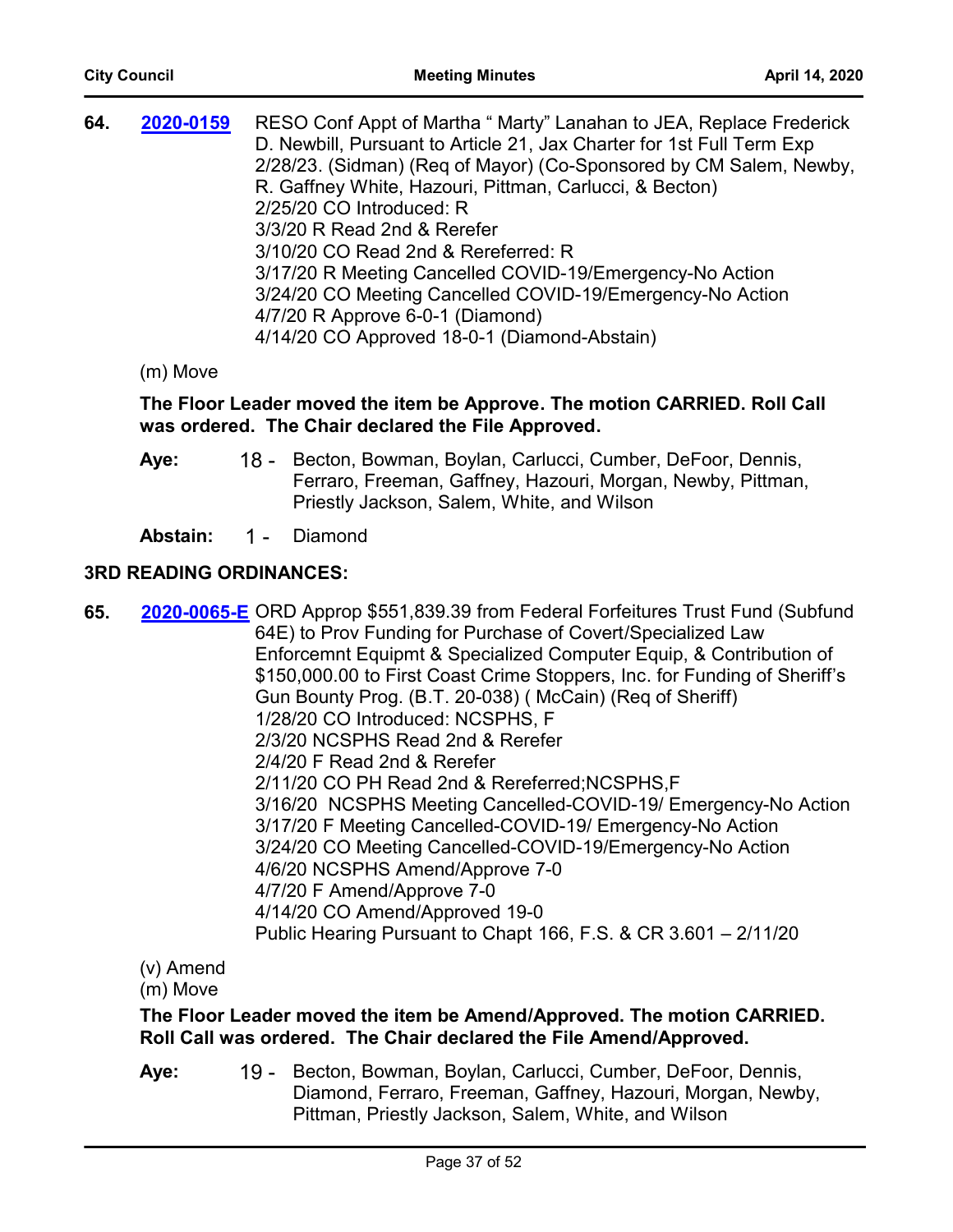**64.** **2020-0159** RESO Conf Appt of Martha " Marty" Lanahan to JEA, Replace Frederick D. Newbill, Pursuant to Article 21, Jax Charter for 1st Full Term Exp 2/28/23. (Sidman) (Req of Mayor) (Co-Sponsored by CM Salem, Newby, R. Gaffney White, Hazouri, Pittman, Carlucci, & Becton)
2/25/20 CO Introduced: R
3/3/20 R Read 2nd & Rerefer
3/10/20 CO Read 2nd & Rereferred: R
3/17/20 R Meeting Cancelled COVID-19/Emergency-No Action
3/24/20 CO Meeting Cancelled COVID-19/Emergency-No Action
4/7/20 R Approve 6-0-1 (Diamond)
4/14/20 CO Approved 18-0-1 (Diamond-Abstain)

(m) Move

**The Floor Leader moved the item be Approve. The motion CARRIED. Roll Call was ordered. The Chair declared the File Approved.**

**Aye:** 18 - Becton, Bowman, Boylan, Carlucci, Cumber, DeFoor, Dennis, Ferraro, Freeman, Gaffney, Hazouri, Morgan, Newby, Pittman, Priestly Jackson, Salem, White, and Wilson

**Abstain:** 1 - Diamond

## 3RD READING ORDINANCES:

**65.** **2020-0065-E** ORD Approp $551,839.39 from Federal Forfeitures Trust Fund (Subfund 64E) to Prov Funding for Purchase of Covert/Specialized Law Enforcemnt Equipmt & Specialized Computer Equip, & Contribution of $150,000.00 to First Coast Crime Stoppers, Inc. for Funding of Sheriff's Gun Bounty Prog. (B.T. 20-038) ( McCain) (Req of Sheriff)
1/28/20 CO Introduced: NCSPHS, F
2/3/20 NCSPHS Read 2nd & Rerefer
2/4/20 F Read 2nd & Rerefer
2/11/20 CO PH Read 2nd & Rereferred;NCSPHS,F
3/16/20 NCSPHS Meeting Cancelled-COVID-19/ Emergency-No Action
3/17/20 F Meeting Cancelled-COVID-19/ Emergency-No Action
3/24/20 CO Meeting Cancelled-COVID-19/Emergency-No Action
4/6/20 NCSPHS Amend/Approve 7-0
4/7/20 F Amend/Approve 7-0
4/14/20 CO Amend/Approved 19-0
Public Hearing Pursuant to Chapt 166, F.S. & CR 3.601 – 2/11/20

(v) Amend
(m) Move

**The Floor Leader moved the item be Amend/Approved. The motion CARRIED. Roll Call was ordered. The Chair declared the File Amend/Approved.**

**Aye:** 19 - Becton, Bowman, Boylan, Carlucci, Cumber, DeFoor, Dennis, Diamond, Ferraro, Freeman, Gaffney, Hazouri, Morgan, Newby, Pittman, Priestly Jackson, Salem, White, and Wilson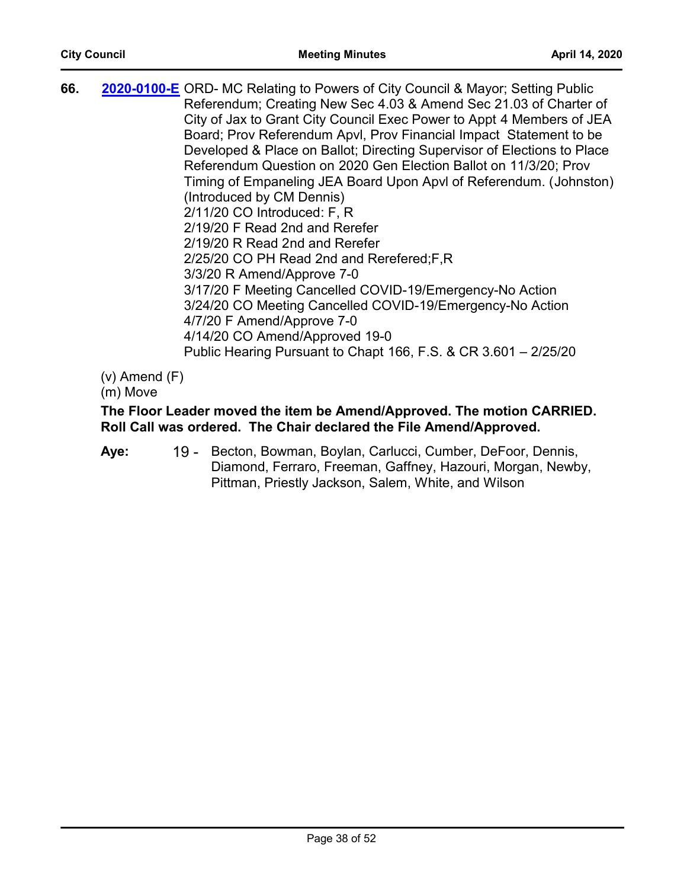**66.** **2020-0100-E** ORD- MC Relating to Powers of City Council & Mayor; Setting Public Referendum; Creating New Sec 4.03 & Amend Sec 21.03 of Charter of City of Jax to Grant City Council Exec Power to Appt 4 Members of JEA Board; Prov Referendum Apvl, Prov Financial Impact Statement to be Developed & Place on Ballot; Directing Supervisor of Elections to Place Referendum Question on 2020 Gen Election Ballot on 11/3/20; Prov Timing of Empaneling JEA Board Upon Apvl of Referendum. (Johnston) (Introduced by CM Dennis)

2/11/20 CO Introduced: F, R
2/19/20 F Read 2nd and Rerefer
2/19/20 R Read 2nd and Rerefer
2/25/20 CO PH Read 2nd and Rerefered;F,R
3/3/20 R Amend/Approve 7-0
3/17/20 F Meeting Cancelled COVID-19/Emergency-No Action
3/24/20 CO Meeting Cancelled COVID-19/Emergency-No Action
4/7/20 F Amend/Approve 7-0
4/14/20 CO Amend/Approved 19-0
Public Hearing Pursuant to Chapt 166, F.S. & CR 3.601 – 2/25/20

(v) Amend (F)
(m) Move

**The Floor Leader moved the item be Amend/Approved. The motion CARRIED. Roll Call was ordered. The Chair declared the File Amend/Approved.**

**Aye:** 19 - Becton, Bowman, Boylan, Carlucci, Cumber, DeFoor, Dennis, Diamond, Ferraro, Freeman, Gaffney, Hazouri, Morgan, Newby, Pittman, Priestly Jackson, Salem, White, and Wilson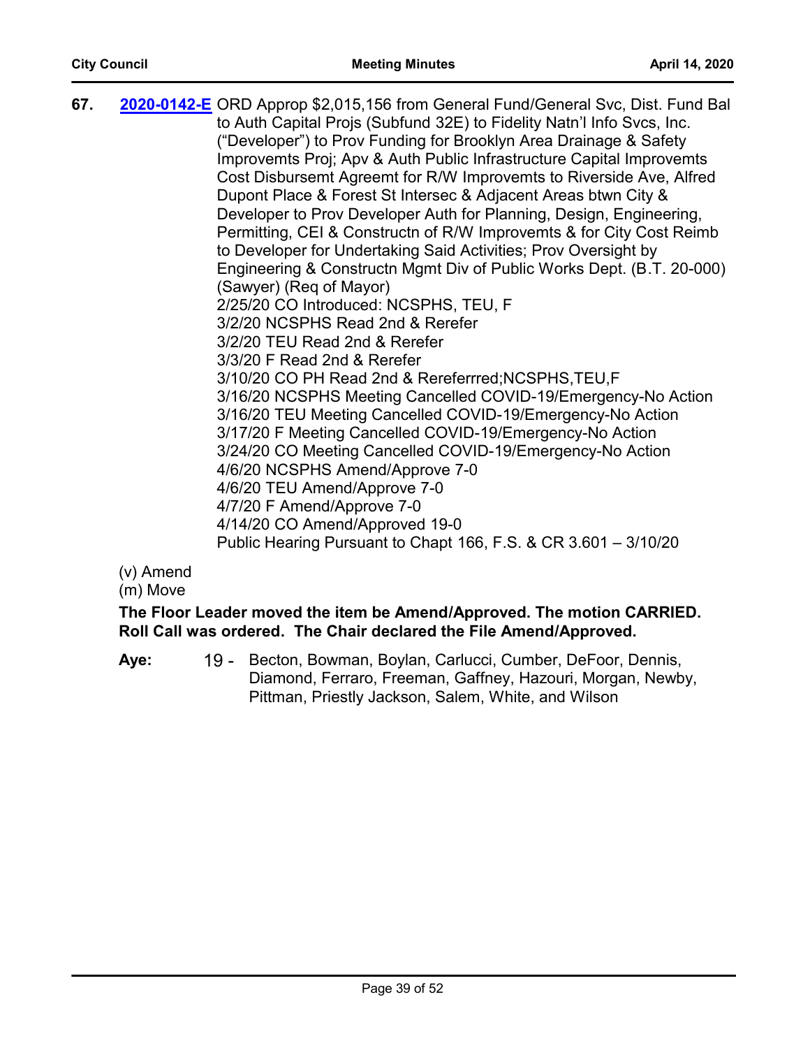**67.** **2020-0142-E** ORD Approp $2,015,156 from General Fund/General Svc, Dist. Fund Bal to Auth Capital Projs (Subfund 32E) to Fidelity Natn'l Info Svcs, Inc. ("Developer") to Prov Funding for Brooklyn Area Drainage & Safety Improvemts Proj; Apv & Auth Public Infrastructure Capital Improvemts Cost Disbursemt Agreemt for R/W Improvemts to Riverside Ave, Alfred Dupont Place & Forest St Intersec & Adjacent Areas btwn City & Developer to Prov Developer Auth for Planning, Design, Engineering, Permitting, CEI & Constructn of R/W Improvemts & for City Cost Reimb to Developer for Undertaking Said Activities; Prov Oversight by Engineering & Constructn Mgmt Div of Public Works Dept. (B.T. 20-000) (Sawyer) (Req of Mayor)

2/25/20 CO Introduced: NCSPHS, TEU, F
3/2/20 NCSPHS Read 2nd & Rerefer
3/2/20 TEU Read 2nd & Rerefer
3/3/20 F Read 2nd & Rerefer
3/10/20 CO PH Read 2nd & Rereferrred;NCSPHS,TEU,F
3/16/20 NCSPHS Meeting Cancelled COVID-19/Emergency-No Action
3/16/20 TEU Meeting Cancelled COVID-19/Emergency-No Action
3/17/20 F Meeting Cancelled COVID-19/Emergency-No Action
3/24/20 CO Meeting Cancelled COVID-19/Emergency-No Action
4/6/20 NCSPHS Amend/Approve 7-0
4/6/20 TEU Amend/Approve 7-0
4/7/20 F Amend/Approve 7-0
4/14/20 CO Amend/Approved 19-0
Public Hearing Pursuant to Chapt 166, F.S. & CR 3.601 – 3/10/20

(v) Amend
(m) Move

**The Floor Leader moved the item be Amend/Approved. The motion CARRIED. Roll Call was ordered. The Chair declared the File Amend/Approved.**

**Aye:** 19 - Becton, Bowman, Boylan, Carlucci, Cumber, DeFoor, Dennis, Diamond, Ferraro, Freeman, Gaffney, Hazouri, Morgan, Newby, Pittman, Priestly Jackson, Salem, White, and Wilson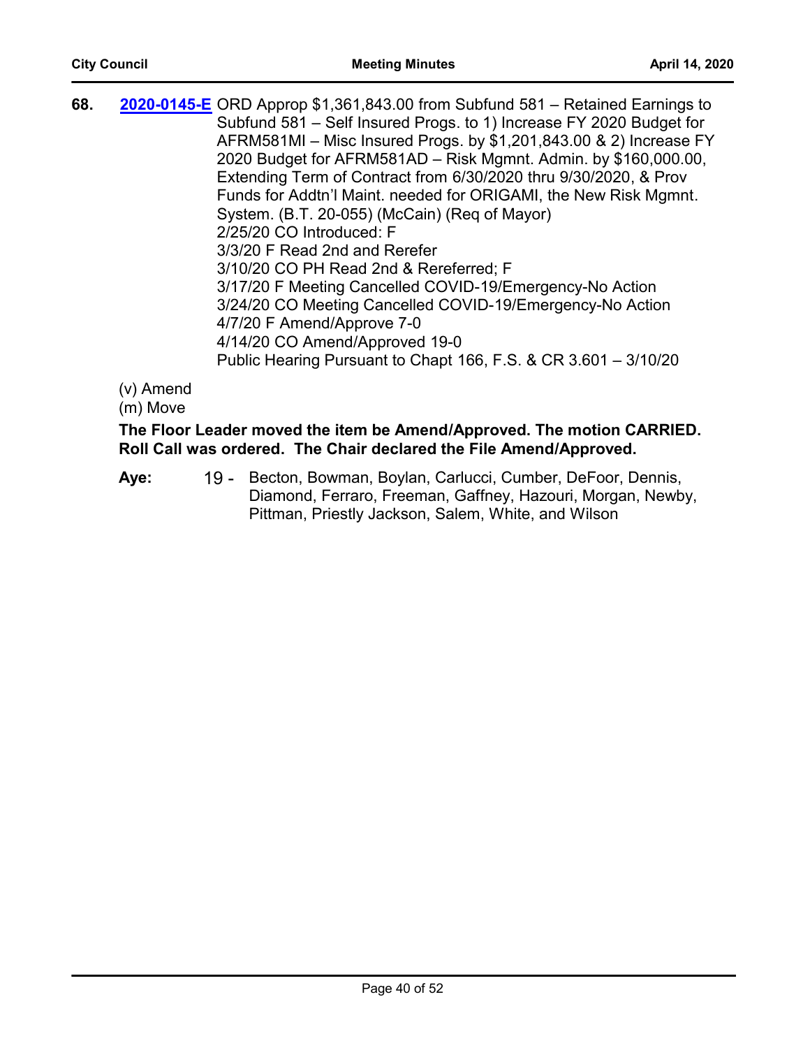**68.** **2020-0145-E** ORD Approp $1,361,843.00 from Subfund 581 – Retained Earnings to Subfund 581 – Self Insured Progs. to 1) Increase FY 2020 Budget for AFRM581MI – Misc Insured Progs. by $1,201,843.00 & 2) Increase FY 2020 Budget for AFRM581AD – Risk Mgmnt. Admin. by $160,000.00, Extending Term of Contract from 6/30/2020 thru 9/30/2020, & Prov Funds for Addtn'l Maint. needed for ORIGAMI, the New Risk Mgmnt. System. (B.T. 20-055) (McCain) (Req of Mayor)

2/25/20 CO Introduced: F
3/3/20 F Read 2nd and Rerefer
3/10/20 CO PH Read 2nd & Rereferred; F
3/17/20 F Meeting Cancelled COVID-19/Emergency-No Action
3/24/20 CO Meeting Cancelled COVID-19/Emergency-No Action
4/7/20 F Amend/Approve 7-0
4/14/20 CO Amend/Approved 19-0
Public Hearing Pursuant to Chapt 166, F.S. & CR 3.601 – 3/10/20

(v) Amend
(m) Move

**The Floor Leader moved the item be Amend/Approved. The motion CARRIED. Roll Call was ordered. The Chair declared the File Amend/Approved.**

**Aye:** 19 - Becton, Bowman, Boylan, Carlucci, Cumber, DeFoor, Dennis, Diamond, Ferraro, Freeman, Gaffney, Hazouri, Morgan, Newby, Pittman, Priestly Jackson, Salem, White, and Wilson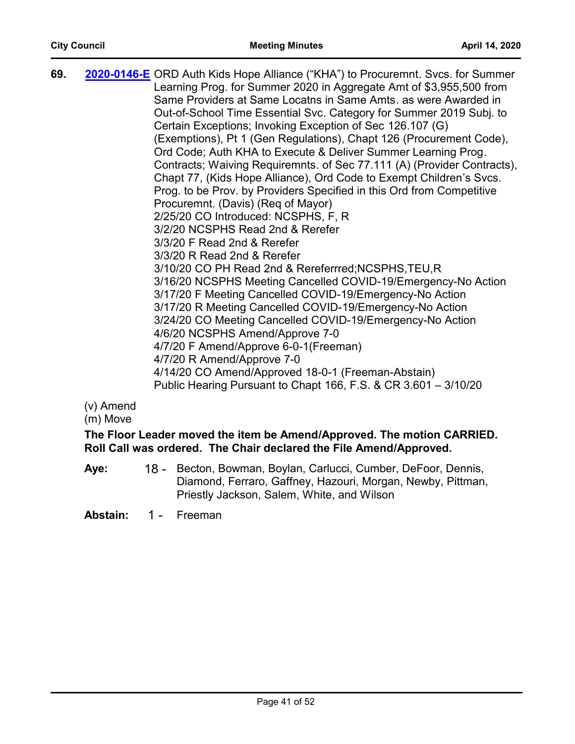**69.** **2020-0146-E** ORD Auth Kids Hope Alliance ("KHA") to Procuremnt. Svcs. for Summer Learning Prog. for Summer 2020 in Aggregate Amt of $3,955,500 from Same Providers at Same Locatns in Same Amts. as were Awarded in Out-of-School Time Essential Svc. Category for Summer 2019 Subj. to Certain Exceptions; Invoking Exception of Sec 126.107 (G) (Exemptions), Pt 1 (Gen Regulations), Chapt 126 (Procurement Code), Ord Code; Auth KHA to Execute & Deliver Summer Learning Prog. Contracts; Waiving Requiremnts. of Sec 77.111 (A) (Provider Contracts), Chapt 77, (Kids Hope Alliance), Ord Code to Exempt Children's Svcs. Prog. to be Prov. by Providers Specified in this Ord from Competitive Procuremnt. (Davis) (Req of Mayor)

2/25/20 CO Introduced: NCSPHS, F, R
3/2/20 NCSPHS Read 2nd & Rerefer
3/3/20 F Read 2nd & Rerefer
3/3/20 R Read 2nd & Rerefer
3/10/20 CO PH Read 2nd & Rereferrred;NCSPHS,TEU,R
3/16/20 NCSPHS Meeting Cancelled COVID-19/Emergency-No Action
3/17/20 F Meeting Cancelled COVID-19/Emergency-No Action
3/17/20 R Meeting Cancelled COVID-19/Emergency-No Action
3/24/20 CO Meeting Cancelled COVID-19/Emergency-No Action
4/6/20 NCSPHS Amend/Approve 7-0
4/7/20 F Amend/Approve 6-0-1(Freeman)
4/7/20 R Amend/Approve 7-0
4/14/20 CO Amend/Approved 18-0-1 (Freeman-Abstain)
Public Hearing Pursuant to Chapt 166, F.S. & CR 3.601 – 3/10/20

(v) Amend
(m) Move

**The Floor Leader moved the item be Amend/Approved. The motion CARRIED. Roll Call was ordered. The Chair declared the File Amend/Approved.**

**Aye:** 18 - Becton, Bowman, Boylan, Carlucci, Cumber, DeFoor, Dennis, Diamond, Ferraro, Gaffney, Hazouri, Morgan, Newby, Pittman, Priestly Jackson, Salem, White, and Wilson

**Abstain:** 1 - Freeman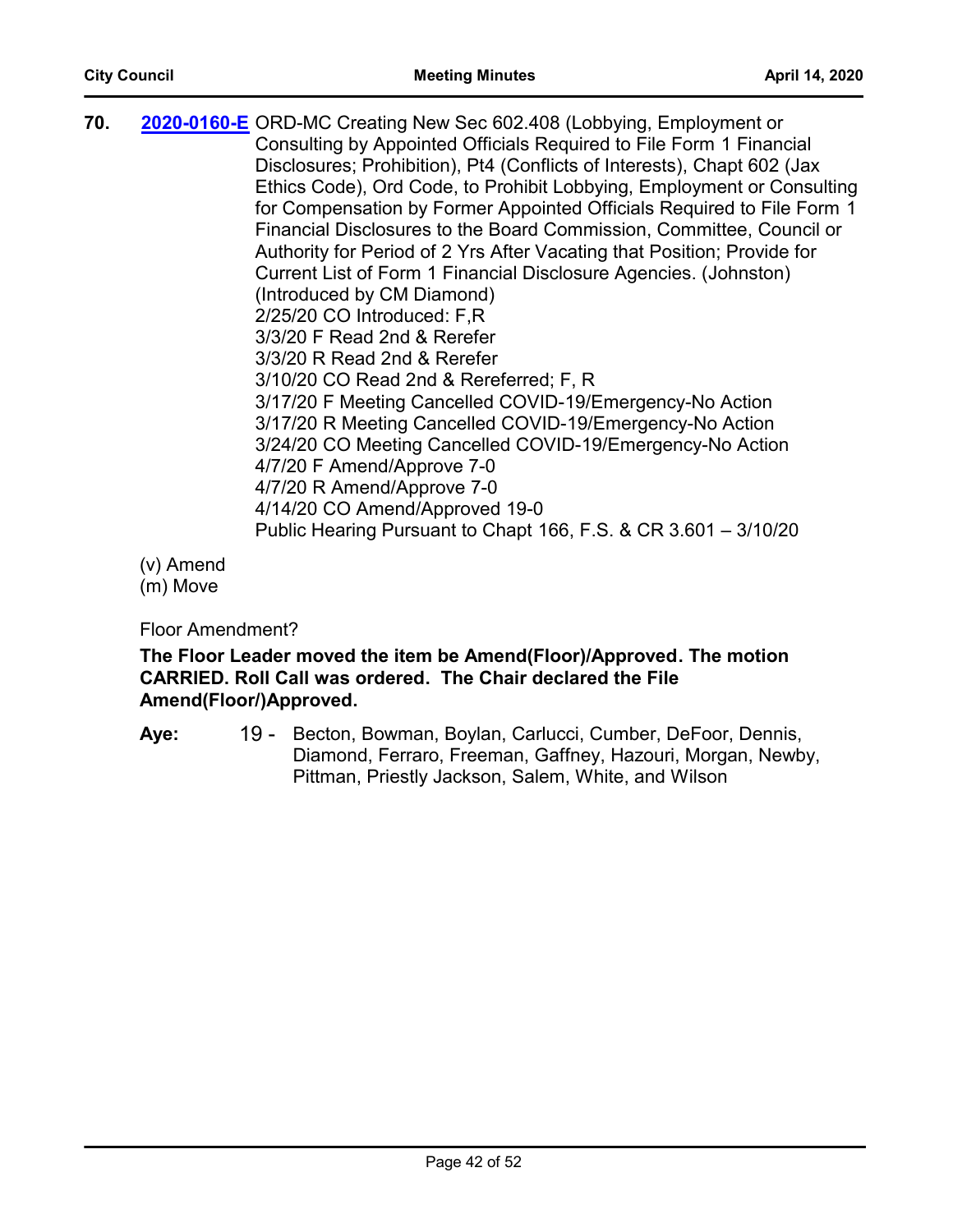**70.** [2020-0160-E] ORD-MC Creating New Sec 602.408 (Lobbying, Employment or Consulting by Appointed Officials Required to File Form 1 Financial Disclosures; Prohibition), Pt4 (Conflicts of Interests), Chapt 602 (Jax Ethics Code), Ord Code, to Prohibit Lobbying, Employment or Consulting for Compensation by Former Appointed Officials Required to File Form 1 Financial Disclosures to the Board Commission, Committee, Council or Authority for Period of 2 Yrs After Vacating that Position; Provide for Current List of Form 1 Financial Disclosure Agencies. (Johnston) (Introduced by CM Diamond)
2/25/20 CO Introduced: F,R
3/3/20 F Read 2nd & Rerefer
3/3/20 R Read 2nd & Rerefer
3/10/20 CO Read 2nd & Rereferred; F, R
3/17/20 F Meeting Cancelled COVID-19/Emergency-No Action
3/17/20 R Meeting Cancelled COVID-19/Emergency-No Action
3/24/20 CO Meeting Cancelled COVID-19/Emergency-No Action
4/7/20 F Amend/Approve 7-0
4/7/20 R Amend/Approve 7-0
4/14/20 CO Amend/Approved 19-0
Public Hearing Pursuant to Chapt 166, F.S. & CR 3.601 – 3/10/20

(v) Amend
(m) Move

Floor Amendment?

**The Floor Leader moved the item be Amend(Floor)/Approved. The motion CARRIED. Roll Call was ordered. The Chair declared the File Amend(Floor/)Approved.**

**Aye:** 19 - Becton, Bowman, Boylan, Carlucci, Cumber, DeFoor, Dennis, Diamond, Ferraro, Freeman, Gaffney, Hazouri, Morgan, Newby, Pittman, Priestly Jackson, Salem, White, and Wilson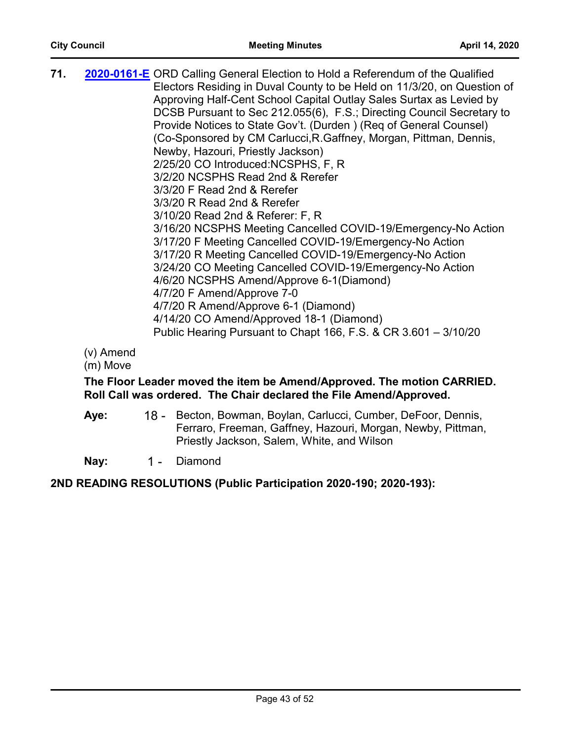**71.** **2020-0161-E** ORD Calling General Election to Hold a Referendum of the Qualified Electors Residing in Duval County to be Held on 11/3/20, on Question of Approving Half-Cent School Capital Outlay Sales Surtax as Levied by DCSB Pursuant to Sec 212.055(6), F.S.; Directing Council Secretary to Provide Notices to State Gov't. (Durden ) (Req of General Counsel) (Co-Sponsored by CM Carlucci,R.Gaffney, Morgan, Pittman, Dennis, Newby, Hazouri, Priestly Jackson)
2/25/20 CO Introduced:NCSPHS, F, R
3/2/20 NCSPHS Read 2nd & Rerefer
3/3/20 F Read 2nd & Rerefer
3/3/20 R Read 2nd & Rerefer
3/10/20 Read 2nd & Referer: F, R
3/16/20 NCSPHS Meeting Cancelled COVID-19/Emergency-No Action
3/17/20 F Meeting Cancelled COVID-19/Emergency-No Action
3/17/20 R Meeting Cancelled COVID-19/Emergency-No Action
3/24/20 CO Meeting Cancelled COVID-19/Emergency-No Action
4/6/20 NCSPHS Amend/Approve 6-1(Diamond)
4/7/20 F Amend/Approve 7-0
4/7/20 R Amend/Approve 6-1 (Diamond)
4/14/20 CO Amend/Approved 18-1 (Diamond)
Public Hearing Pursuant to Chapt 166, F.S. & CR 3.601 – 3/10/20

(v) Amend
(m) Move

**The Floor Leader moved the item be Amend/Approved. The motion CARRIED. Roll Call was ordered. The Chair declared the File Amend/Approved.**

**Aye:** 18 - Becton, Bowman, Boylan, Carlucci, Cumber, DeFoor, Dennis, Ferraro, Freeman, Gaffney, Hazouri, Morgan, Newby, Pittman, Priestly Jackson, Salem, White, and Wilson

**Nay:** 1 - Diamond

**2ND READING RESOLUTIONS (Public Participation 2020-190; 2020-193):**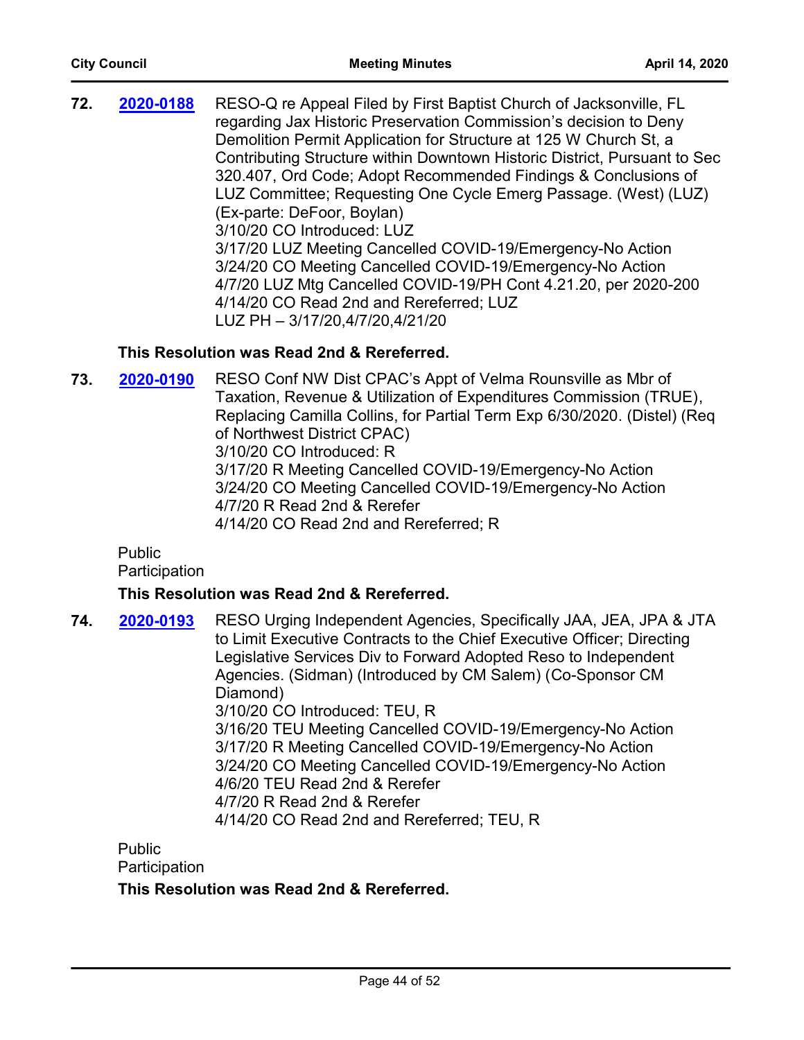**72.** **2020-0188** RESO-Q re Appeal Filed by First Baptist Church of Jacksonville, FL regarding Jax Historic Preservation Commission's decision to Deny Demolition Permit Application for Structure at 125 W Church St, a Contributing Structure within Downtown Historic District, Pursuant to Sec 320.407, Ord Code; Adopt Recommended Findings & Conclusions of LUZ Committee; Requesting One Cycle Emerg Passage. (West) (LUZ) (Ex-parte: DeFoor, Boylan)
3/10/20 CO Introduced: LUZ
3/17/20 LUZ Meeting Cancelled COVID-19/Emergency-No Action
3/24/20 CO Meeting Cancelled COVID-19/Emergency-No Action
4/7/20 LUZ Mtg Cancelled COVID-19/PH Cont 4.21.20, per 2020-200
4/14/20 CO Read 2nd and Rereferred; LUZ
LUZ PH – 3/17/20,4/7/20,4/21/20

**This Resolution was Read 2nd & Rereferred.**

**73.** **2020-0190** RESO Conf NW Dist CPAC's Appt of Velma Rounsville as Mbr of Taxation, Revenue & Utilization of Expenditures Commission (TRUE), Replacing Camilla Collins, for Partial Term Exp 6/30/2020. (Distel) (Req of Northwest District CPAC)
3/10/20 CO Introduced: R
3/17/20 R Meeting Cancelled COVID-19/Emergency-No Action
3/24/20 CO Meeting Cancelled COVID-19/Emergency-No Action
4/7/20 R Read 2nd & Rerefer
4/14/20 CO Read 2nd and Rereferred; R

Public Participation

**This Resolution was Read 2nd & Rereferred.**

**74.** **2020-0193** RESO Urging Independent Agencies, Specifically JAA, JEA, JPA & JTA to Limit Executive Contracts to the Chief Executive Officer; Directing Legislative Services Div to Forward Adopted Reso to Independent Agencies. (Sidman) (Introduced by CM Salem) (Co-Sponsor CM Diamond)
3/10/20 CO Introduced: TEU, R
3/16/20 TEU Meeting Cancelled COVID-19/Emergency-No Action
3/17/20 R Meeting Cancelled COVID-19/Emergency-No Action
3/24/20 CO Meeting Cancelled COVID-19/Emergency-No Action
4/6/20 TEU Read 2nd & Rerefer
4/7/20 R Read 2nd & Rerefer
4/14/20 CO Read 2nd and Rereferred; TEU, R

Public Participation

**This Resolution was Read 2nd & Rereferred.**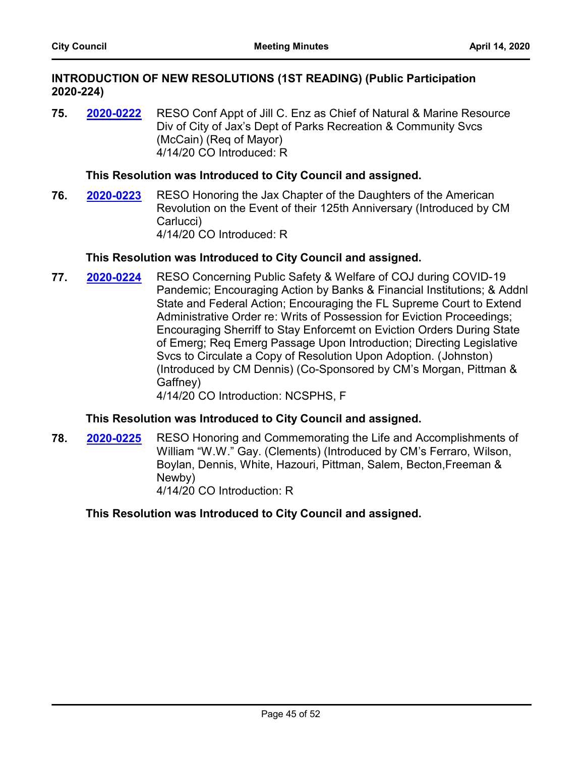### INTRODUCTION OF NEW RESOLUTIONS (1ST READING) (Public Participation 2020-224)

**75.** [2020-0222](2020-0222) RESO Conf Appt of Jill C. Enz as Chief of Natural & Marine Resource Div of City of Jax's Dept of Parks Recreation & Community Svcs (McCain) (Req of Mayor)
4/14/20 CO Introduced: R

**This Resolution was Introduced to City Council and assigned.**

**76.** [2020-0223](2020-0223) RESO Honoring the Jax Chapter of the Daughters of the American Revolution on the Event of their 125th Anniversary (Introduced by CM Carlucci)
4/14/20 CO Introduced: R

**This Resolution was Introduced to City Council and assigned.**

**77.** [2020-0224](2020-0224) RESO Concerning Public Safety & Welfare of COJ during COVID-19 Pandemic; Encouraging Action by Banks & Financial Institutions; & Addnl State and Federal Action; Encouraging the FL Supreme Court to Extend Administrative Order re: Writs of Possession for Eviction Proceedings; Encouraging Sherriff to Stay Enforcemt on Eviction Orders During State of Emerg; Req Emerg Passage Upon Introduction; Directing Legislative Svcs to Circulate a Copy of Resolution Upon Adoption. (Johnston) (Introduced by CM Dennis) (Co-Sponsored by CM's Morgan, Pittman & Gaffney)
4/14/20 CO Introduction: NCSPHS, F

**This Resolution was Introduced to City Council and assigned.**

**78.** [2020-0225](2020-0225) RESO Honoring and Commemorating the Life and Accomplishments of William "W.W." Gay. (Clements) (Introduced by CM's Ferraro, Wilson, Boylan, Dennis, White, Hazouri, Pittman, Salem, Becton,Freeman & Newby)
4/14/20 CO Introduction: R

**This Resolution was Introduced to City Council and assigned.**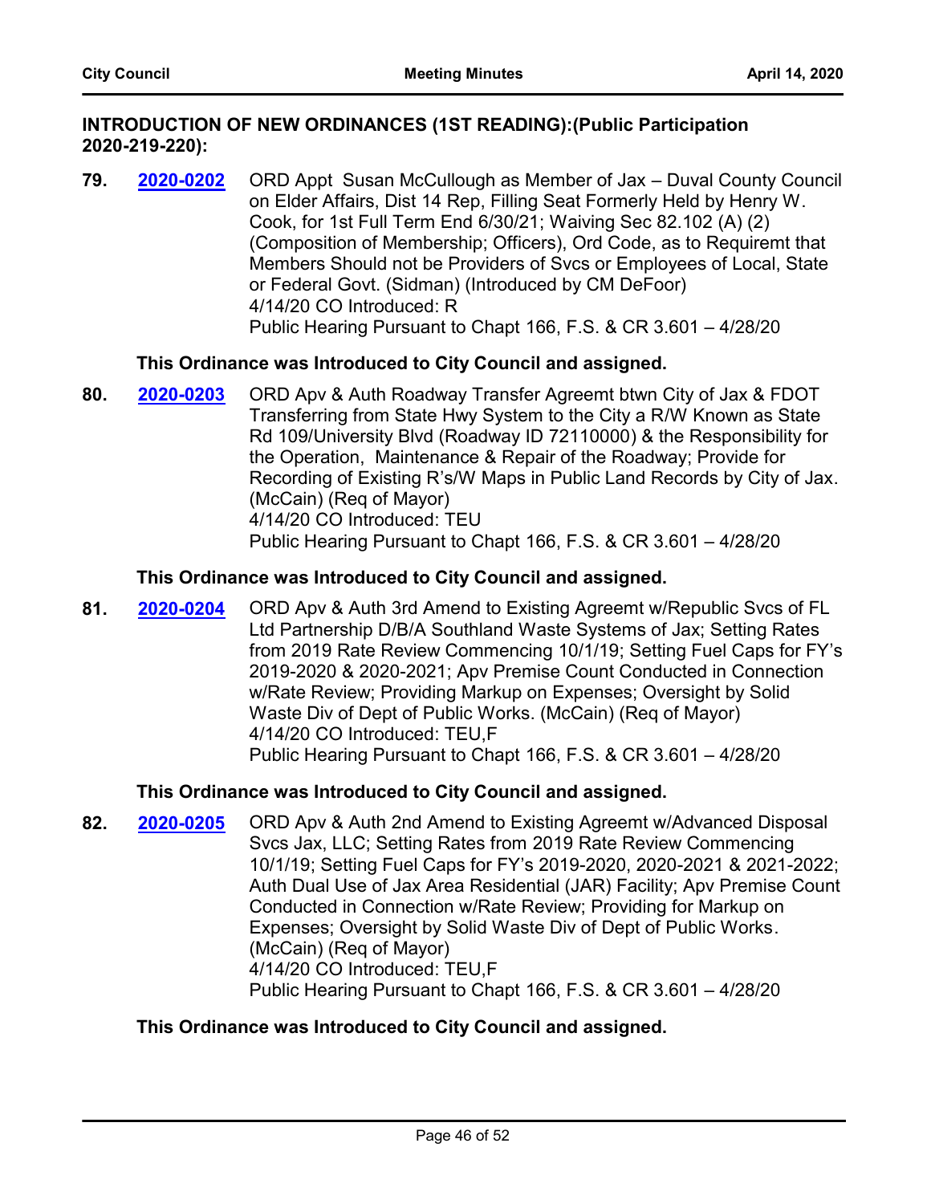## INTRODUCTION OF NEW ORDINANCES (1ST READING):(Public Participation 2020-219-220):

**79.** **2020-0202** ORD Appt Susan McCullough as Member of Jax – Duval County Council on Elder Affairs, Dist 14 Rep, Filling Seat Formerly Held by Henry W. Cook, for 1st Full Term End 6/30/21; Waiving Sec 82.102 (A) (2) (Composition of Membership; Officers), Ord Code, as to Requiremt that Members Should not be Providers of Svcs or Employees of Local, State or Federal Govt. (Sidman) (Introduced by CM DeFoor)
4/14/20 CO Introduced: R
Public Hearing Pursuant to Chapt 166, F.S. & CR 3.601 – 4/28/20

**This Ordinance was Introduced to City Council and assigned.**

**80.** **2020-0203** ORD Apv & Auth Roadway Transfer Agreemt btwn City of Jax & FDOT Transferring from State Hwy System to the City a R/W Known as State Rd 109/University Blvd (Roadway ID 72110000) & the Responsibility for the Operation, Maintenance & Repair of the Roadway; Provide for Recording of Existing R's/W Maps in Public Land Records by City of Jax. (McCain) (Req of Mayor)
4/14/20 CO Introduced: TEU
Public Hearing Pursuant to Chapt 166, F.S. & CR 3.601 – 4/28/20

**This Ordinance was Introduced to City Council and assigned.**

**81.** **2020-0204** ORD Apv & Auth 3rd Amend to Existing Agreemt w/Republic Svcs of FL Ltd Partnership D/B/A Southland Waste Systems of Jax; Setting Rates from 2019 Rate Review Commencing 10/1/19; Setting Fuel Caps for FY's 2019-2020 & 2020-2021; Apv Premise Count Conducted in Connection w/Rate Review; Providing Markup on Expenses; Oversight by Solid Waste Div of Dept of Public Works. (McCain) (Req of Mayor)
4/14/20 CO Introduced: TEU,F
Public Hearing Pursuant to Chapt 166, F.S. & CR 3.601 – 4/28/20

**This Ordinance was Introduced to City Council and assigned.**

**82.** **2020-0205** ORD Apv & Auth 2nd Amend to Existing Agreemt w/Advanced Disposal Svcs Jax, LLC; Setting Rates from 2019 Rate Review Commencing 10/1/19; Setting Fuel Caps for FY's 2019-2020, 2020-2021 & 2021-2022; Auth Dual Use of Jax Area Residential (JAR) Facility; Apv Premise Count Conducted in Connection w/Rate Review; Providing for Markup on Expenses; Oversight by Solid Waste Div of Dept of Public Works. (McCain) (Req of Mayor)
4/14/20 CO Introduced: TEU,F
Public Hearing Pursuant to Chapt 166, F.S. & CR 3.601 – 4/28/20

**This Ordinance was Introduced to City Council and assigned.**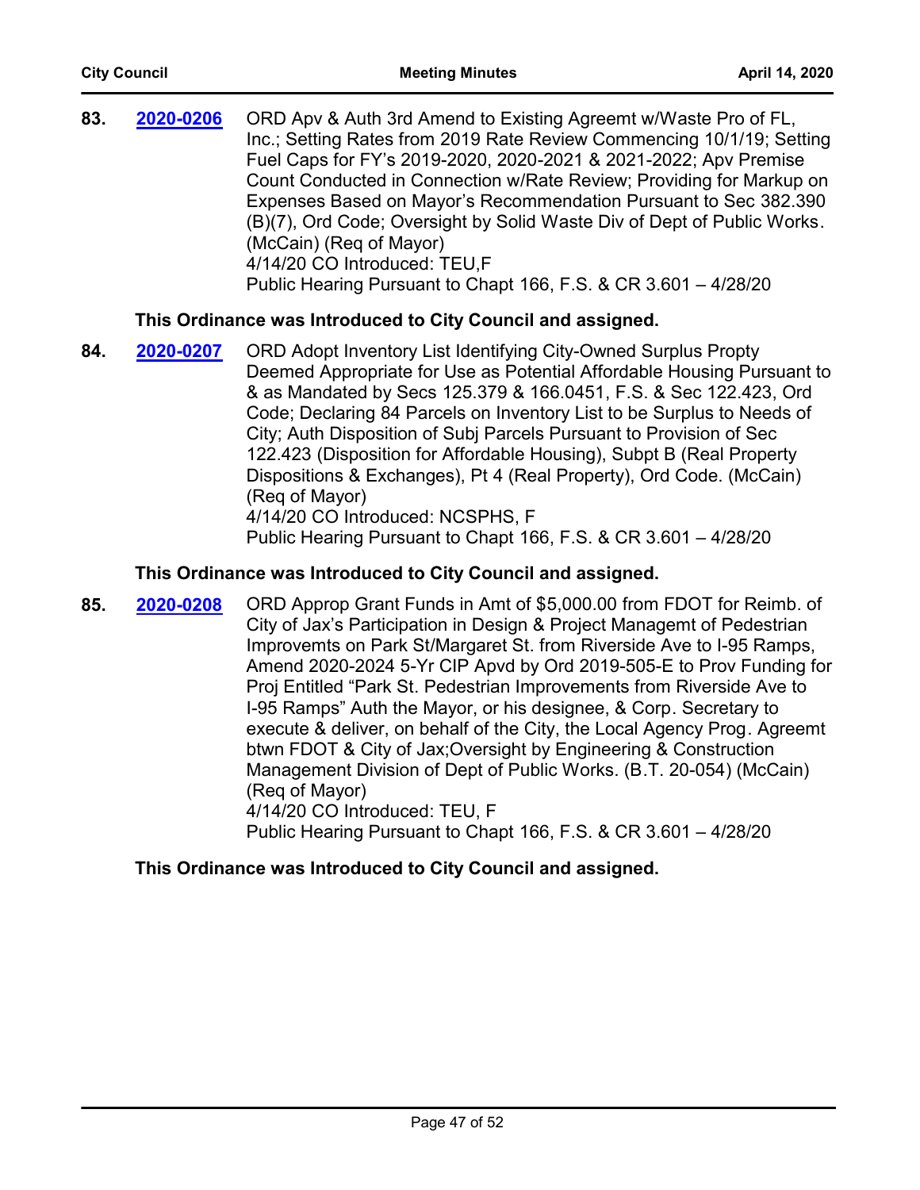83. **2020-0206** ORD Apv & Auth 3rd Amend to Existing Agreemt w/Waste Pro of FL, Inc.; Setting Rates from 2019 Rate Review Commencing 10/1/19; Setting Fuel Caps for FY's 2019-2020, 2020-2021 & 2021-2022; Apv Premise Count Conducted in Connection w/Rate Review; Providing for Markup on Expenses Based on Mayor's Recommendation Pursuant to Sec 382.390 (B)(7), Ord Code; Oversight by Solid Waste Div of Dept of Public Works. (McCain) (Req of Mayor)
4/14/20 CO Introduced: TEU,F
Public Hearing Pursuant to Chapt 166, F.S. & CR 3.601 – 4/28/20

**This Ordinance was Introduced to City Council and assigned.**

84. **2020-0207** ORD Adopt Inventory List Identifying City-Owned Surplus Propty Deemed Appropriate for Use as Potential Affordable Housing Pursuant to & as Mandated by Secs 125.379 & 166.0451, F.S. & Sec 122.423, Ord Code; Declaring 84 Parcels on Inventory List to be Surplus to Needs of City; Auth Disposition of Subj Parcels Pursuant to Provision of Sec 122.423 (Disposition for Affordable Housing), Subpt B (Real Property Dispositions & Exchanges), Pt 4 (Real Property), Ord Code. (McCain) (Req of Mayor)
4/14/20 CO Introduced: NCSPHS, F
Public Hearing Pursuant to Chapt 166, F.S. & CR 3.601 – 4/28/20

**This Ordinance was Introduced to City Council and assigned.**

85. **2020-0208** ORD Approp Grant Funds in Amt of $5,000.00 from FDOT for Reimb. of City of Jax's Participation in Design & Project Managemt of Pedestrian Improvemts on Park St/Margaret St. from Riverside Ave to I-95 Ramps, Amend 2020-2024 5-Yr CIP Apvd by Ord 2019-505-E to Prov Funding for Proj Entitled "Park St. Pedestrian Improvements from Riverside Ave to I-95 Ramps" Auth the Mayor, or his designee, & Corp. Secretary to execute & deliver, on behalf of the City, the Local Agency Prog. Agreemt btwn FDOT & City of Jax;Oversight by Engineering & Construction Management Division of Dept of Public Works. (B.T. 20-054) (McCain) (Req of Mayor)
4/14/20 CO Introduced: TEU, F
Public Hearing Pursuant to Chapt 166, F.S. & CR 3.601 – 4/28/20

**This Ordinance was Introduced to City Council and assigned.**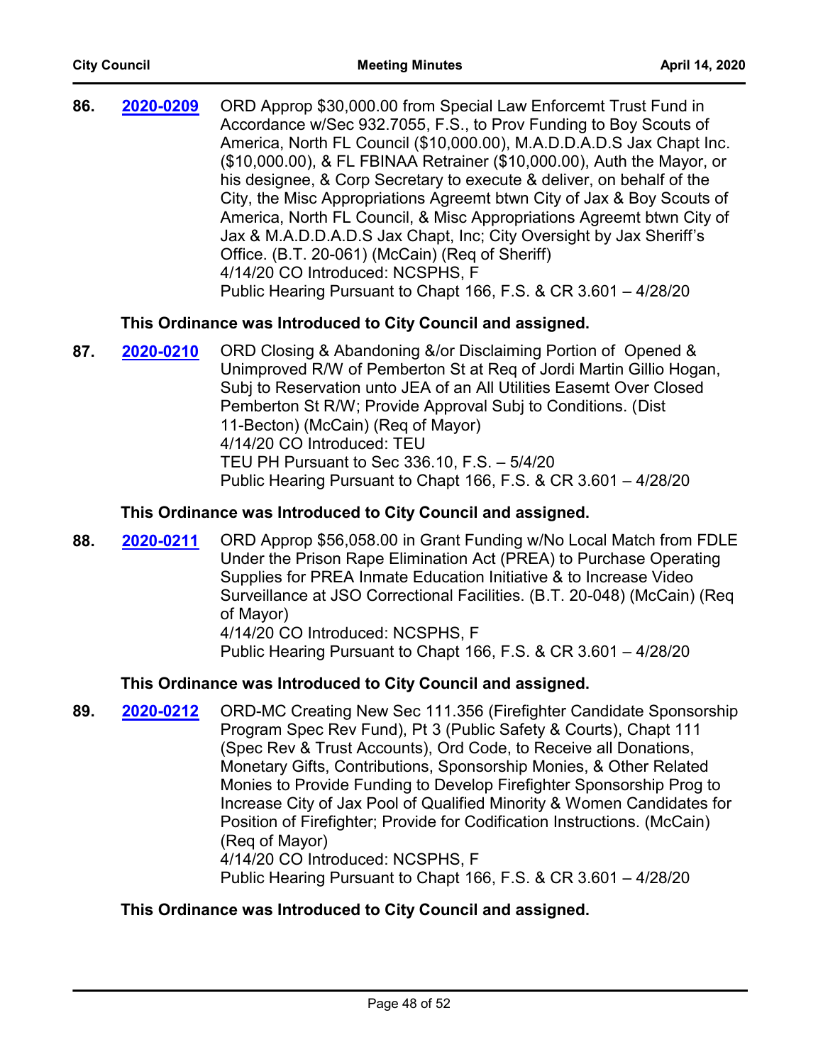86. **2020-0209** ORD Approp $30,000.00 from Special Law Enforcemt Trust Fund in Accordance w/Sec 932.7055, F.S., to Prov Funding to Boy Scouts of America, North FL Council ($10,000.00), M.A.D.D.A.D.S Jax Chapt Inc. ($10,000.00), & FL FBINAA Retrainer ($10,000.00), Auth the Mayor, or his designee, & Corp Secretary to execute & deliver, on behalf of the City, the Misc Appropriations Agreemt btwn City of Jax & Boy Scouts of America, North FL Council, & Misc Appropriations Agreemt btwn City of Jax & M.A.D.D.A.D.S Jax Chapt, Inc; City Oversight by Jax Sheriff's Office. (B.T. 20-061) (McCain) (Req of Sheriff)
4/14/20 CO Introduced: NCSPHS, F
Public Hearing Pursuant to Chapt 166, F.S. & CR 3.601 – 4/28/20

**This Ordinance was Introduced to City Council and assigned.**

87. **2020-0210** ORD Closing & Abandoning &/or Disclaiming Portion of Opened & Unimproved R/W of Pemberton St at Req of Jordi Martin Gillio Hogan, Subj to Reservation unto JEA of an All Utilities Easemt Over Closed Pemberton St R/W; Provide Approval Subj to Conditions. (Dist 11-Becton) (McCain) (Req of Mayor)
4/14/20 CO Introduced: TEU
TEU PH Pursuant to Sec 336.10, F.S. – 5/4/20
Public Hearing Pursuant to Chapt 166, F.S. & CR 3.601 – 4/28/20

**This Ordinance was Introduced to City Council and assigned.**

88. **2020-0211** ORD Approp $56,058.00 in Grant Funding w/No Local Match from FDLE Under the Prison Rape Elimination Act (PREA) to Purchase Operating Supplies for PREA Inmate Education Initiative & to Increase Video Surveillance at JSO Correctional Facilities. (B.T. 20-048) (McCain) (Req of Mayor)
4/14/20 CO Introduced: NCSPHS, F
Public Hearing Pursuant to Chapt 166, F.S. & CR 3.601 – 4/28/20

**This Ordinance was Introduced to City Council and assigned.**

89. **2020-0212** ORD-MC Creating New Sec 111.356 (Firefighter Candidate Sponsorship Program Spec Rev Fund), Pt 3 (Public Safety & Courts), Chapt 111 (Spec Rev & Trust Accounts), Ord Code, to Receive all Donations, Monetary Gifts, Contributions, Sponsorship Monies, & Other Related Monies to Provide Funding to Develop Firefighter Sponsorship Prog to Increase City of Jax Pool of Qualified Minority & Women Candidates for Position of Firefighter; Provide for Codification Instructions. (McCain) (Req of Mayor)
4/14/20 CO Introduced: NCSPHS, F
Public Hearing Pursuant to Chapt 166, F.S. & CR 3.601 – 4/28/20

**This Ordinance was Introduced to City Council and assigned.**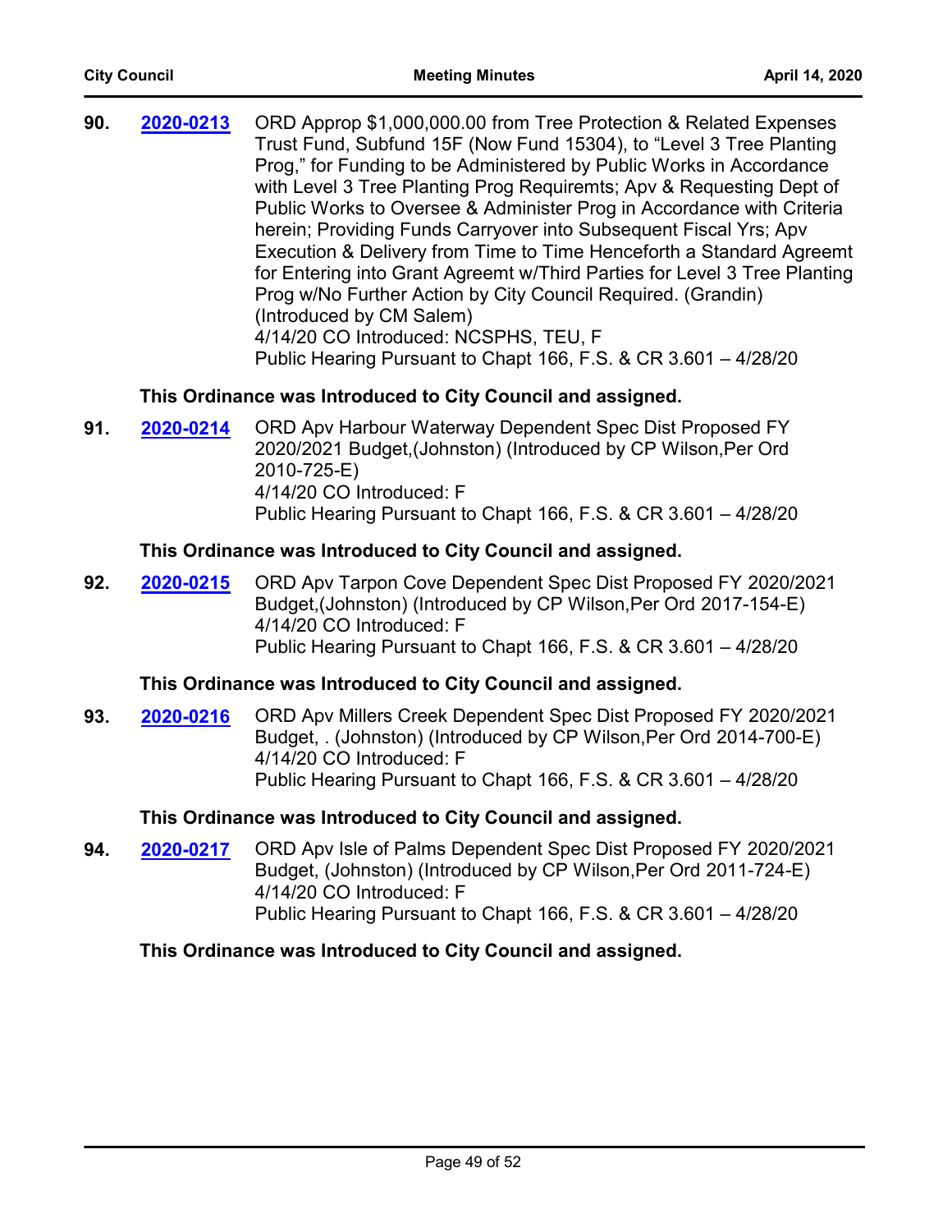**90.** **2020-0213** ORD Approp $1,000,000.00 from Tree Protection & Related Expenses Trust Fund, Subfund 15F (Now Fund 15304), to “Level 3 Tree Planting Prog,” for Funding to be Administered by Public Works in Accordance with Level 3 Tree Planting Prog Requiremts; Apv & Requesting Dept of Public Works to Oversee & Administer Prog in Accordance with Criteria herein; Providing Funds Carryover into Subsequent Fiscal Yrs; Apv Execution & Delivery from Time to Time Henceforth a Standard Agreemt for Entering into Grant Agreemt w/Third Parties for Level 3 Tree Planting Prog w/No Further Action by City Council Required. (Grandin) (Introduced by CM Salem)
4/14/20 CO Introduced: NCSPHS, TEU, F
Public Hearing Pursuant to Chapt 166, F.S. & CR 3.601 – 4/28/20

**This Ordinance was Introduced to City Council and assigned.**

**91.** **2020-0214** ORD Apv Harbour Waterway Dependent Spec Dist Proposed FY 2020/2021 Budget,(Johnston) (Introduced by CP Wilson,Per Ord 2010-725-E)
4/14/20 CO Introduced: F
Public Hearing Pursuant to Chapt 166, F.S. & CR 3.601 – 4/28/20

**This Ordinance was Introduced to City Council and assigned.**

**92.** **2020-0215** ORD Apv Tarpon Cove Dependent Spec Dist Proposed FY 2020/2021 Budget,(Johnston) (Introduced by CP Wilson,Per Ord 2017-154-E)
4/14/20 CO Introduced: F
Public Hearing Pursuant to Chapt 166, F.S. & CR 3.601 – 4/28/20

**This Ordinance was Introduced to City Council and assigned.**

**93.** **2020-0216** ORD Apv Millers Creek Dependent Spec Dist Proposed FY 2020/2021 Budget, . (Johnston) (Introduced by CP Wilson,Per Ord 2014-700-E)
4/14/20 CO Introduced: F
Public Hearing Pursuant to Chapt 166, F.S. & CR 3.601 – 4/28/20

**This Ordinance was Introduced to City Council and assigned.**

**94.** **2020-0217** ORD Apv Isle of Palms Dependent Spec Dist Proposed FY 2020/2021 Budget, (Johnston) (Introduced by CP Wilson,Per Ord 2011-724-E)
4/14/20 CO Introduced: F
Public Hearing Pursuant to Chapt 166, F.S. & CR 3.601 – 4/28/20

**This Ordinance was Introduced to City Council and assigned.**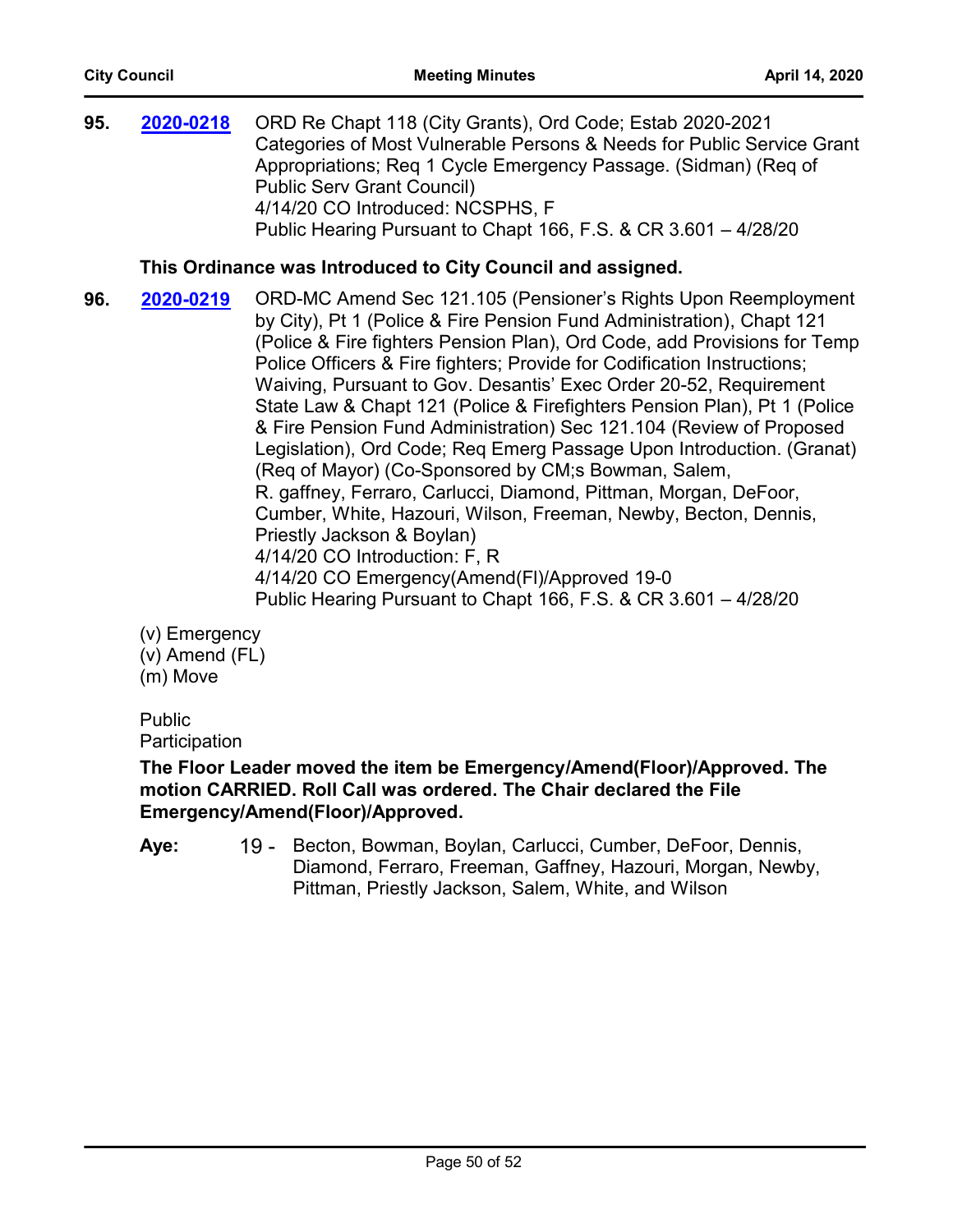**95.** **2020-0218** ORD Re Chapt 118 (City Grants), Ord Code; Estab 2020-2021 Categories of Most Vulnerable Persons & Needs for Public Service Grant Appropriations; Req 1 Cycle Emergency Passage. (Sidman) (Req of Public Serv Grant Council)
4/14/20 CO Introduced: NCSPHS, F
Public Hearing Pursuant to Chapt 166, F.S. & CR 3.601 – 4/28/20

**This Ordinance was Introduced to City Council and assigned.**

**96.** **2020-0219** ORD-MC Amend Sec 121.105 (Pensioner's Rights Upon Reemployment by City), Pt 1 (Police & Fire Pension Fund Administration), Chapt 121 (Police & Fire fighters Pension Plan), Ord Code, add Provisions for Temp Police Officers & Fire fighters; Provide for Codification Instructions; Waiving, Pursuant to Gov. Desantis' Exec Order 20-52, Requirement State Law & Chapt 121 (Police & Firefighters Pension Plan), Pt 1 (Police & Fire Pension Fund Administration) Sec 121.104 (Review of Proposed Legislation), Ord Code; Req Emerg Passage Upon Introduction. (Granat) (Req of Mayor) (Co-Sponsored by CM;s Bowman, Salem, R. gaffney, Ferraro, Carlucci, Diamond, Pittman, Morgan, DeFoor, Cumber, White, Hazouri, Wilson, Freeman, Newby, Becton, Dennis, Priestly Jackson & Boylan)
4/14/20 CO Introduction: F, R
4/14/20 CO Emergency(Amend(Fl)/Approved 19-0
Public Hearing Pursuant to Chapt 166, F.S. & CR 3.601 – 4/28/20

(v) Emergency
(v) Amend (FL)
(m) Move

Public Participation

**The Floor Leader moved the item be Emergency/Amend(Floor)/Approved. The motion CARRIED. Roll Call was ordered. The Chair declared the File Emergency/Amend(Floor)/Approved.**

**Aye:** 19 - Becton, Bowman, Boylan, Carlucci, Cumber, DeFoor, Dennis, Diamond, Ferraro, Freeman, Gaffney, Hazouri, Morgan, Newby, Pittman, Priestly Jackson, Salem, White, and Wilson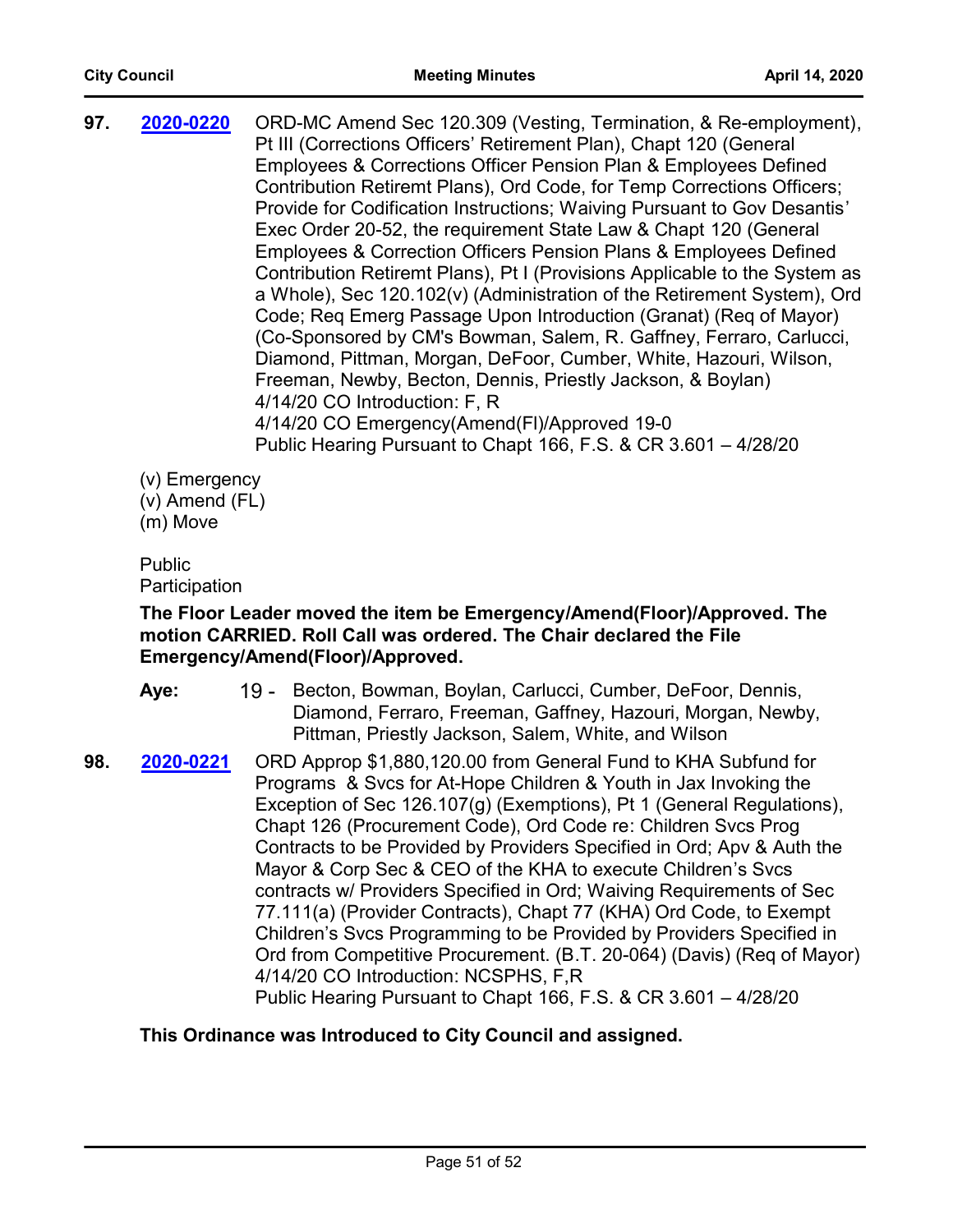**97.** **2020-0220** ORD-MC Amend Sec 120.309 (Vesting, Termination, & Re-employment), Pt III (Corrections Officers' Retirement Plan), Chapt 120 (General Employees & Corrections Officer Pension Plan & Employees Defined Contribution Retiremt Plans), Ord Code, for Temp Corrections Officers; Provide for Codification Instructions; Waiving Pursuant to Gov Desantis' Exec Order 20-52, the requirement State Law & Chapt 120 (General Employees & Correction Officers Pension Plans & Employees Defined Contribution Retiremt Plans), Pt I (Provisions Applicable to the System as a Whole), Sec 120.102(v) (Administration of the Retirement System), Ord Code; Req Emerg Passage Upon Introduction (Granat) (Req of Mayor) (Co-Sponsored by CM's Bowman, Salem, R. Gaffney, Ferraro, Carlucci, Diamond, Pittman, Morgan, DeFoor, Cumber, White, Hazouri, Wilson, Freeman, Newby, Becton, Dennis, Priestly Jackson, & Boylan)
4/14/20 CO Introduction: F, R
4/14/20 CO Emergency(Amend(Fl)/Approved 19-0
Public Hearing Pursuant to Chapt 166, F.S. & CR 3.601 – 4/28/20

(v) Emergency
(v) Amend (FL)
(m) Move

Public Participation

**The Floor Leader moved the item be Emergency/Amend(Floor)/Approved. The motion CARRIED. Roll Call was ordered. The Chair declared the File Emergency/Amend(Floor)/Approved.**

**Aye:** 19 - Becton, Bowman, Boylan, Carlucci, Cumber, DeFoor, Dennis, Diamond, Ferraro, Freeman, Gaffney, Hazouri, Morgan, Newby, Pittman, Priestly Jackson, Salem, White, and Wilson

**98.** **2020-0221** ORD Approp $1,880,120.00 from General Fund to KHA Subfund for Programs & Svcs for At-Hope Children & Youth in Jax Invoking the Exception of Sec 126.107(g) (Exemptions), Pt 1 (General Regulations), Chapt 126 (Procurement Code), Ord Code re: Children Svcs Prog Contracts to be Provided by Providers Specified in Ord; Apv & Auth the Mayor & Corp Sec & CEO of the KHA to execute Children's Svcs contracts w/ Providers Specified in Ord; Waiving Requirements of Sec 77.111(a) (Provider Contracts), Chapt 77 (KHA) Ord Code, to Exempt Children's Svcs Programming to be Provided by Providers Specified in Ord from Competitive Procurement. (B.T. 20-064) (Davis) (Req of Mayor)
4/14/20 CO Introduction: NCSPHS, F,R
Public Hearing Pursuant to Chapt 166, F.S. & CR 3.601 – 4/28/20

**This Ordinance was Introduced to City Council and assigned.**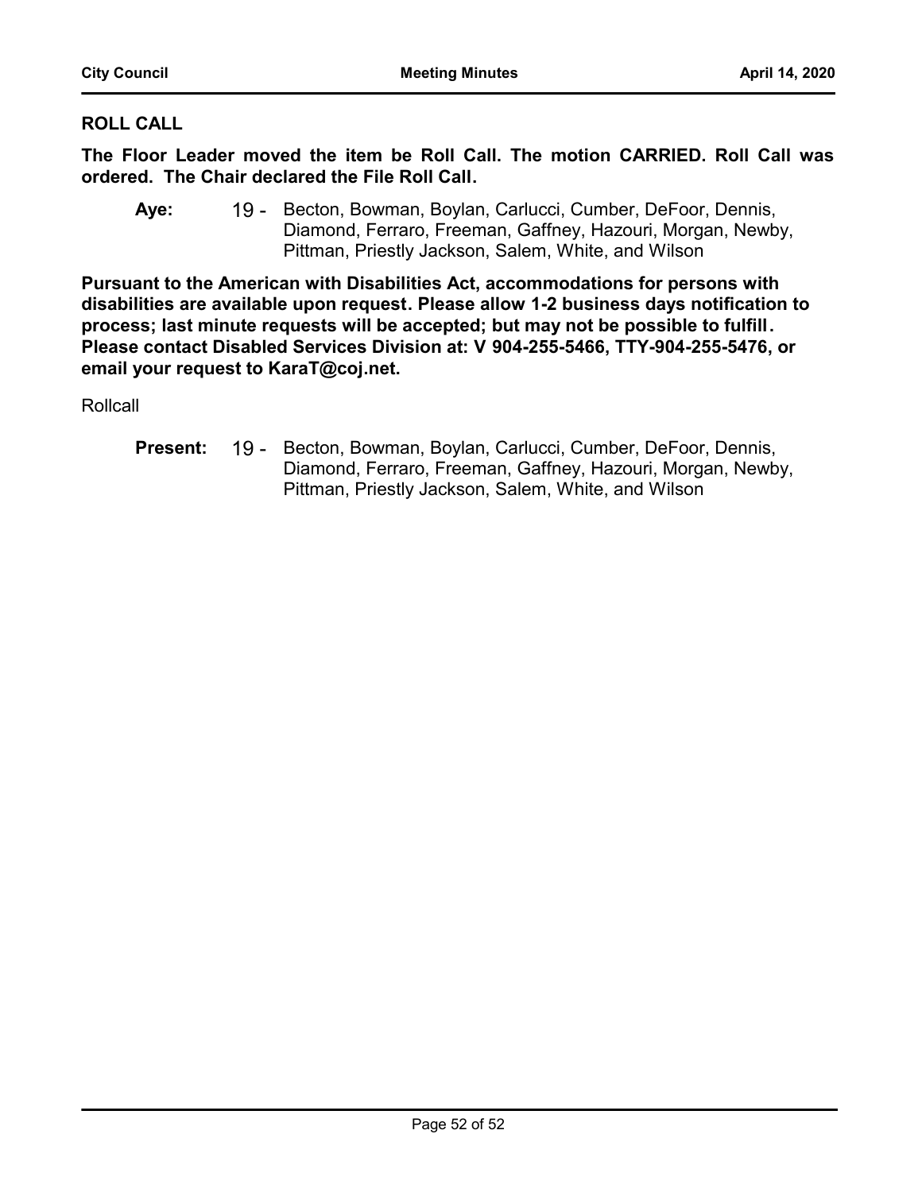## ROLL CALL

**The Floor Leader moved the item be Roll Call. The motion CARRIED. Roll Call was ordered. The Chair declared the File Roll Call.**

**Aye:** 19 - Becton, Bowman, Boylan, Carlucci, Cumber, DeFoor, Dennis, Diamond, Ferraro, Freeman, Gaffney, Hazouri, Morgan, Newby, Pittman, Priestly Jackson, Salem, White, and Wilson

**Pursuant to the American with Disabilities Act, accommodations for persons with disabilities are available upon request. Please allow 1-2 business days notification to process; last minute requests will be accepted; but may not be possible to fulfill. Please contact Disabled Services Division at: V 904-255-5466, TTY-904-255-5476, or email your request to KaraT@coj.net.**

Rollcall

**Present:** 19 - Becton, Bowman, Boylan, Carlucci, Cumber, DeFoor, Dennis, Diamond, Ferraro, Freeman, Gaffney, Hazouri, Morgan, Newby, Pittman, Priestly Jackson, Salem, White, and Wilson